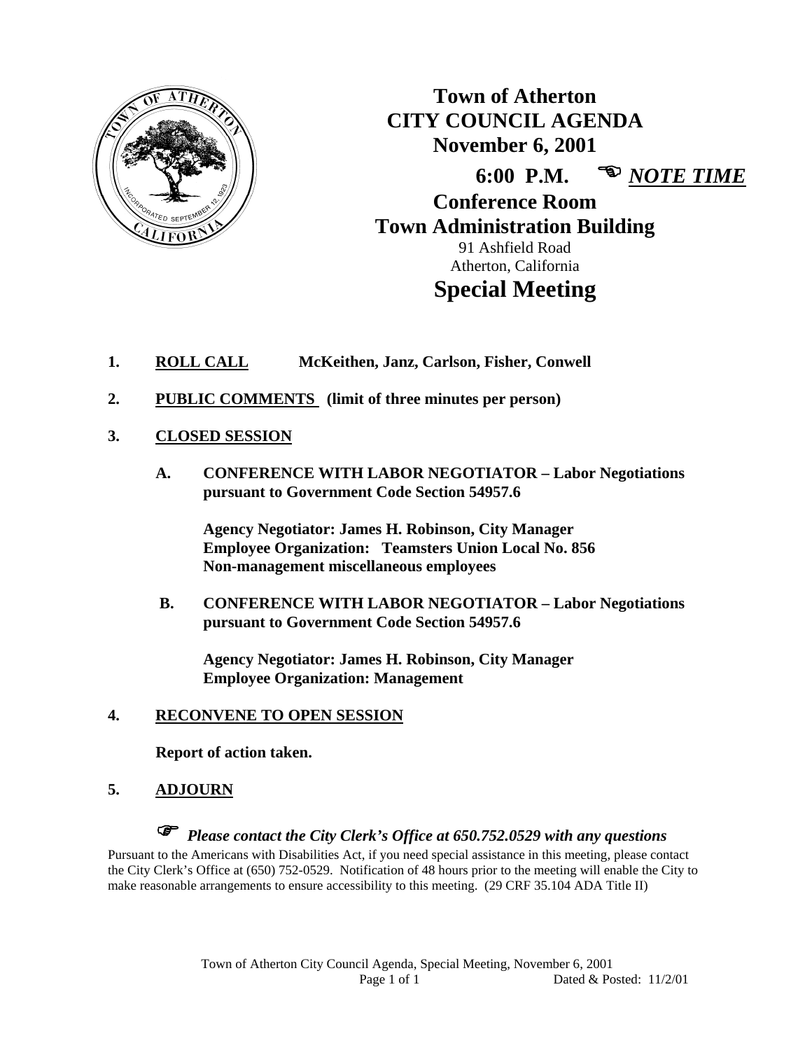# Town of Atherton
# CITY COUNCIL AGENDA
## November 6, 2001

**6:00 P.M.** ☜ ***NOTE TIME***

**Conference Room**
**Town Administration Building**
91 Ashfield Road
Atherton, California

# Special Meeting

1. **ROLL CALL** **McKeithen, Janz, Carlson, Fisher, Conwell**

2. **PUBLIC COMMENTS (limit of three minutes per person)**

3. **CLOSED SESSION**

   **A. CONFERENCE WITH LABOR NEGOTIATOR – Labor Negotiations pursuant to Government Code Section 54957.6**

   **Agency Negotiator: James H. Robinson, City Manager**
   **Employee Organization: Teamsters Union Local No. 856**
   **Non-management miscellaneous employees**

   **B. CONFERENCE WITH LABOR NEGOTIATOR – Labor Negotiations pursuant to Government Code Section 54957.6**

   **Agency Negotiator: James H. Robinson, City Manager**
   **Employee Organization: Management**

4. **RECONVENE TO OPEN SESSION**

   **Report of action taken.**

5. **ADJOURN**

☞ ***Please contact the City Clerk's Office at 650.752.0529 with any questions***

Pursuant to the Americans with Disabilities Act, if you need special assistance in this meeting, please contact the City Clerk's Office at (650) 752-0529. Notification of 48 hours prior to the meeting will enable the City to make reasonable arrangements to ensure accessibility to this meeting. (29 CRF 35.104 ADA Title II)

Dated & Posted: 11/2/01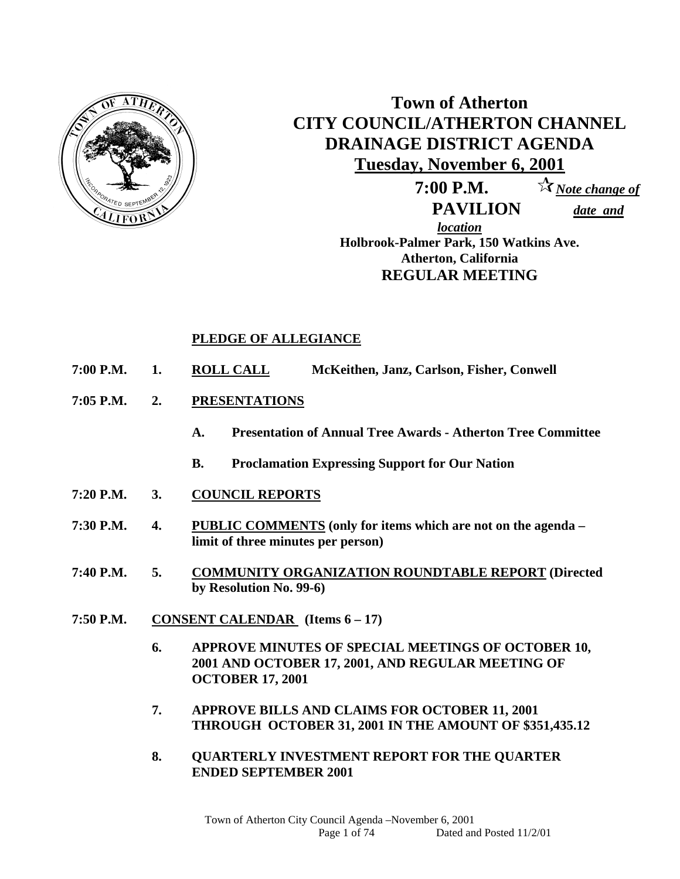# Town of Atherton
# CITY COUNCIL/ATHERTON CHANNEL DRAINAGE DISTRICT AGENDA
## Tuesday, November 6, 2001

**7:00 P.M.** ☆ ***Note change of date and location***

**PAVILION**

**Holbrook-Palmer Park, 150 Watkins Ave.**
**Atherton, California**

**REGULAR MEETING**

**PLEDGE OF ALLEGIANCE**

**7:00 P.M. 1. ROLL CALL** McKeithen, Janz, Carlson, Fisher, Conwell

**7:05 P.M. 2. PRESENTATIONS**

- **A. Presentation of Annual Tree Awards - Atherton Tree Committee**
- **B. Proclamation Expressing Support for Our Nation**

**7:20 P.M. 3. COUNCIL REPORTS**

**7:30 P.M. 4. PUBLIC COMMENTS (only for items which are not on the agenda – limit of three minutes per person)**

**7:40 P.M. 5. COMMUNITY ORGANIZATION ROUNDTABLE REPORT (Directed by Resolution No. 99-6)**

**7:50 P.M. CONSENT CALENDAR (Items 6 – 17)**

**6. APPROVE MINUTES OF SPECIAL MEETINGS OF OCTOBER 10, 2001 AND OCTOBER 17, 2001, AND REGULAR MEETING OF OCTOBER 17, 2001**

**7. APPROVE BILLS AND CLAIMS FOR OCTOBER 11, 2001 THROUGH OCTOBER 31, 2001 IN THE AMOUNT OF $351,435.12**

**8. QUARTERLY INVESTMENT REPORT FOR THE QUARTER ENDED SEPTEMBER 2001**

Dated and Posted 11/2/01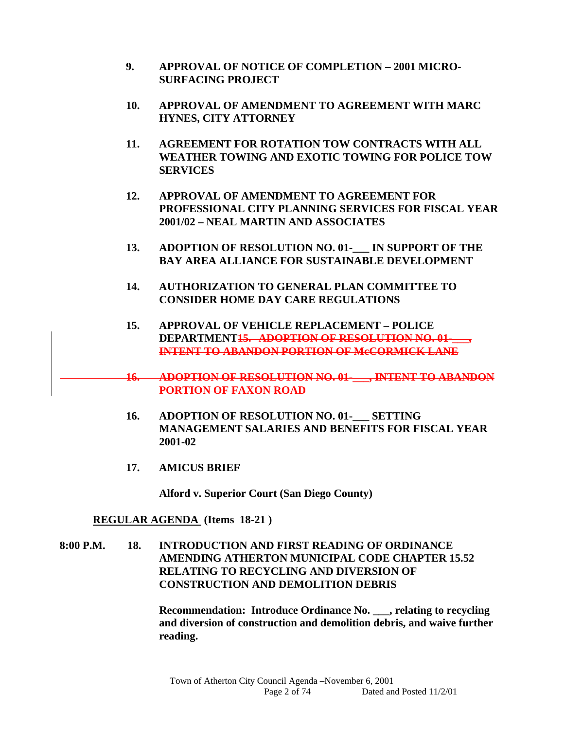9. **APPROVAL OF NOTICE OF COMPLETION – 2001 MICRO-SURFACING PROJECT**

10. **APPROVAL OF AMENDMENT TO AGREEMENT WITH MARC HYNES, CITY ATTORNEY**

11. **AGREEMENT FOR ROTATION TOW CONTRACTS WITH ALL WEATHER TOWING AND EXOTIC TOWING FOR POLICE TOW SERVICES**

12. **APPROVAL OF AMENDMENT TO AGREEMENT FOR PROFESSIONAL CITY PLANNING SERVICES FOR FISCAL YEAR 2001/02 – NEAL MARTIN AND ASSOCIATES**

13. **ADOPTION OF RESOLUTION NO. 01-___ IN SUPPORT OF THE BAY AREA ALLIANCE FOR SUSTAINABLE DEVELOPMENT**

14. **AUTHORIZATION TO GENERAL PLAN COMMITTEE TO CONSIDER HOME DAY CARE REGULATIONS**

15. **APPROVAL OF VEHICLE REPLACEMENT – POLICE DEPARTMENT**~~**15. ADOPTION OF RESOLUTION NO. 01-___, INTENT TO ABANDON PORTION OF McCORMICK LANE**~~

~~**16. ADOPTION OF RESOLUTION NO. 01-___, INTENT TO ABANDON PORTION OF FAXON ROAD**~~

16. **ADOPTION OF RESOLUTION NO. 01-___ SETTING MANAGEMENT SALARIES AND BENEFITS FOR FISCAL YEAR 2001-02**

17. **AMICUS BRIEF**

    **Alford v. Superior Court (San Diego County)**

**REGULAR AGENDA (Items 18-21 )**

**8:00 P.M.** 18. **INTRODUCTION AND FIRST READING OF ORDINANCE AMENDING ATHERTON MUNICIPAL CODE CHAPTER 15.52 RELATING TO RECYCLING AND DIVERSION OF CONSTRUCTION AND DEMOLITION DEBRIS**

**Recommendation: Introduce Ordinance No. ___, relating to recycling and diversion of construction and demolition debris, and waive further reading.**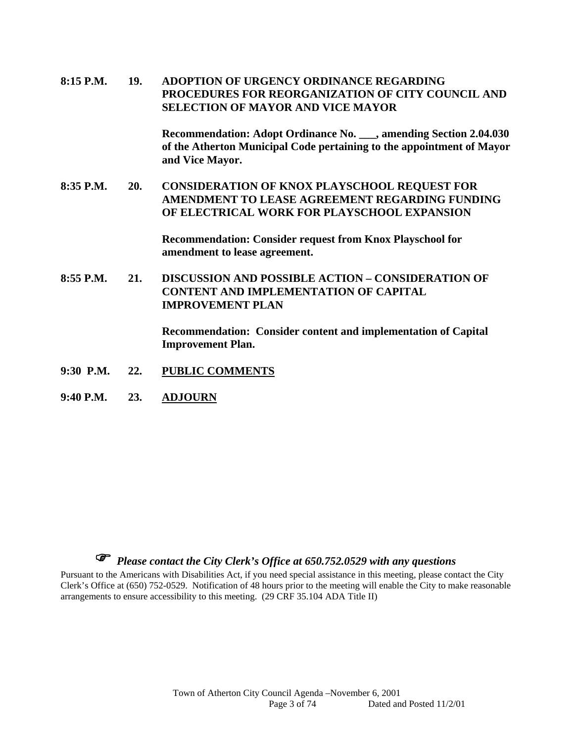**8:15 P.M.** **19.** **ADOPTION OF URGENCY ORDINANCE REGARDING PROCEDURES FOR REORGANIZATION OF CITY COUNCIL AND SELECTION OF MAYOR AND VICE MAYOR**

**Recommendation: Adopt Ordinance No. ___, amending Section 2.04.030 of the Atherton Municipal Code pertaining to the appointment of Mayor and Vice Mayor.**

**8:35 P.M.** **20.** **CONSIDERATION OF KNOX PLAYSCHOOL REQUEST FOR AMENDMENT TO LEASE AGREEMENT REGARDING FUNDING OF ELECTRICAL WORK FOR PLAYSCHOOL EXPANSION**

**Recommendation: Consider request from Knox Playschool for amendment to lease agreement.**

**8:55 P.M.** **21.** **DISCUSSION AND POSSIBLE ACTION – CONSIDERATION OF CONTENT AND IMPLEMENTATION OF CAPITAL IMPROVEMENT PLAN**

**Recommendation: Consider content and implementation of Capital Improvement Plan.**

**9:30 P.M.** **22.** **PUBLIC COMMENTS**

**9:40 P.M.** **23.** **ADJOURN**

☞ ***Please contact the City Clerk's Office at 650.752.0529 with any questions***

Pursuant to the Americans with Disabilities Act, if you need special assistance in this meeting, please contact the City Clerk's Office at (650) 752-0529. Notification of 48 hours prior to the meeting will enable the City to make reasonable arrangements to ensure accessibility to this meeting. (29 CRF 35.104 ADA Title II)

Town of Atherton City Council Agenda –November 6, 2001 Dated and Posted 11/2/01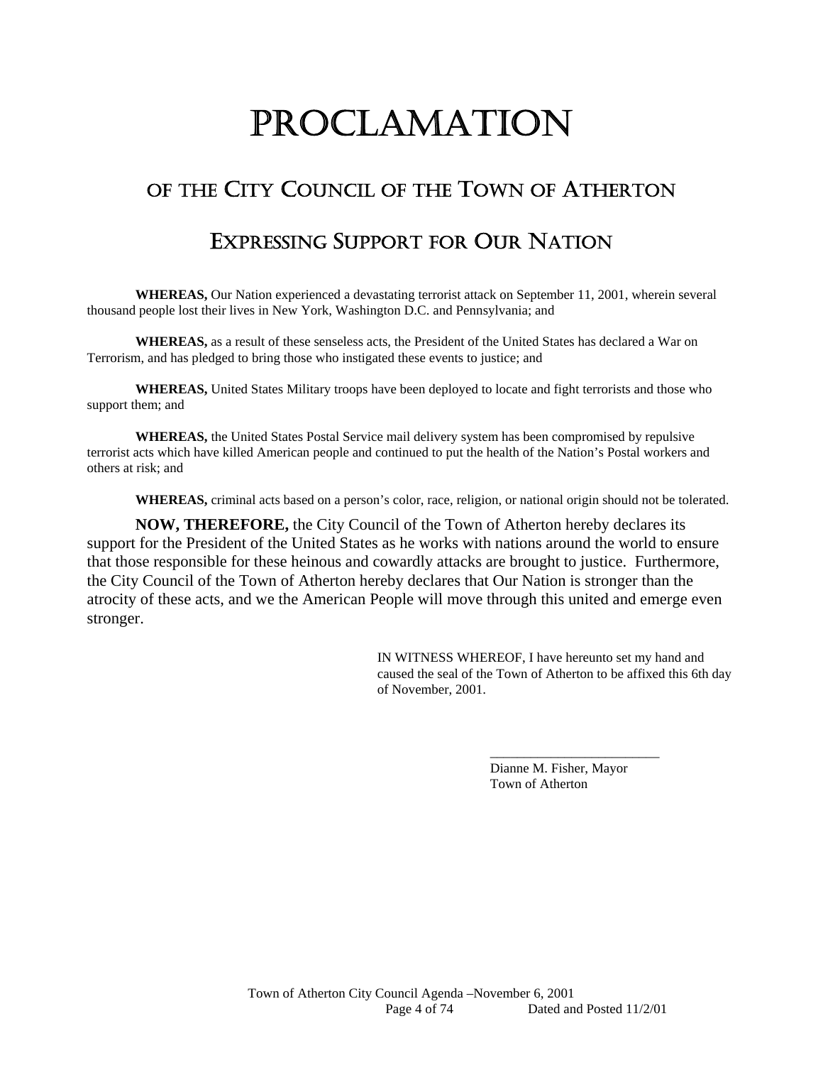# PROCLAMATION

## OF THE CITY COUNCIL OF THE TOWN OF ATHERTON

## EXPRESSING SUPPORT FOR OUR NATION

**WHEREAS,** Our Nation experienced a devastating terrorist attack on September 11, 2001, wherein several thousand people lost their lives in New York, Washington D.C. and Pennsylvania; and

**WHEREAS,** as a result of these senseless acts, the President of the United States has declared a War on Terrorism, and has pledged to bring those who instigated these events to justice; and

**WHEREAS,** United States Military troops have been deployed to locate and fight terrorists and those who support them; and

**WHEREAS,** the United States Postal Service mail delivery system has been compromised by repulsive terrorist acts which have killed American people and continued to put the health of the Nation's Postal workers and others at risk; and

**WHEREAS,** criminal acts based on a person's color, race, religion, or national origin should not be tolerated.

**NOW, THEREFORE,** the City Council of the Town of Atherton hereby declares its support for the President of the United States as he works with nations around the world to ensure that those responsible for these heinous and cowardly attacks are brought to justice. Furthermore, the City Council of the Town of Atherton hereby declares that Our Nation is stronger than the atrocity of these acts, and we the American People will move through this united and emerge even stronger.

IN WITNESS WHEREOF, I have hereunto set my hand and caused the seal of the Town of Atherton to be affixed this 6th day of November, 2001.

\_\_\_\_\_\_\_\_\_\_\_\_\_\_\_\_\_\_\_\_\_\_\_\_\_

Dianne M. Fisher, Mayor
Town of Atherton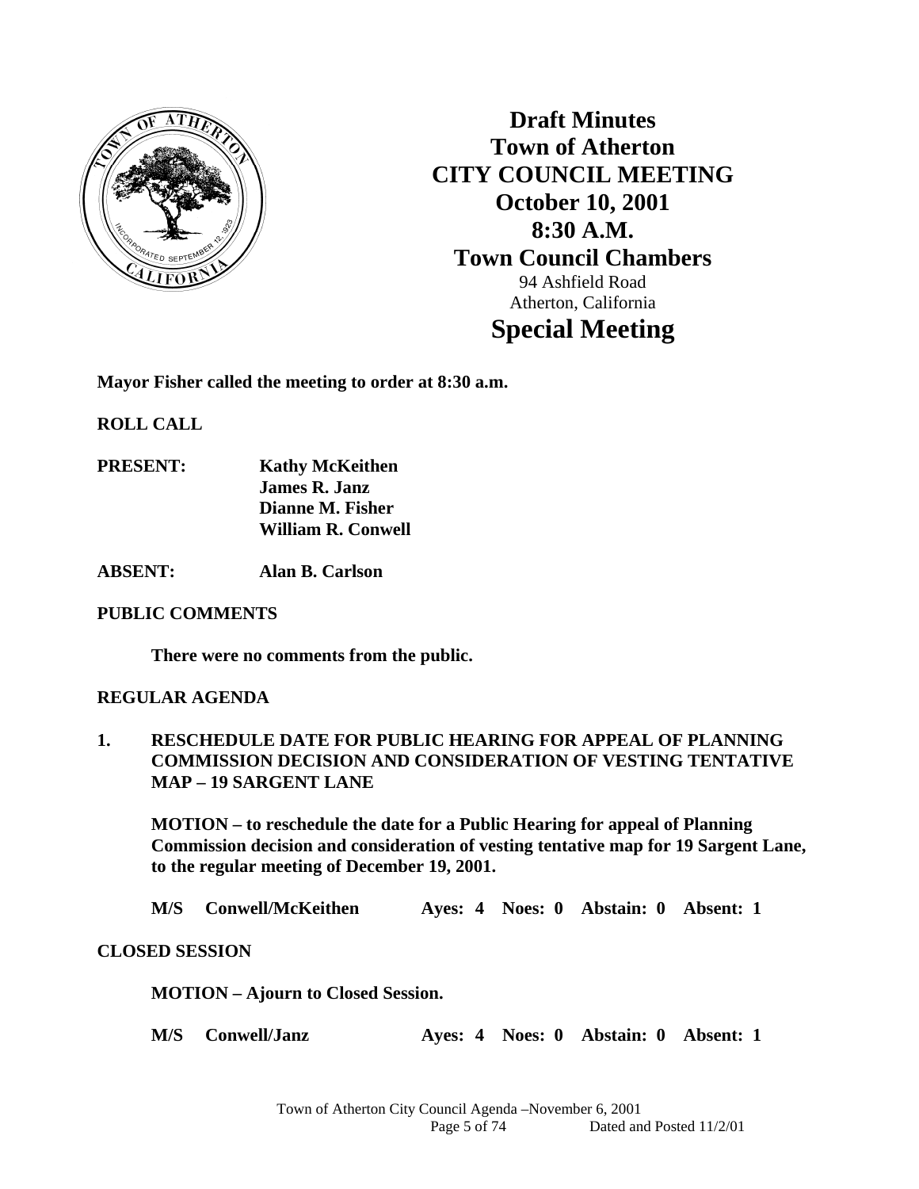# Draft Minutes
# Town of Atherton
# CITY COUNCIL MEETING
# October 10, 2001
# 8:30 A.M.
# Town Council Chambers

94 Ashfield Road
Atherton, California

# Special Meeting

**Mayor Fisher called the meeting to order at 8:30 a.m.**

**ROLL CALL**

**PRESENT:** **Kathy McKeithen**
**James R. Janz**
**Dianne M. Fisher**
**William R. Conwell**

**ABSENT:** **Alan B. Carlson**

**PUBLIC COMMENTS**

**There were no comments from the public.**

**REGULAR AGENDA**

**1. RESCHEDULE DATE FOR PUBLIC HEARING FOR APPEAL OF PLANNING COMMISSION DECISION AND CONSIDERATION OF VESTING TENTATIVE MAP – 19 SARGENT LANE**

**MOTION – to reschedule the date for a Public Hearing for appeal of Planning Commission decision and consideration of vesting tentative map for 19 Sargent Lane, to the regular meeting of December 19, 2001.**

**M/S Conwell/McKeithen Ayes: 4 Noes: 0 Abstain: 0 Absent: 1**

**CLOSED SESSION**

**MOTION – Ajourn to Closed Session.**

**M/S Conwell/Janz Ayes: 4 Noes: 0 Abstain: 0 Absent: 1**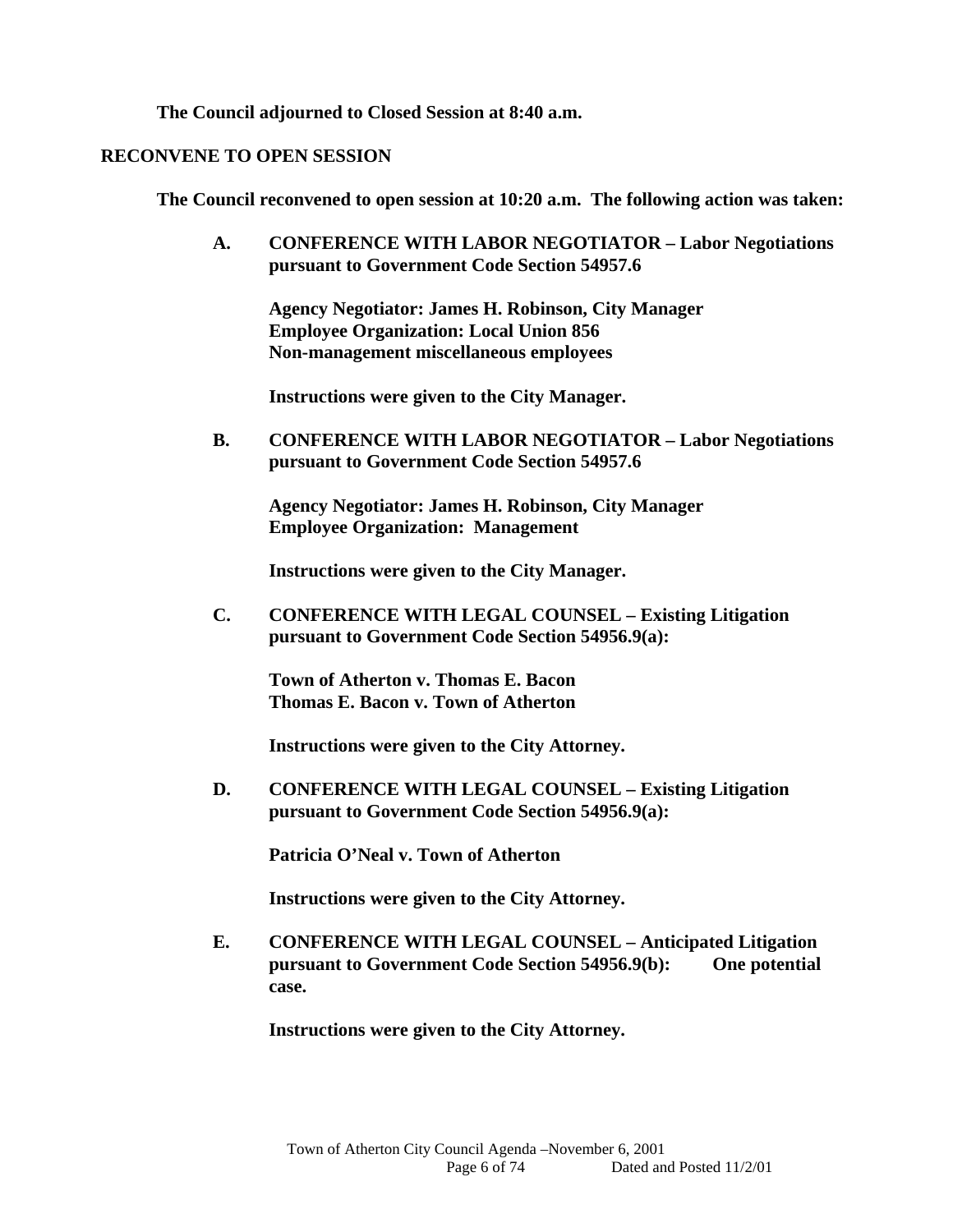**The Council adjourned to Closed Session at 8:40 a.m.**

## RECONVENE TO OPEN SESSION

**The Council reconvened to open session at 10:20 a.m. The following action was taken:**

**A. CONFERENCE WITH LABOR NEGOTIATOR – Labor Negotiations pursuant to Government Code Section 54957.6**

**Agency Negotiator: James H. Robinson, City Manager**
**Employee Organization: Local Union 856**
**Non-management miscellaneous employees**

**Instructions were given to the City Manager.**

**B. CONFERENCE WITH LABOR NEGOTIATOR – Labor Negotiations pursuant to Government Code Section 54957.6**

**Agency Negotiator: James H. Robinson, City Manager**
**Employee Organization: Management**

**Instructions were given to the City Manager.**

**C. CONFERENCE WITH LEGAL COUNSEL – Existing Litigation pursuant to Government Code Section 54956.9(a):**

**Town of Atherton v. Thomas E. Bacon**
**Thomas E. Bacon v. Town of Atherton**

**Instructions were given to the City Attorney.**

**D. CONFERENCE WITH LEGAL COUNSEL – Existing Litigation pursuant to Government Code Section 54956.9(a):**

**Patricia O'Neal v. Town of Atherton**

**Instructions were given to the City Attorney.**

**E. CONFERENCE WITH LEGAL COUNSEL – Anticipated Litigation pursuant to Government Code Section 54956.9(b): One potential case.**

**Instructions were given to the City Attorney.**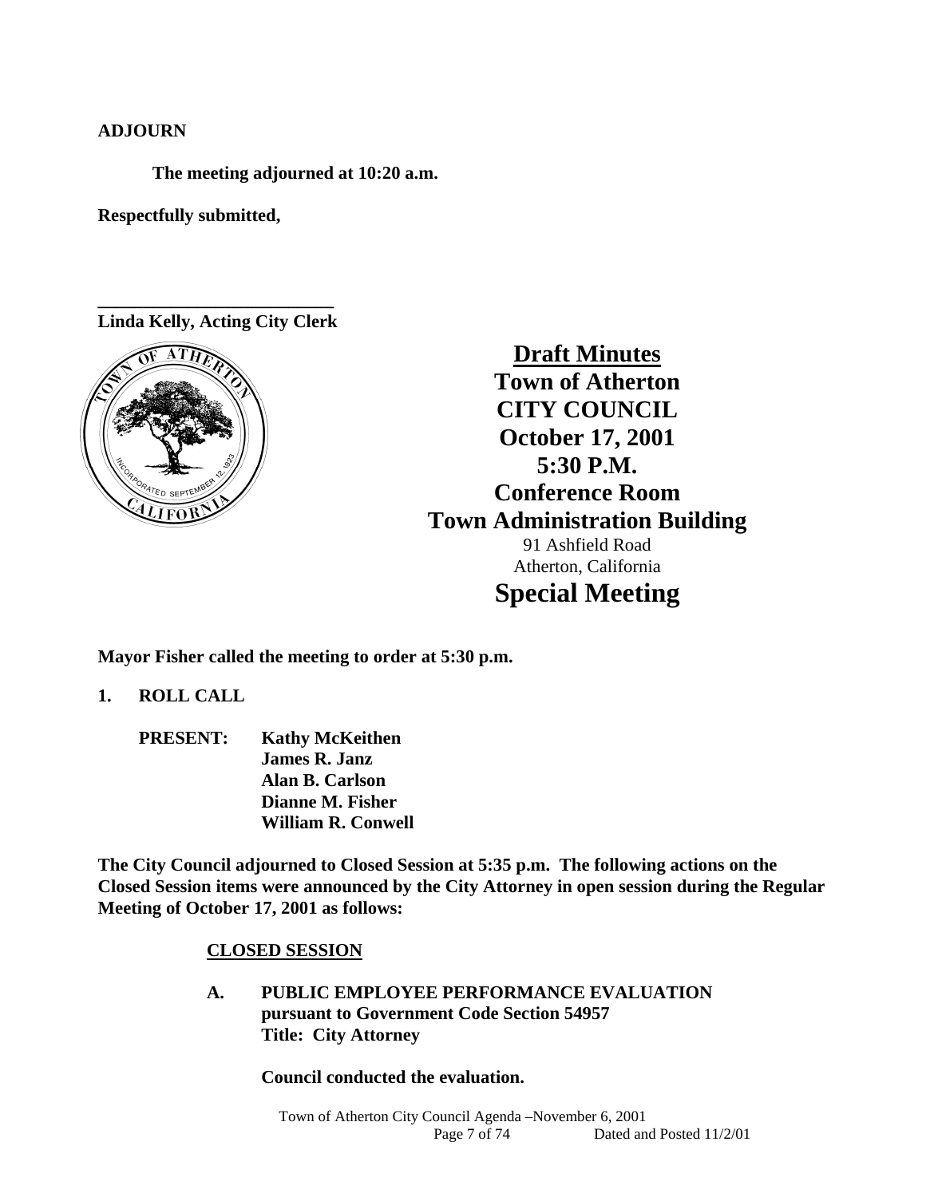**ADJOURN**

**The meeting adjourned at 10:20 a.m.**

**Respectfully submitted,**

**\_\_\_\_\_\_\_\_\_\_\_\_\_\_\_\_\_\_\_\_\_\_\_\_\_\_**
**Linda Kelly, Acting City Clerk**

# Draft Minutes
## Town of Atherton
## CITY COUNCIL
## October 17, 2001
## 5:30 P.M.
## Conference Room
## Town Administration Building

91 Ashfield Road
Atherton, California

## Special Meeting

**Mayor Fisher called the meeting to order at 5:30 p.m.**

**1. ROLL CALL**

**PRESENT:** **Kathy McKeithen**
**James R. Janz**
**Alan B. Carlson**
**Dianne M. Fisher**
**William R. Conwell**

**The City Council adjourned to Closed Session at 5:35 p.m. The following actions on the Closed Session items were announced by the City Attorney in open session during the Regular Meeting of October 17, 2001 as follows:**

**CLOSED SESSION**

**A. PUBLIC EMPLOYEE PERFORMANCE EVALUATION pursuant to Government Code Section 54957**
**Title: City Attorney**

**Council conducted the evaluation.**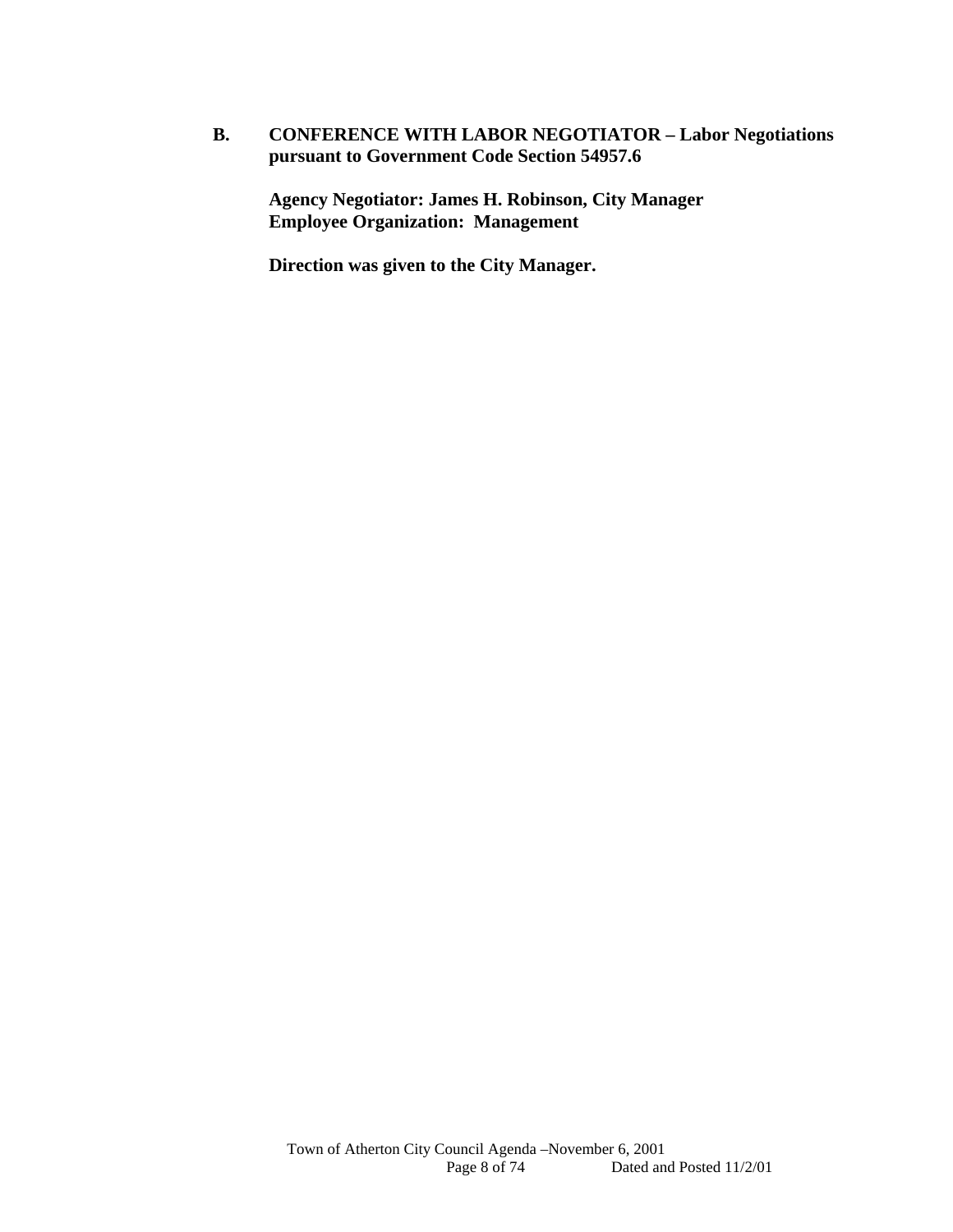**B. CONFERENCE WITH LABOR NEGOTIATOR – Labor Negotiations pursuant to Government Code Section 54957.6**

**Agency Negotiator: James H. Robinson, City Manager**
**Employee Organization: Management**

**Direction was given to the City Manager.**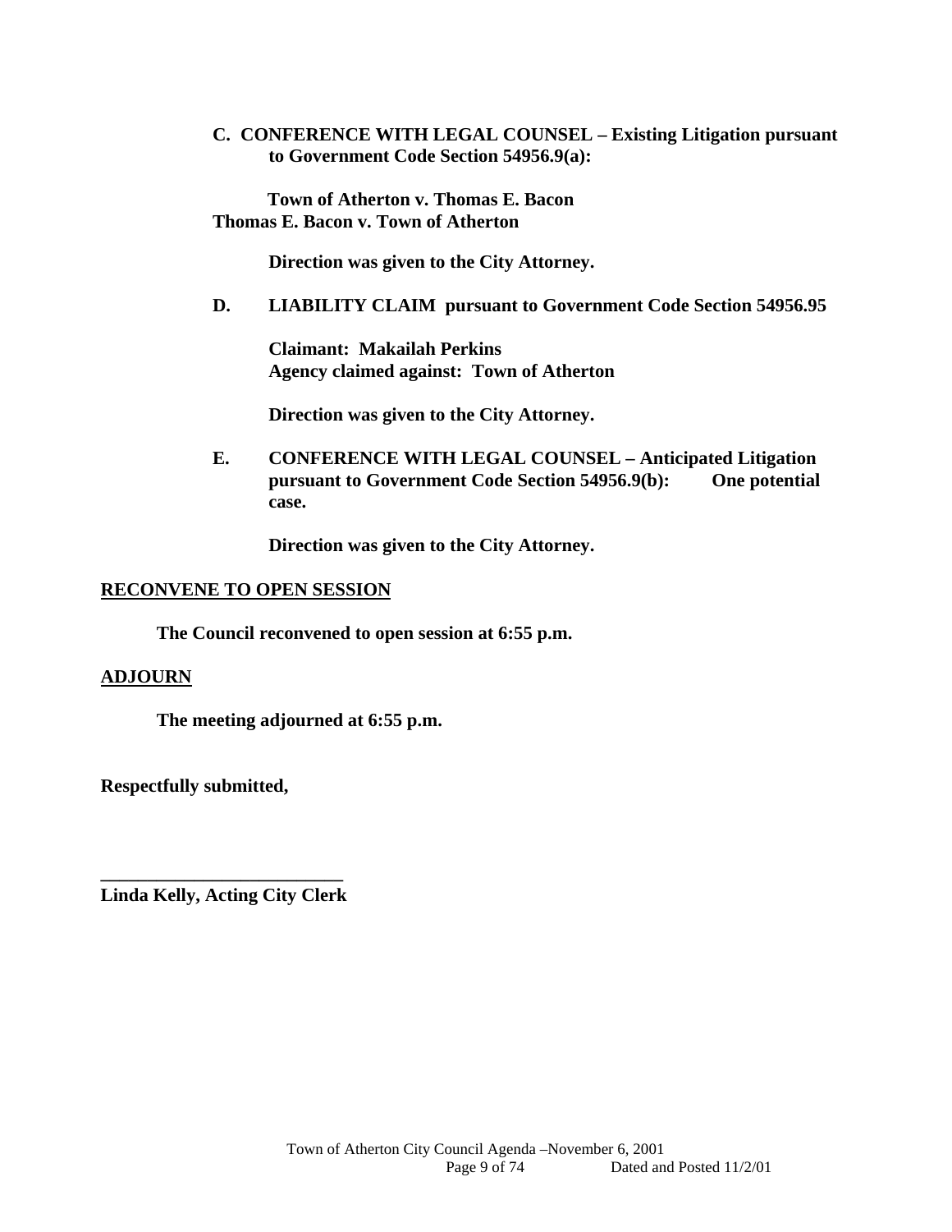**C. CONFERENCE WITH LEGAL COUNSEL – Existing Litigation pursuant to Government Code Section 54956.9(a):**

**Town of Atherton v. Thomas E. Bacon**
**Thomas E. Bacon v. Town of Atherton**

**Direction was given to the City Attorney.**

**D. LIABILITY CLAIM pursuant to Government Code Section 54956.95**

**Claimant: Makailah Perkins**
**Agency claimed against: Town of Atherton**

**Direction was given to the City Attorney.**

**E. CONFERENCE WITH LEGAL COUNSEL – Anticipated Litigation pursuant to Government Code Section 54956.9(b): One potential case.**

**Direction was given to the City Attorney.**

**RECONVENE TO OPEN SESSION**

**The Council reconvened to open session at 6:55 p.m.**

**ADJOURN**

**The meeting adjourned at 6:55 p.m.**

**Respectfully submitted,**

**___________________________**
**Linda Kelly, Acting City Clerk**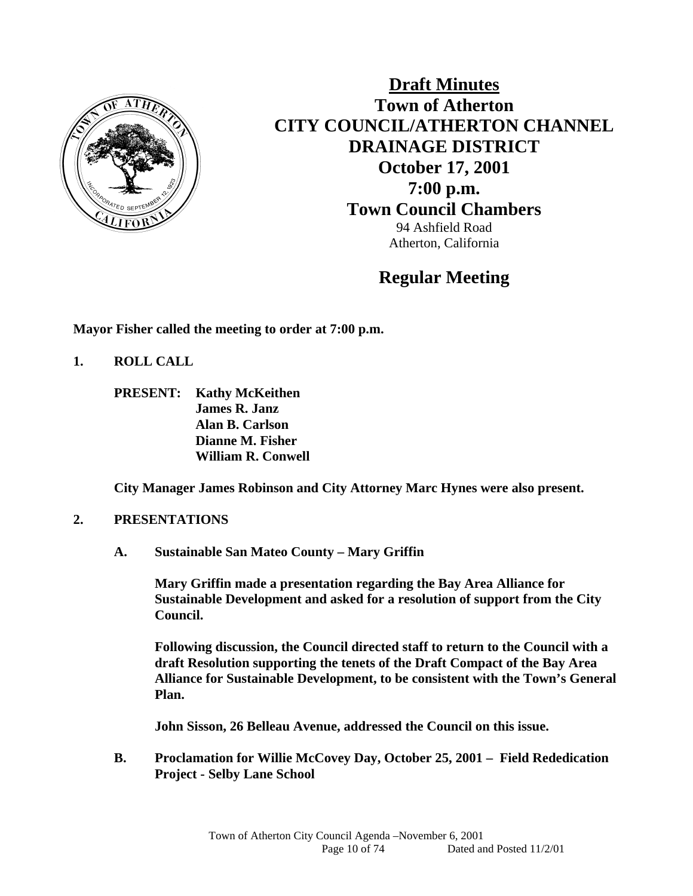# Draft Minutes

## Town of Atherton

## CITY COUNCIL/ATHERTON CHANNEL DRAINAGE DISTRICT

## October 17, 2001

## 7:00 p.m.

## Town Council Chambers

94 Ashfield Road
Atherton, California

## Regular Meeting

**Mayor Fisher called the meeting to order at 7:00 p.m.**

**1. ROLL CALL**

**PRESENT: Kathy McKeithen**
**James R. Janz**
**Alan B. Carlson**
**Dianne M. Fisher**
**William R. Conwell**

**City Manager James Robinson and City Attorney Marc Hynes were also present.**

**2. PRESENTATIONS**

**A. Sustainable San Mateo County – Mary Griffin**

**Mary Griffin made a presentation regarding the Bay Area Alliance for Sustainable Development and asked for a resolution of support from the City Council.**

**Following discussion, the Council directed staff to return to the Council with a draft Resolution supporting the tenets of the Draft Compact of the Bay Area Alliance for Sustainable Development, to be consistent with the Town's General Plan.**

**John Sisson, 26 Belleau Avenue, addressed the Council on this issue.**

**B. Proclamation for Willie McCovey Day, October 25, 2001 – Field Rededication Project - Selby Lane School**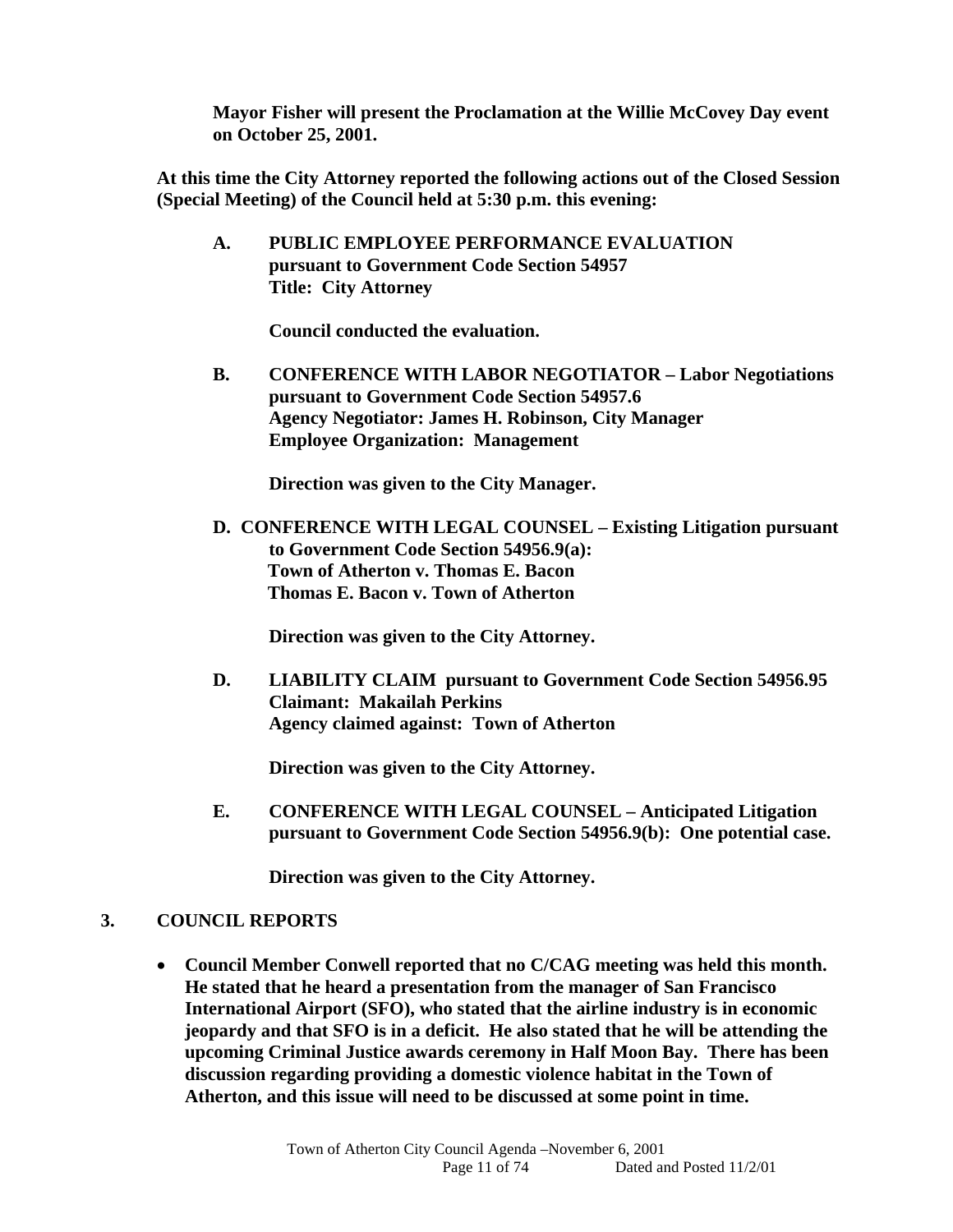**Mayor Fisher will present the Proclamation at the Willie McCovey Day event on October 25, 2001.**

**At this time the City Attorney reported the following actions out of the Closed Session (Special Meeting) of the Council held at 5:30 p.m. this evening:**

**A. PUBLIC EMPLOYEE PERFORMANCE EVALUATION pursuant to Government Code Section 54957 Title: City Attorney**

**Council conducted the evaluation.**

**B. CONFERENCE WITH LABOR NEGOTIATOR – Labor Negotiations pursuant to Government Code Section 54957.6 Agency Negotiator: James H. Robinson, City Manager Employee Organization: Management**

**Direction was given to the City Manager.**

**D. CONFERENCE WITH LEGAL COUNSEL – Existing Litigation pursuant to Government Code Section 54956.9(a): Town of Atherton v. Thomas E. Bacon Thomas E. Bacon v. Town of Atherton**

**Direction was given to the City Attorney.**

**D. LIABILITY CLAIM pursuant to Government Code Section 54956.95 Claimant: Makailah Perkins Agency claimed against: Town of Atherton**

**Direction was given to the City Attorney.**

**E. CONFERENCE WITH LEGAL COUNSEL – Anticipated Litigation pursuant to Government Code Section 54956.9(b): One potential case.**

**Direction was given to the City Attorney.**

## 3. COUNCIL REPORTS

- **Council Member Conwell reported that no C/CAG meeting was held this month. He stated that he heard a presentation from the manager of San Francisco International Airport (SFO), who stated that the airline industry is in economic jeopardy and that SFO is in a deficit. He also stated that he will be attending the upcoming Criminal Justice awards ceremony in Half Moon Bay. There has been discussion regarding providing a domestic violence habitat in the Town of Atherton, and this issue will need to be discussed at some point in time.**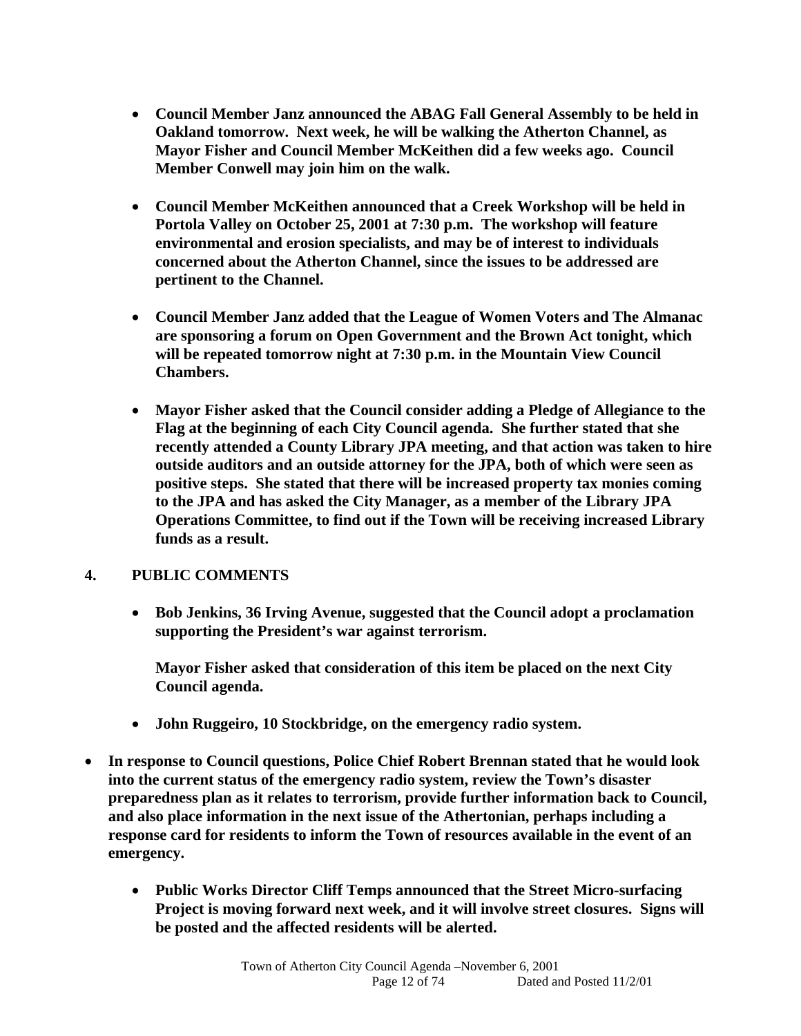- **Council Member Janz announced the ABAG Fall General Assembly to be held in Oakland tomorrow. Next week, he will be walking the Atherton Channel, as Mayor Fisher and Council Member McKeithen did a few weeks ago. Council Member Conwell may join him on the walk.**

- **Council Member McKeithen announced that a Creek Workshop will be held in Portola Valley on October 25, 2001 at 7:30 p.m. The workshop will feature environmental and erosion specialists, and may be of interest to individuals concerned about the Atherton Channel, since the issues to be addressed are pertinent to the Channel.**

- **Council Member Janz added that the League of Women Voters and The Almanac are sponsoring a forum on Open Government and the Brown Act tonight, which will be repeated tomorrow night at 7:30 p.m. in the Mountain View Council Chambers.**

- **Mayor Fisher asked that the Council consider adding a Pledge of Allegiance to the Flag at the beginning of each City Council agenda. She further stated that she recently attended a County Library JPA meeting, and that action was taken to hire outside auditors and an outside attorney for the JPA, both of which were seen as positive steps. She stated that there will be increased property tax monies coming to the JPA and has asked the City Manager, as a member of the Library JPA Operations Committee, to find out if the Town will be receiving increased Library funds as a result.**

## 4. PUBLIC COMMENTS

- **Bob Jenkins, 36 Irving Avenue, suggested that the Council adopt a proclamation supporting the President's war against terrorism.**

  **Mayor Fisher asked that consideration of this item be placed on the next City Council agenda.**

- **John Ruggeiro, 10 Stockbridge, on the emergency radio system.**

- **In response to Council questions, Police Chief Robert Brennan stated that he would look into the current status of the emergency radio system, review the Town's disaster preparedness plan as it relates to terrorism, provide further information back to Council, and also place information in the next issue of the Athertonian, perhaps including a response card for residents to inform the Town of resources available in the event of an emergency.**

- **Public Works Director Cliff Temps announced that the Street Micro-surfacing Project is moving forward next week, and it will involve street closures. Signs will be posted and the affected residents will be alerted.**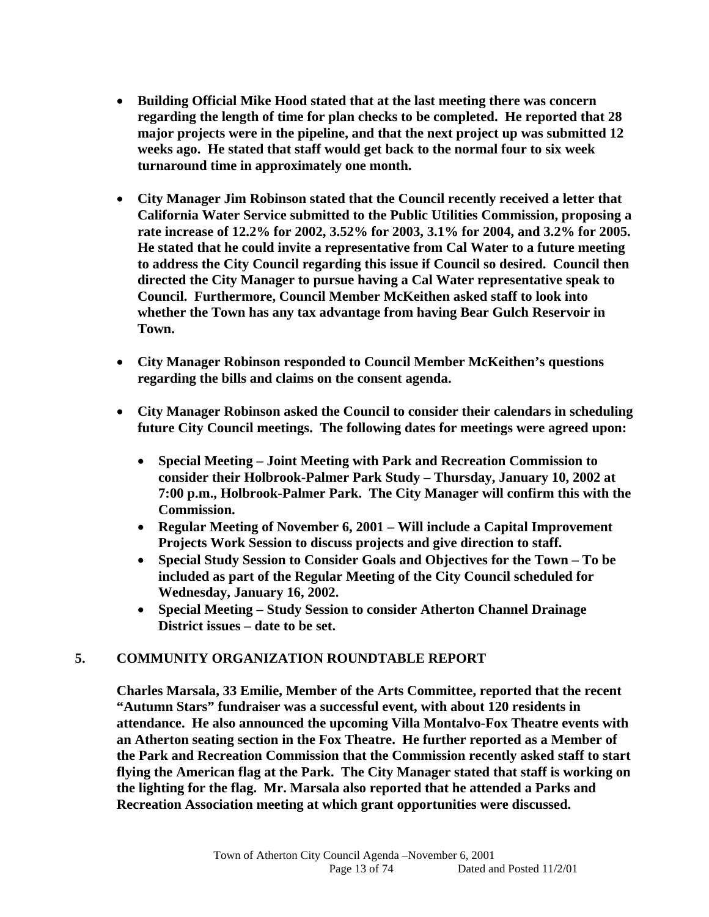- **Building Official Mike Hood stated that at the last meeting there was concern regarding the length of time for plan checks to be completed. He reported that 28 major projects were in the pipeline, and that the next project up was submitted 12 weeks ago. He stated that staff would get back to the normal four to six week turnaround time in approximately one month.**

- **City Manager Jim Robinson stated that the Council recently received a letter that California Water Service submitted to the Public Utilities Commission, proposing a rate increase of 12.2% for 2002, 3.52% for 2003, 3.1% for 2004, and 3.2% for 2005. He stated that he could invite a representative from Cal Water to a future meeting to address the City Council regarding this issue if Council so desired. Council then directed the City Manager to pursue having a Cal Water representative speak to Council. Furthermore, Council Member McKeithen asked staff to look into whether the Town has any tax advantage from having Bear Gulch Reservoir in Town.**

- **City Manager Robinson responded to Council Member McKeithen's questions regarding the bills and claims on the consent agenda.**

- **City Manager Robinson asked the Council to consider their calendars in scheduling future City Council meetings. The following dates for meetings were agreed upon:**

  - **Special Meeting – Joint Meeting with Park and Recreation Commission to consider their Holbrook-Palmer Park Study – Thursday, January 10, 2002 at 7:00 p.m., Holbrook-Palmer Park. The City Manager will confirm this with the Commission.**
  - **Regular Meeting of November 6, 2001 – Will include a Capital Improvement Projects Work Session to discuss projects and give direction to staff.**
  - **Special Study Session to Consider Goals and Objectives for the Town – To be included as part of the Regular Meeting of the City Council scheduled for Wednesday, January 16, 2002.**
  - **Special Meeting – Study Session to consider Atherton Channel Drainage District issues – date to be set.**

## 5. COMMUNITY ORGANIZATION ROUNDTABLE REPORT

**Charles Marsala, 33 Emilie, Member of the Arts Committee, reported that the recent "Autumn Stars" fundraiser was a successful event, with about 120 residents in attendance. He also announced the upcoming Villa Montalvo-Fox Theatre events with an Atherton seating section in the Fox Theatre. He further reported as a Member of the Park and Recreation Commission that the Commission recently asked staff to start flying the American flag at the Park. The City Manager stated that staff is working on the lighting for the flag. Mr. Marsala also reported that he attended a Parks and Recreation Association meeting at which grant opportunities were discussed.**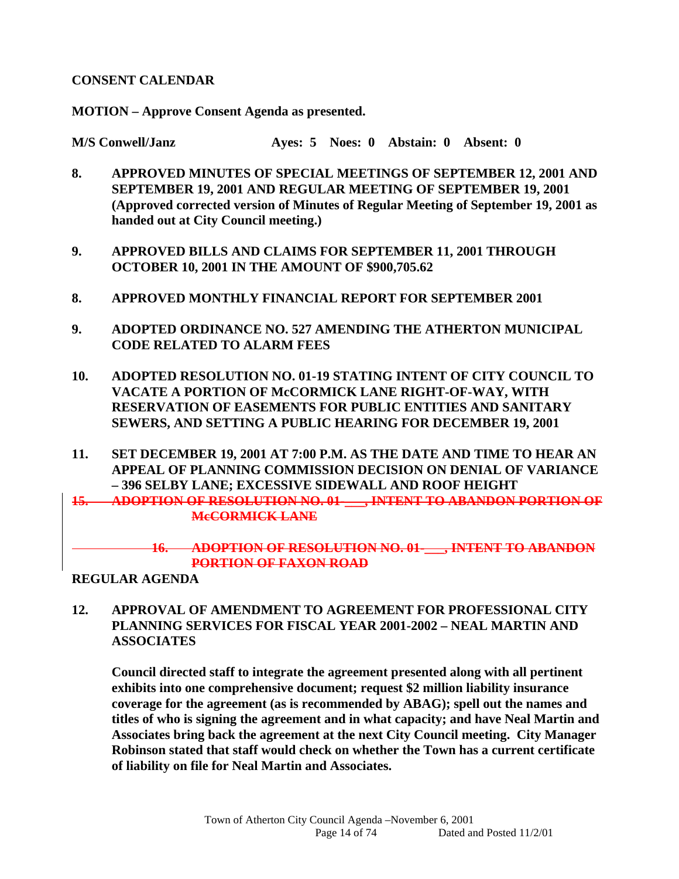**CONSENT CALENDAR**

**MOTION – Approve Consent Agenda as presented.**

**M/S Conwell/Janz Ayes: 5 Noes: 0 Abstain: 0 Absent: 0**

**8. APPROVED MINUTES OF SPECIAL MEETINGS OF SEPTEMBER 12, 2001 AND SEPTEMBER 19, 2001 AND REGULAR MEETING OF SEPTEMBER 19, 2001 (Approved corrected version of Minutes of Regular Meeting of September 19, 2001 as handed out at City Council meeting.)**

**9. APPROVED BILLS AND CLAIMS FOR SEPTEMBER 11, 2001 THROUGH OCTOBER 10, 2001 IN THE AMOUNT OF $900,705.62**

**8. APPROVED MONTHLY FINANCIAL REPORT FOR SEPTEMBER 2001**

**9. ADOPTED ORDINANCE NO. 527 AMENDING THE ATHERTON MUNICIPAL CODE RELATED TO ALARM FEES**

**10. ADOPTED RESOLUTION NO. 01-19 STATING INTENT OF CITY COUNCIL TO VACATE A PORTION OF McCORMICK LANE RIGHT-OF-WAY, WITH RESERVATION OF EASEMENTS FOR PUBLIC ENTITIES AND SANITARY SEWERS, AND SETTING A PUBLIC HEARING FOR DECEMBER 19, 2001**

**11. SET DECEMBER 19, 2001 AT 7:00 P.M. AS THE DATE AND TIME TO HEAR AN APPEAL OF PLANNING COMMISSION DECISION ON DENIAL OF VARIANCE – 396 SELBY LANE; EXCESSIVE SIDEWALL AND ROOF HEIGHT**

~~**15. ADOPTION OF RESOLUTION NO. 01-___, INTENT TO ABANDON PORTION OF McCORMICK LANE**~~

~~**16. ADOPTION OF RESOLUTION NO. 01-___, INTENT TO ABANDON PORTION OF FAXON ROAD**~~

**REGULAR AGENDA**

**12. APPROVAL OF AMENDMENT TO AGREEMENT FOR PROFESSIONAL CITY PLANNING SERVICES FOR FISCAL YEAR 2001-2002 – NEAL MARTIN AND ASSOCIATES**

**Council directed staff to integrate the agreement presented along with all pertinent exhibits into one comprehensive document; request $2 million liability insurance coverage for the agreement (as is recommended by ABAG); spell out the names and titles of who is signing the agreement and in what capacity; and have Neal Martin and Associates bring back the agreement at the next City Council meeting. City Manager Robinson stated that staff would check on whether the Town has a current certificate of liability on file for Neal Martin and Associates.**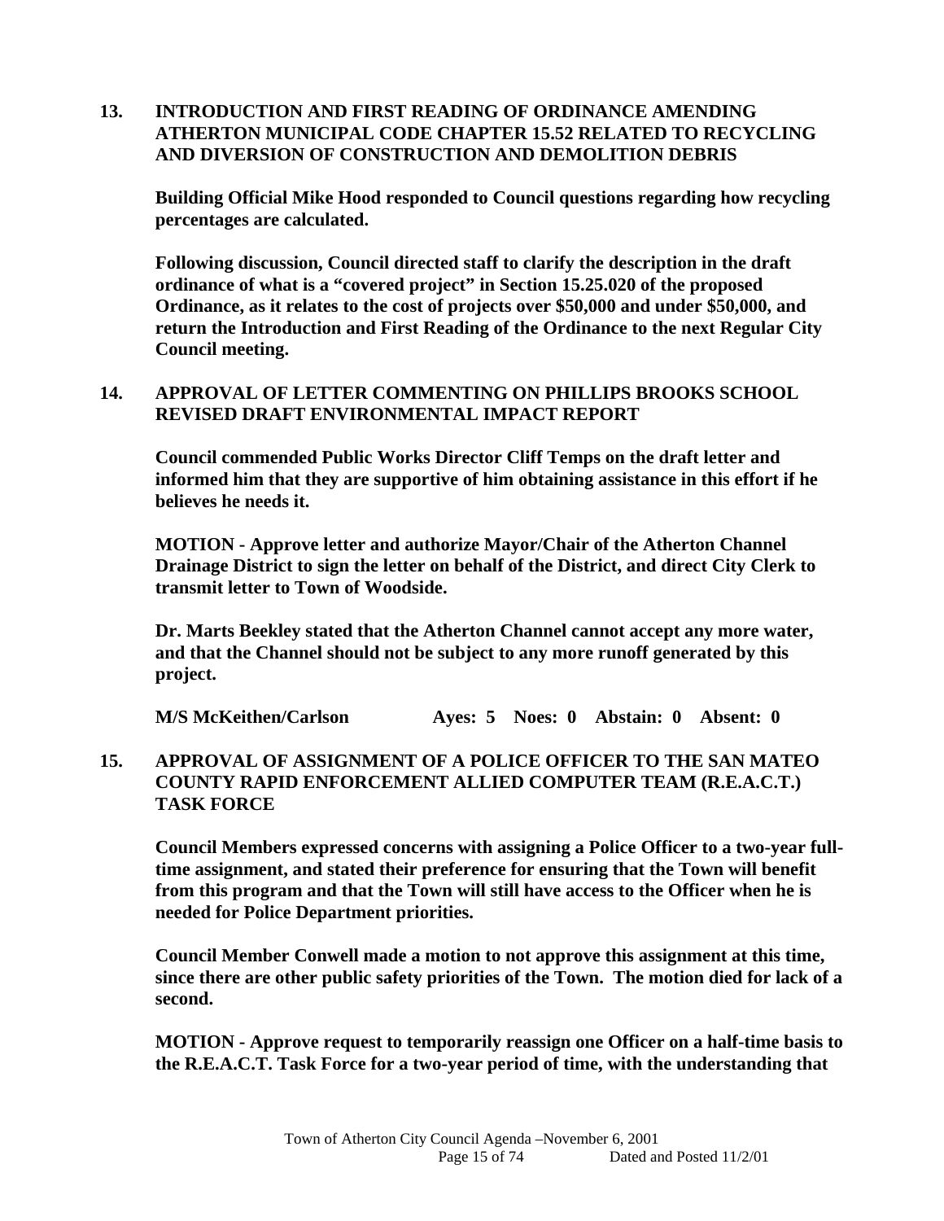**13. INTRODUCTION AND FIRST READING OF ORDINANCE AMENDING ATHERTON MUNICIPAL CODE CHAPTER 15.52 RELATED TO RECYCLING AND DIVERSION OF CONSTRUCTION AND DEMOLITION DEBRIS**

**Building Official Mike Hood responded to Council questions regarding how recycling percentages are calculated.**

**Following discussion, Council directed staff to clarify the description in the draft ordinance of what is a "covered project" in Section 15.25.020 of the proposed Ordinance, as it relates to the cost of projects over $50,000 and under $50,000, and return the Introduction and First Reading of the Ordinance to the next Regular City Council meeting.**

**14. APPROVAL OF LETTER COMMENTING ON PHILLIPS BROOKS SCHOOL REVISED DRAFT ENVIRONMENTAL IMPACT REPORT**

**Council commended Public Works Director Cliff Temps on the draft letter and informed him that they are supportive of him obtaining assistance in this effort if he believes he needs it.**

**MOTION - Approve letter and authorize Mayor/Chair of the Atherton Channel Drainage District to sign the letter on behalf of the District, and direct City Clerk to transmit letter to Town of Woodside.**

**Dr. Marts Beekley stated that the Atherton Channel cannot accept any more water, and that the Channel should not be subject to any more runoff generated by this project.**

**M/S McKeithen/Carlson Ayes: 5 Noes: 0 Abstain: 0 Absent: 0**

**15. APPROVAL OF ASSIGNMENT OF A POLICE OFFICER TO THE SAN MATEO COUNTY RAPID ENFORCEMENT ALLIED COMPUTER TEAM (R.E.A.C.T.) TASK FORCE**

**Council Members expressed concerns with assigning a Police Officer to a two-year full-time assignment, and stated their preference for ensuring that the Town will benefit from this program and that the Town will still have access to the Officer when he is needed for Police Department priorities.**

**Council Member Conwell made a motion to not approve this assignment at this time, since there are other public safety priorities of the Town. The motion died for lack of a second.**

**MOTION - Approve request to temporarily reassign one Officer on a half-time basis to the R.E.A.C.T. Task Force for a two-year period of time, with the understanding that**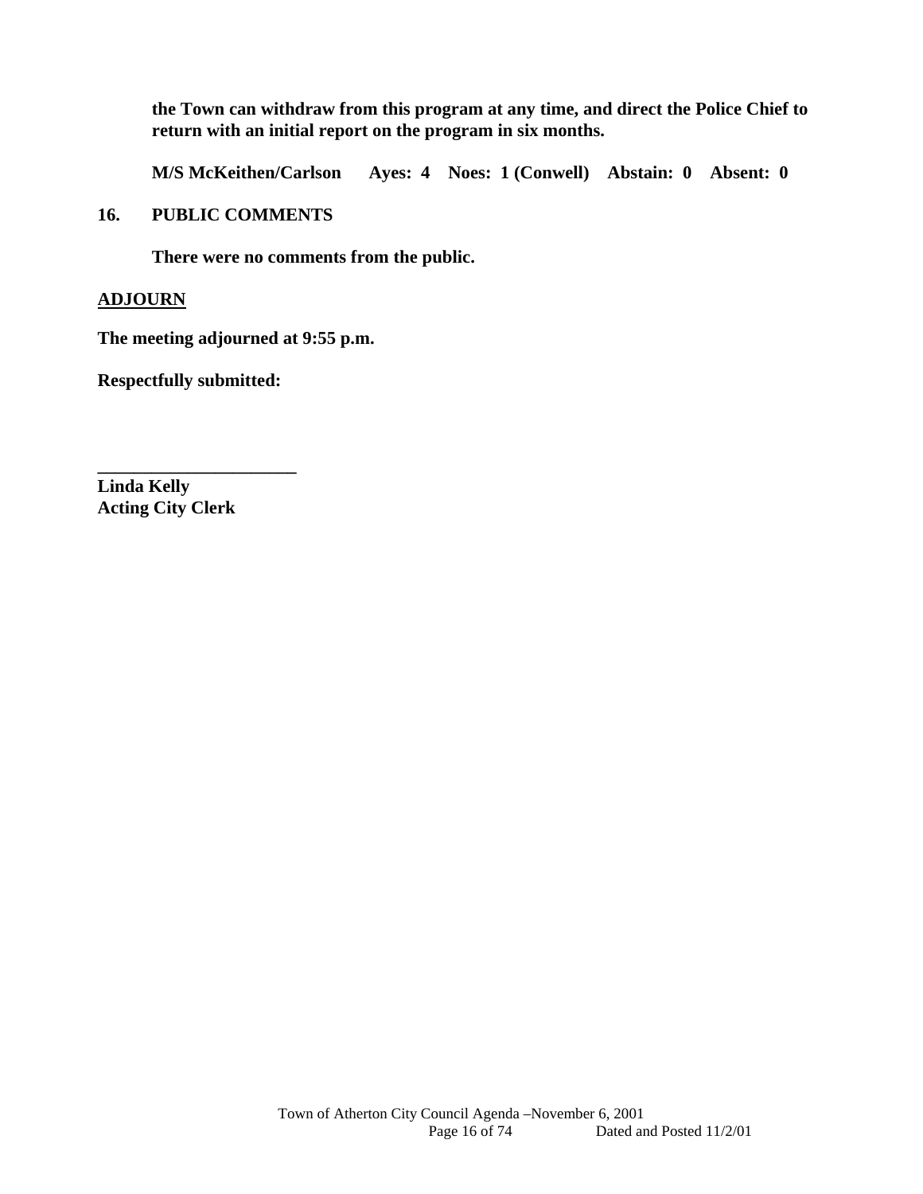**the Town can withdraw from this program at any time, and direct the Police Chief to return with an initial report on the program in six months.**

**M/S McKeithen/Carlson Ayes: 4 Noes: 1 (Conwell) Abstain: 0 Absent: 0**

**16. PUBLIC COMMENTS**

**There were no comments from the public.**

**ADJOURN**

**The meeting adjourned at 9:55 p.m.**

**Respectfully submitted:**

**______________________**
**Linda Kelly**
**Acting City Clerk**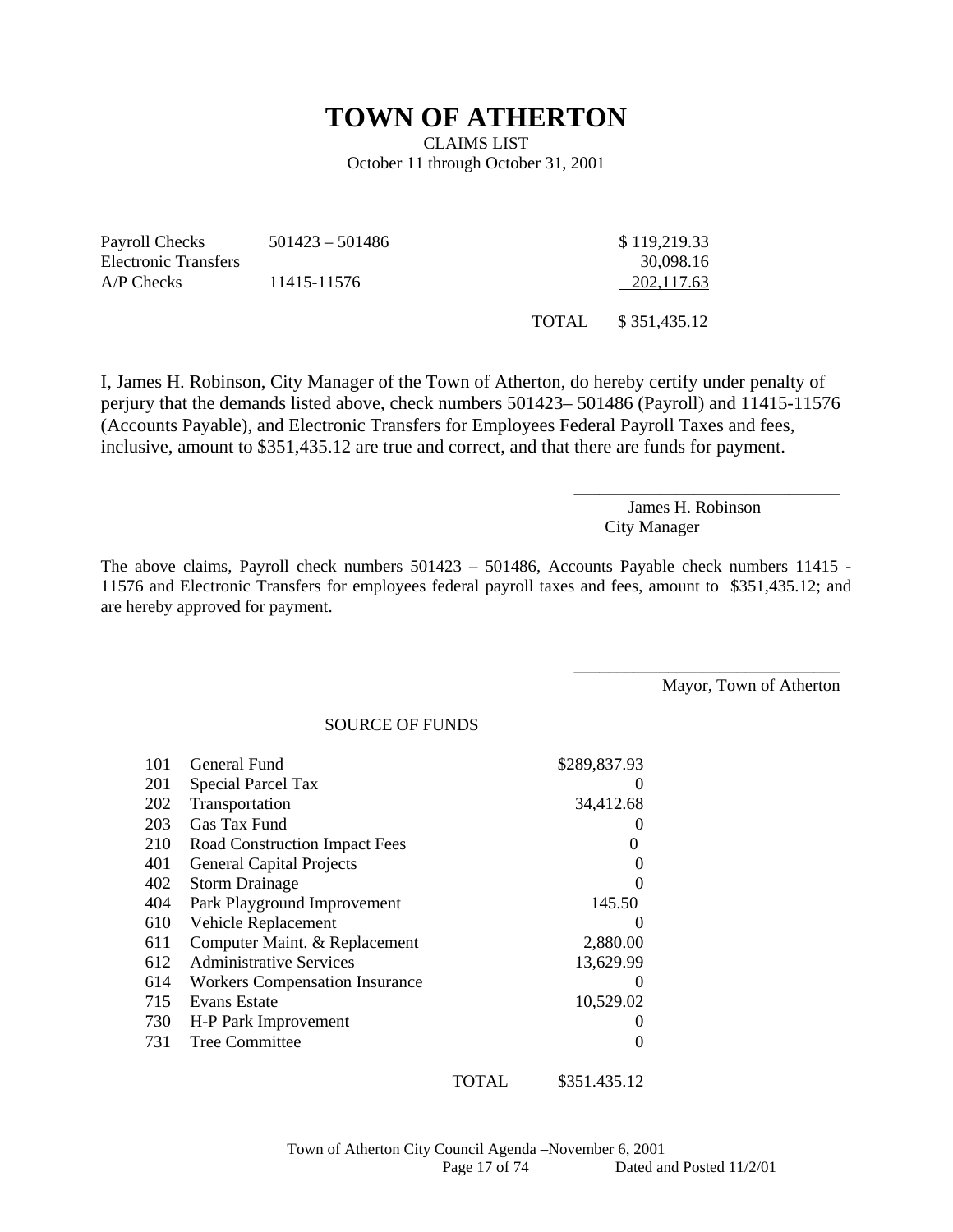# TOWN OF ATHERTON

CLAIMS LIST

October 11 through October 31, 2001

| | | | |
|---|---|---|---|
| Payroll Checks | 501423 – 501486 | | $ 119,219.33 |
| Electronic Transfers | | | 30,098.16 |
| A/P Checks | 11415-11576 | | 202,117.63 |
| | | TOTAL | $ 351,435.12 |

I, James H. Robinson, City Manager of the Town of Atherton, do hereby certify under penalty of perjury that the demands listed above, check numbers 501423– 501486 (Payroll) and 11415-11576 (Accounts Payable), and Electronic Transfers for Employees Federal Payroll Taxes and fees, inclusive, amount to $351,435.12 are true and correct, and that there are funds for payment.

_______________________________

James H. Robinson

City Manager

The above claims, Payroll check numbers 501423 – 501486, Accounts Payable check numbers 11415 - 11576 and Electronic Transfers for employees federal payroll taxes and fees, amount to $351,435.12; and are hereby approved for payment.

_______________________________

Mayor, Town of Atherton

SOURCE OF FUNDS

| | | |
|---|---|---|
| 101 | General Fund | $289,837.93 |
| 201 | Special Parcel Tax | 0 |
| 202 | Transportation | 34,412.68 |
| 203 | Gas Tax Fund | 0 |
| 210 | Road Construction Impact Fees | 0 |
| 401 | General Capital Projects | 0 |
| 402 | Storm Drainage | 0 |
| 404 | Park Playground Improvement | 145.50 |
| 610 | Vehicle Replacement | 0 |
| 611 | Computer Maint. & Replacement | 2,880.00 |
| 612 | Administrative Services | 13,629.99 |
| 614 | Workers Compensation Insurance | 0 |
| 715 | Evans Estate | 10,529.02 |
| 730 | H-P Park Improvement | 0 |
| 731 | Tree Committee | 0 |
| | TOTAL | $351.435.12 |

Town of Atherton City Council Agenda –November 6, 2001

Dated and Posted 11/2/01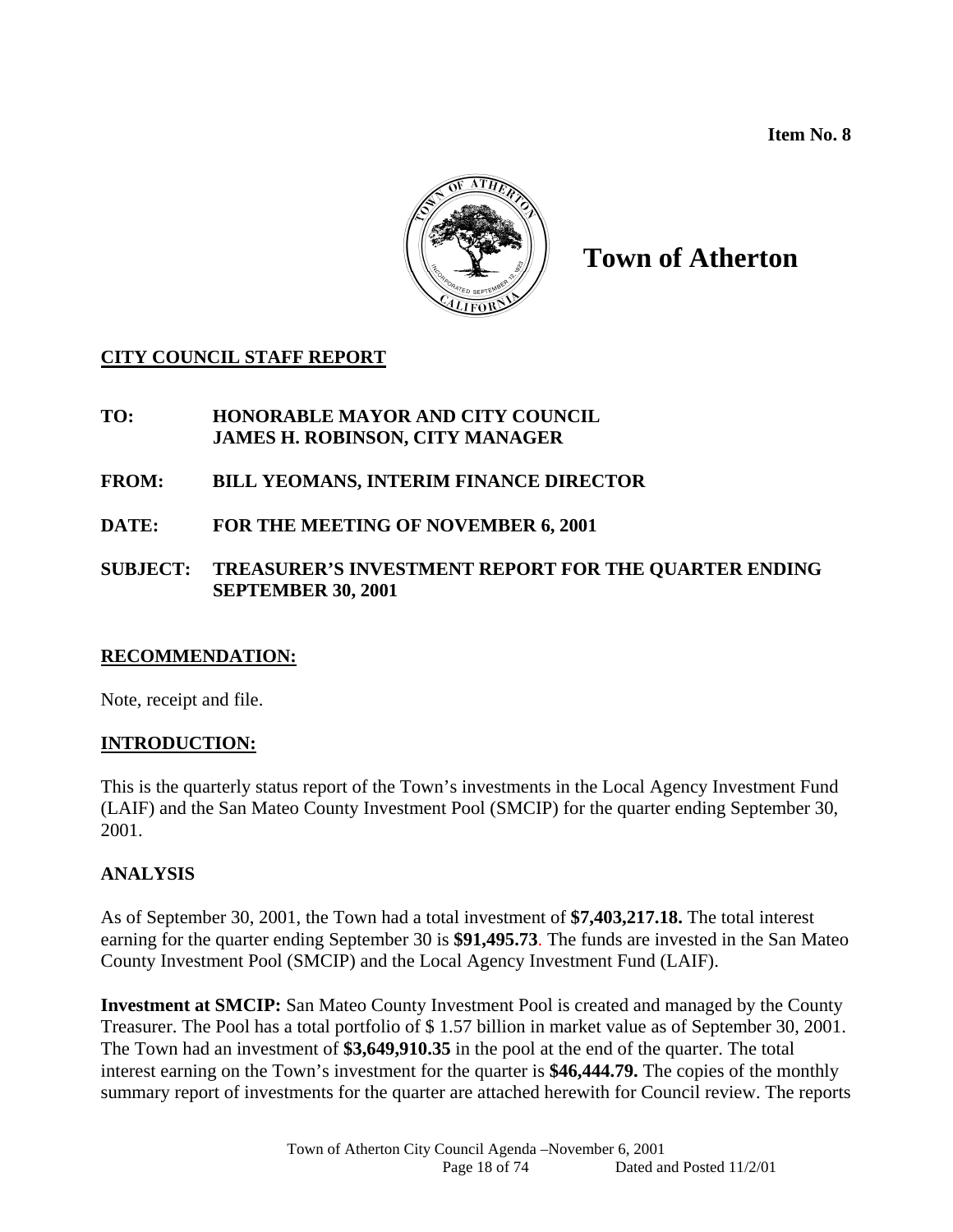**Item No. 8**

# Town of Atherton

## CITY COUNCIL STAFF REPORT

**TO:** **HONORABLE MAYOR AND CITY COUNCIL**
**JAMES H. ROBINSON, CITY MANAGER**

**FROM:** **BILL YEOMANS, INTERIM FINANCE DIRECTOR**

**DATE:** **FOR THE MEETING OF NOVEMBER 6, 2001**

**SUBJECT:** **TREASURER'S INVESTMENT REPORT FOR THE QUARTER ENDING SEPTEMBER 30, 2001**

## RECOMMENDATION:

Note, receipt and file.

## INTRODUCTION:

This is the quarterly status report of the Town's investments in the Local Agency Investment Fund (LAIF) and the San Mateo County Investment Pool (SMCIP) for the quarter ending September 30, 2001.

## ANALYSIS

As of September 30, 2001, the Town had a total investment of **$7,403,217.18.** The total interest earning for the quarter ending September 30 is **$91,495.73**. The funds are invested in the San Mateo County Investment Pool (SMCIP) and the Local Agency Investment Fund (LAIF).

**Investment at SMCIP:** San Mateo County Investment Pool is created and managed by the County Treasurer. The Pool has a total portfolio of $ 1.57 billion in market value as of September 30, 2001. The Town had an investment of **$3,649,910.35** in the pool at the end of the quarter. The total interest earning on the Town's investment for the quarter is **$46,444.79.** The copies of the monthly summary report of investments for the quarter are attached herewith for Council review. The reports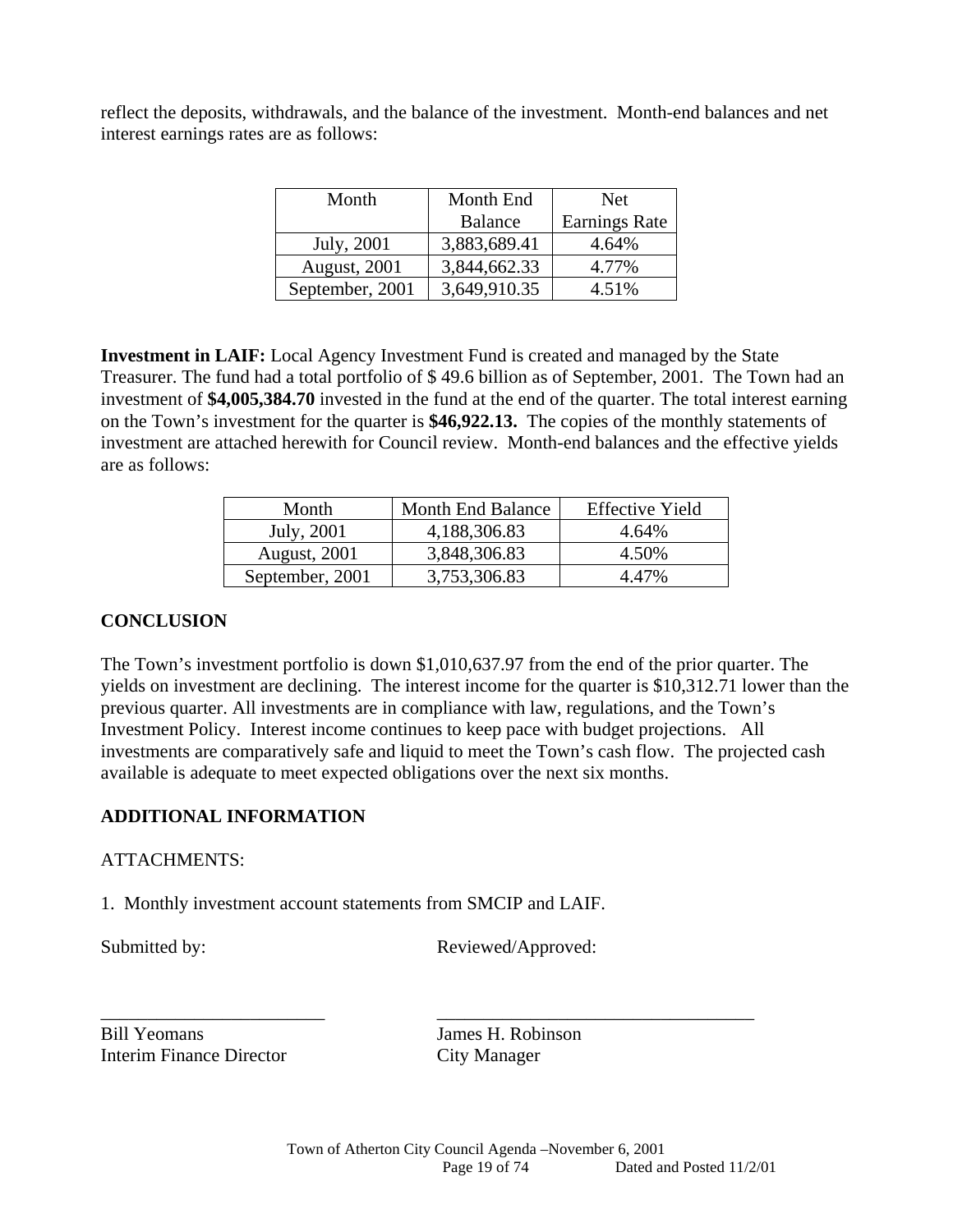reflect the deposits, withdrawals, and the balance of the investment. Month-end balances and net interest earnings rates are as follows:

| Month | Month End Balance | Net Earnings Rate |
|---|---|---|
| July, 2001 | 3,883,689.41 | 4.64% |
| August, 2001 | 3,844,662.33 | 4.77% |
| September, 2001 | 3,649,910.35 | 4.51% |

**Investment in LAIF:** Local Agency Investment Fund is created and managed by the State Treasurer. The fund had a total portfolio of $ 49.6 billion as of September, 2001. The Town had an investment of **$4,005,384.70** invested in the fund at the end of the quarter. The total interest earning on the Town's investment for the quarter is **$46,922.13.** The copies of the monthly statements of investment are attached herewith for Council review. Month-end balances and the effective yields are as follows:

| Month | Month End Balance | Effective Yield |
|---|---|---|
| July, 2001 | 4,188,306.83 | 4.64% |
| August, 2001 | 3,848,306.83 | 4.50% |
| September, 2001 | 3,753,306.83 | 4.47% |

## CONCLUSION

The Town's investment portfolio is down $1,010,637.97 from the end of the prior quarter. The yields on investment are declining. The interest income for the quarter is $10,312.71 lower than the previous quarter. All investments are in compliance with law, regulations, and the Town's Investment Policy. Interest income continues to keep pace with budget projections. All investments are comparatively safe and liquid to meet the Town's cash flow. The projected cash available is adequate to meet expected obligations over the next six months.

## ADDITIONAL INFORMATION

ATTACHMENTS:

1. Monthly investment account statements from SMCIP and LAIF.

Submitted by: Reviewed/Approved:

Bill Yeomans
Interim Finance Director

James H. Robinson
City Manager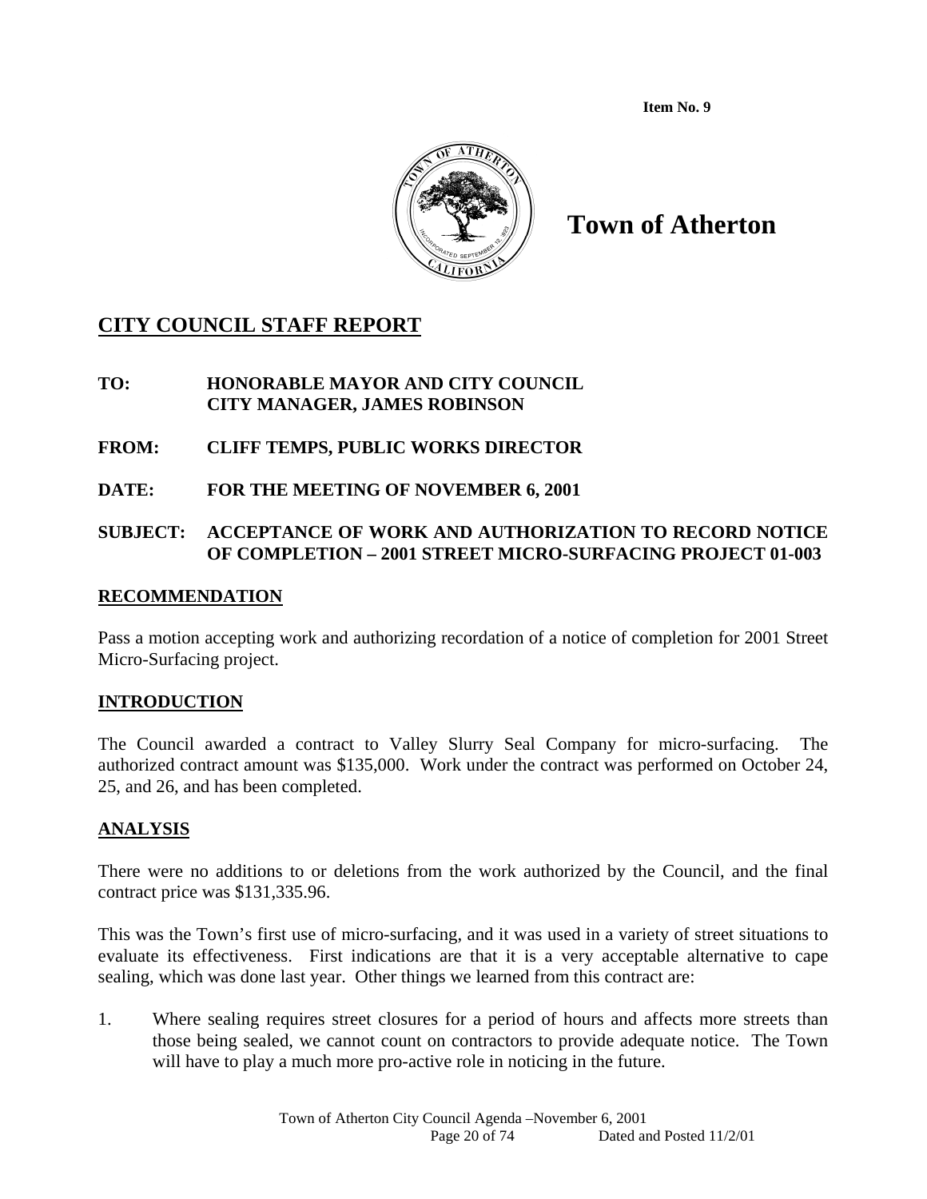Item No. 9

# Town of Atherton

## CITY COUNCIL STAFF REPORT

**TO:** HONORABLE MAYOR AND CITY COUNCIL
CITY MANAGER, JAMES ROBINSON

**FROM:** CLIFF TEMPS, PUBLIC WORKS DIRECTOR

**DATE:** FOR THE MEETING OF NOVEMBER 6, 2001

**SUBJECT:** ACCEPTANCE OF WORK AND AUTHORIZATION TO RECORD NOTICE OF COMPLETION – 2001 STREET MICRO-SURFACING PROJECT 01-003

### RECOMMENDATION

Pass a motion accepting work and authorizing recordation of a notice of completion for 2001 Street Micro-Surfacing project.

### INTRODUCTION

The Council awarded a contract to Valley Slurry Seal Company for micro-surfacing. The authorized contract amount was $135,000. Work under the contract was performed on October 24, 25, and 26, and has been completed.

### ANALYSIS

There were no additions to or deletions from the work authorized by the Council, and the final contract price was $131,335.96.

This was the Town's first use of micro-surfacing, and it was used in a variety of street situations to evaluate its effectiveness. First indications are that it is a very acceptable alternative to cape sealing, which was done last year. Other things we learned from this contract are:

1. Where sealing requires street closures for a period of hours and affects more streets than those being sealed, we cannot count on contractors to provide adequate notice. The Town will have to play a much more pro-active role in noticing in the future.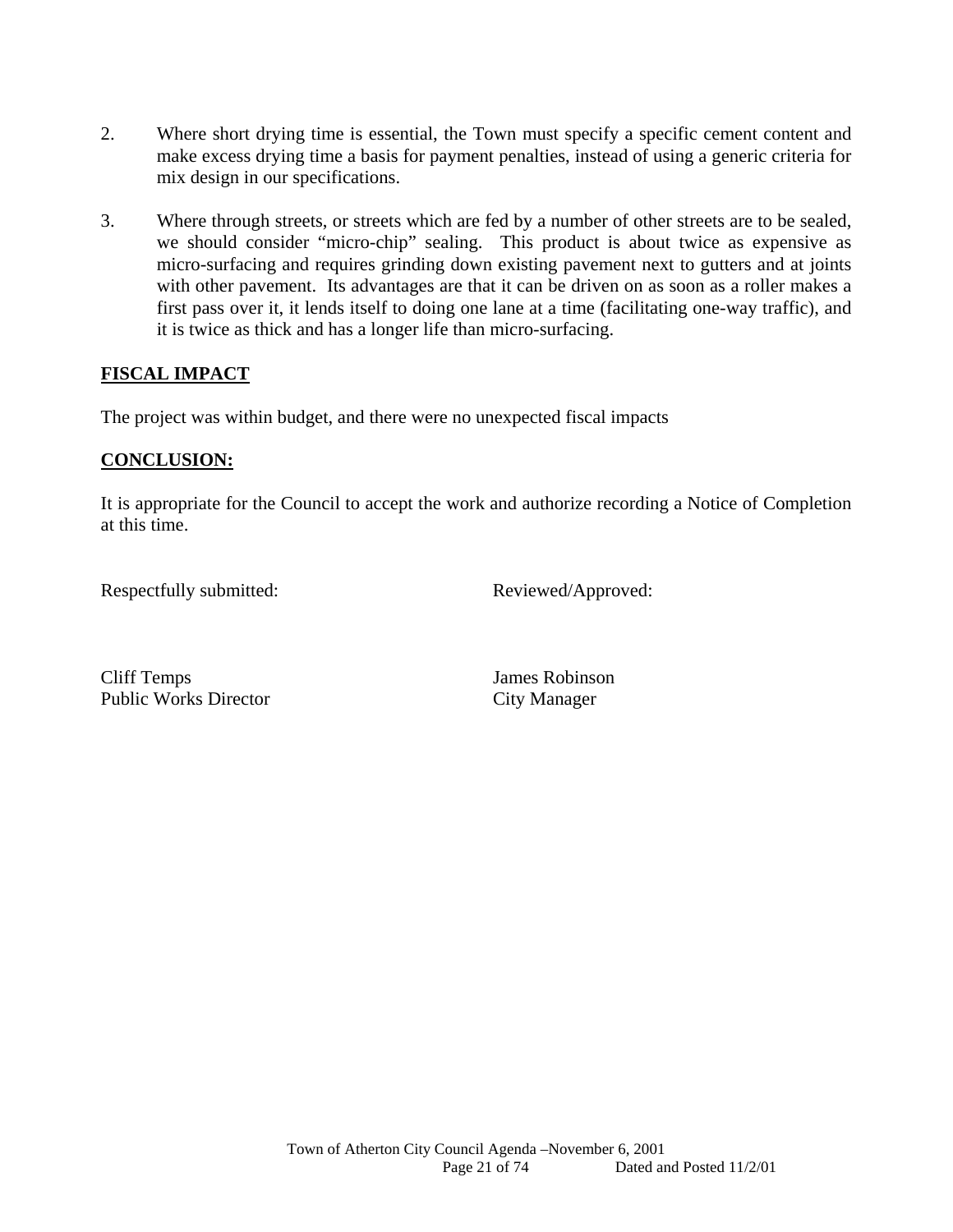2. Where short drying time is essential, the Town must specify a specific cement content and make excess drying time a basis for payment penalties, instead of using a generic criteria for mix design in our specifications.

3. Where through streets, or streets which are fed by a number of other streets are to be sealed, we should consider "micro-chip" sealing. This product is about twice as expensive as micro-surfacing and requires grinding down existing pavement next to gutters and at joints with other pavement. Its advantages are that it can be driven on as soon as a roller makes a first pass over it, it lends itself to doing one lane at a time (facilitating one-way traffic), and it is twice as thick and has a longer life than micro-surfacing.

**FISCAL IMPACT**

The project was within budget, and there were no unexpected fiscal impacts

**CONCLUSION:**

It is appropriate for the Council to accept the work and authorize recording a Notice of Completion at this time.

Respectfully submitted:

Cliff Temps
Public Works Director

Reviewed/Approved:

James Robinson
City Manager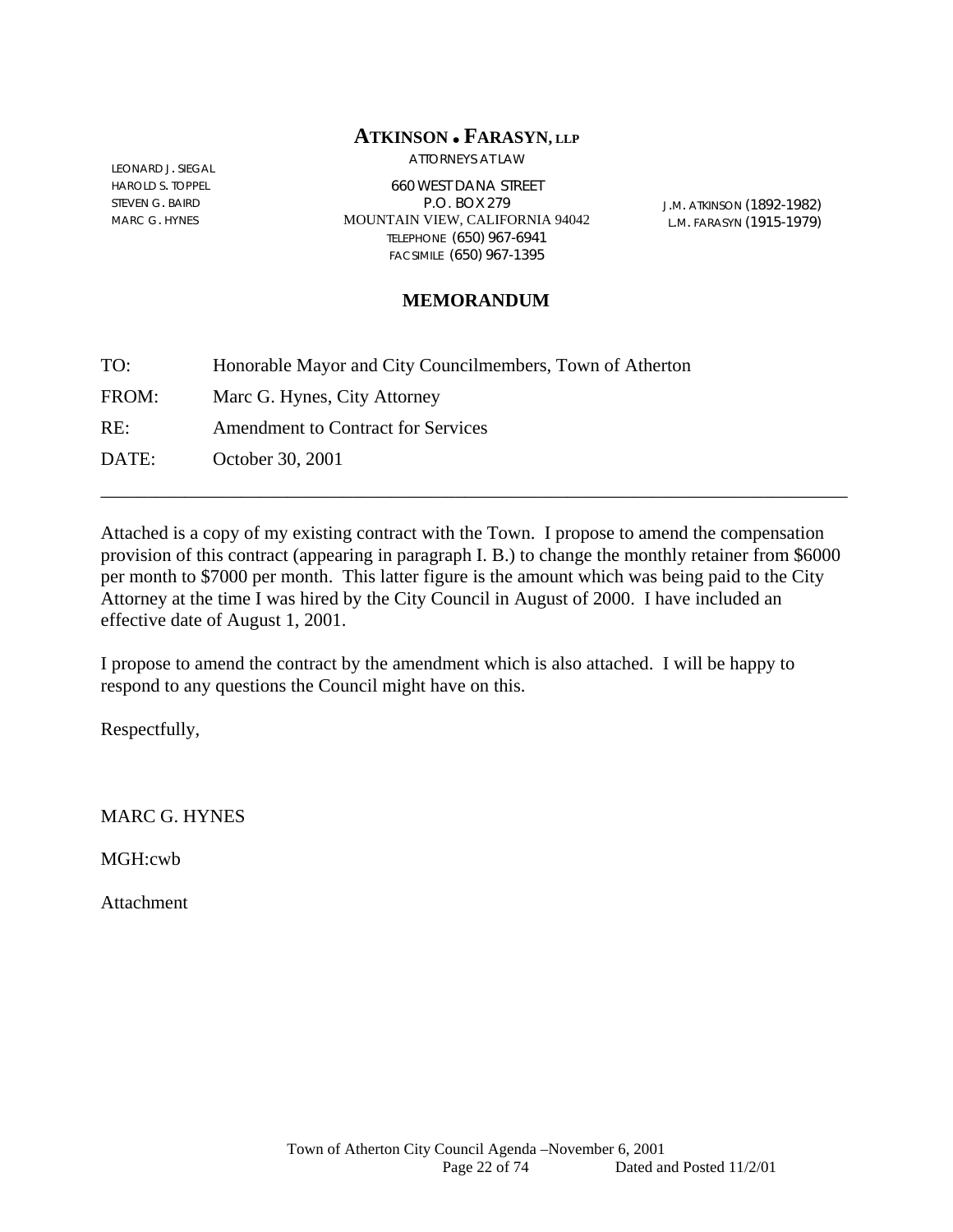# ATKINSON • FARASYN, LLP

ATTORNEYS AT LAW

LEONARD J. SIEGAL
HAROLD S. TOPPEL
STEVEN G. BAIRD
MARC G. HYNES

660 WEST DANA STREET
P.O. BOX 279
MOUNTAIN VIEW, CALIFORNIA 94042
TELEPHONE (650) 967-6941
FACSIMILE (650) 967-1395

J.M. ATKINSON (1892-1982)
L.M. FARASYN (1915-1979)

## MEMORANDUM

TO: Honorable Mayor and City Councilmembers, Town of Atherton

FROM: Marc G. Hynes, City Attorney

RE: Amendment to Contract for Services

DATE: October 30, 2001

---

Attached is a copy of my existing contract with the Town. I propose to amend the compensation provision of this contract (appearing in paragraph I. B.) to change the monthly retainer from $6000 per month to $7000 per month. This latter figure is the amount which was being paid to the City Attorney at the time I was hired by the City Council in August of 2000. I have included an effective date of August 1, 2001.

I propose to amend the contract by the amendment which is also attached. I will be happy to respond to any questions the Council might have on this.

Respectfully,

MARC G. HYNES

MGH:cwb

Attachment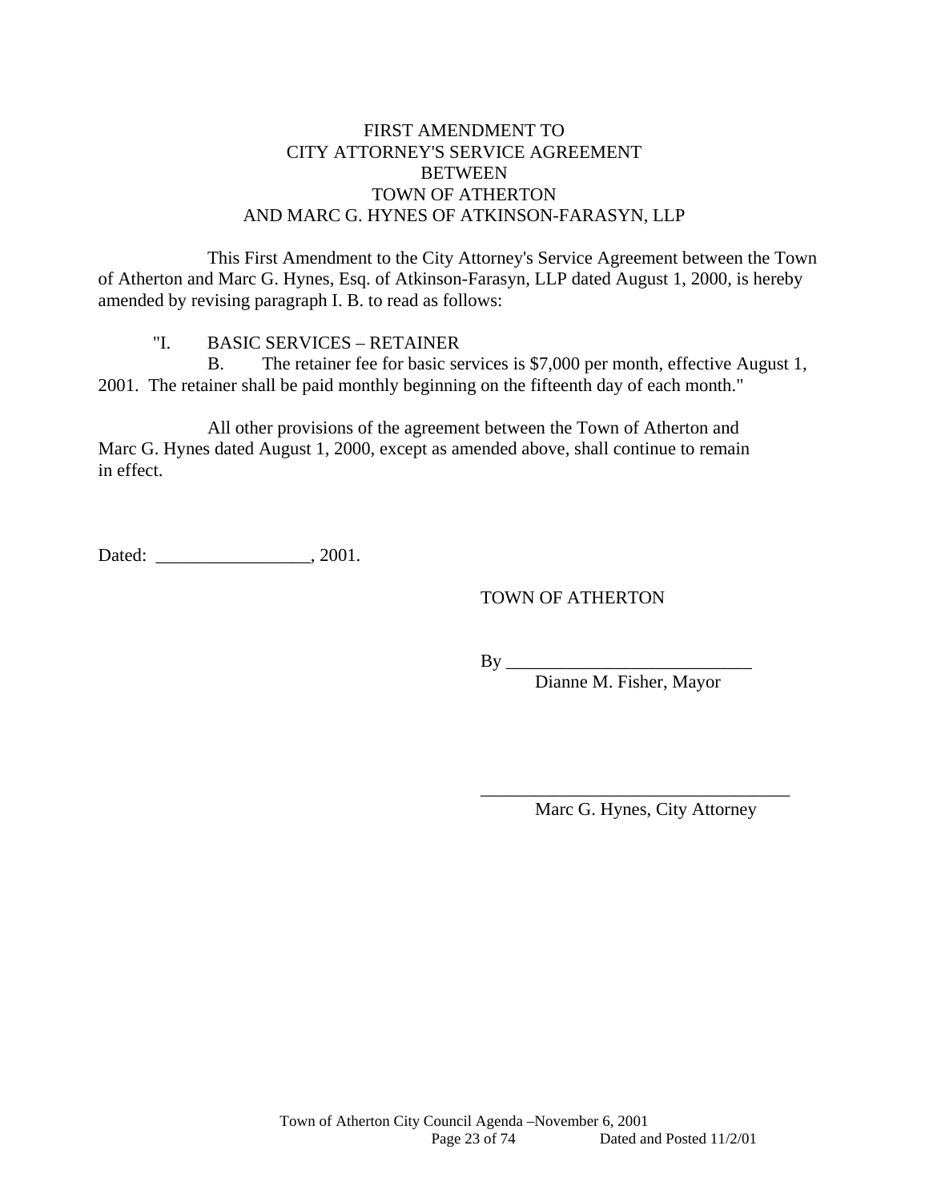# FIRST AMENDMENT TO
# CITY ATTORNEY'S SERVICE AGREEMENT
# BETWEEN
# TOWN OF ATHERTON
# AND MARC G. HYNES OF ATKINSON-FARASYN, LLP

This First Amendment to the City Attorney's Service Agreement between the Town of Atherton and Marc G. Hynes, Esq. of Atkinson-Farasyn, LLP dated August 1, 2000, is hereby amended by revising paragraph I. B. to read as follows:

"I. BASIC SERVICES – RETAINER

B. The retainer fee for basic services is $7,000 per month, effective August 1, 2001. The retainer shall be paid monthly beginning on the fifteenth day of each month."

All other provisions of the agreement between the Town of Atherton and Marc G. Hynes dated August 1, 2000, except as amended above, shall continue to remain in effect.

Dated: _________________, 2001.

TOWN OF ATHERTON

By ___________________________
Dianne M. Fisher, Mayor

___________________________________
Marc G. Hynes, City Attorney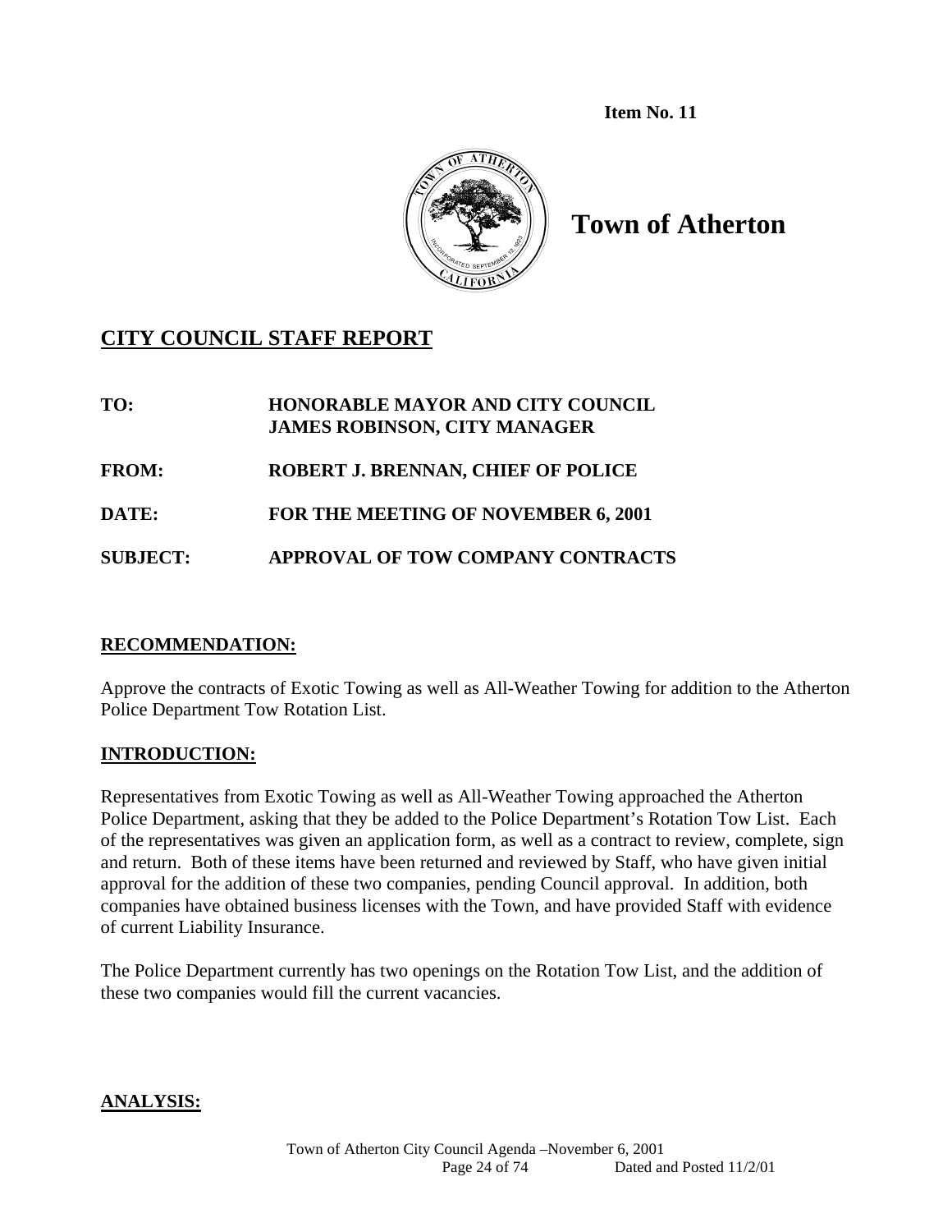Item No. 11

# Town of Atherton

## CITY COUNCIL STAFF REPORT

**TO:** HONORABLE MAYOR AND CITY COUNCIL
JAMES ROBINSON, CITY MANAGER

**FROM:** ROBERT J. BRENNAN, CHIEF OF POLICE

**DATE:** FOR THE MEETING OF NOVEMBER 6, 2001

**SUBJECT:** APPROVAL OF TOW COMPANY CONTRACTS

### RECOMMENDATION:

Approve the contracts of Exotic Towing as well as All-Weather Towing for addition to the Atherton Police Department Tow Rotation List.

### INTRODUCTION:

Representatives from Exotic Towing as well as All-Weather Towing approached the Atherton Police Department, asking that they be added to the Police Department's Rotation Tow List. Each of the representatives was given an application form, as well as a contract to review, complete, sign and return. Both of these items have been returned and reviewed by Staff, who have given initial approval for the addition of these two companies, pending Council approval. In addition, both companies have obtained business licenses with the Town, and have provided Staff with evidence of current Liability Insurance.

The Police Department currently has two openings on the Rotation Tow List, and the addition of these two companies would fill the current vacancies.

### ANALYSIS: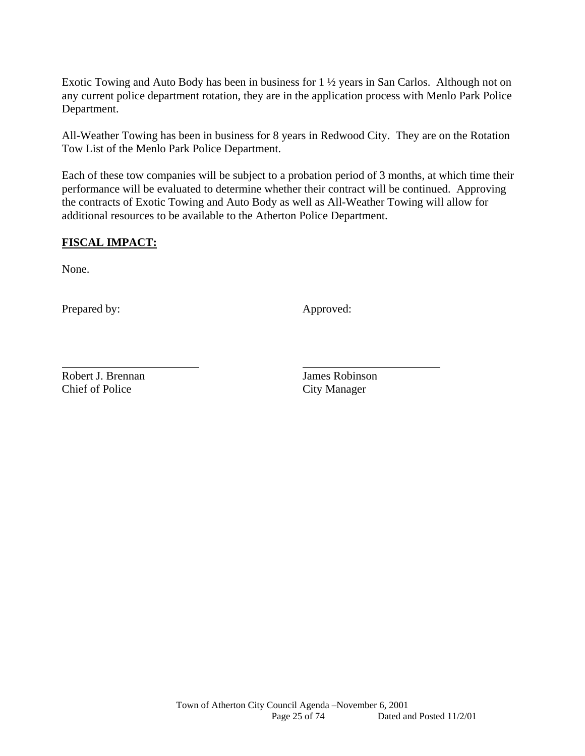Exotic Towing and Auto Body has been in business for 1 ½ years in San Carlos. Although not on any current police department rotation, they are in the application process with Menlo Park Police Department.

All-Weather Towing has been in business for 8 years in Redwood City. They are on the Rotation Tow List of the Menlo Park Police Department.

Each of these tow companies will be subject to a probation period of 3 months, at which time their performance will be evaluated to determine whether their contract will be continued. Approving the contracts of Exotic Towing and Auto Body as well as All-Weather Towing will allow for additional resources to be available to the Atherton Police Department.

**FISCAL IMPACT:**

None.

| Prepared by: | Approved: |
|---|---|
| Robert J. Brennan<br>Chief of Police | James Robinson<br>City Manager |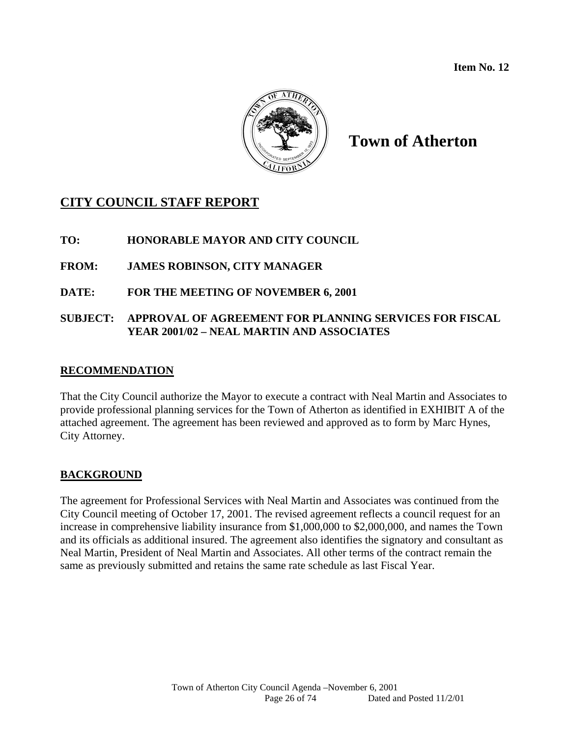**Item No. 12**

# Town of Atherton

## CITY COUNCIL STAFF REPORT

**TO:** HONORABLE MAYOR AND CITY COUNCIL

**FROM:** JAMES ROBINSON, CITY MANAGER

**DATE:** FOR THE MEETING OF NOVEMBER 6, 2001

**SUBJECT:** APPROVAL OF AGREEMENT FOR PLANNING SERVICES FOR FISCAL YEAR 2001/02 – NEAL MARTIN AND ASSOCIATES

## RECOMMENDATION

That the City Council authorize the Mayor to execute a contract with Neal Martin and Associates to provide professional planning services for the Town of Atherton as identified in EXHIBIT A of the attached agreement. The agreement has been reviewed and approved as to form by Marc Hynes, City Attorney.

## BACKGROUND

The agreement for Professional Services with Neal Martin and Associates was continued from the City Council meeting of October 17, 2001. The revised agreement reflects a council request for an increase in comprehensive liability insurance from $1,000,000 to $2,000,000, and names the Town and its officials as additional insured. The agreement also identifies the signatory and consultant as Neal Martin, President of Neal Martin and Associates. All other terms of the contract remain the same as previously submitted and retains the same rate schedule as last Fiscal Year.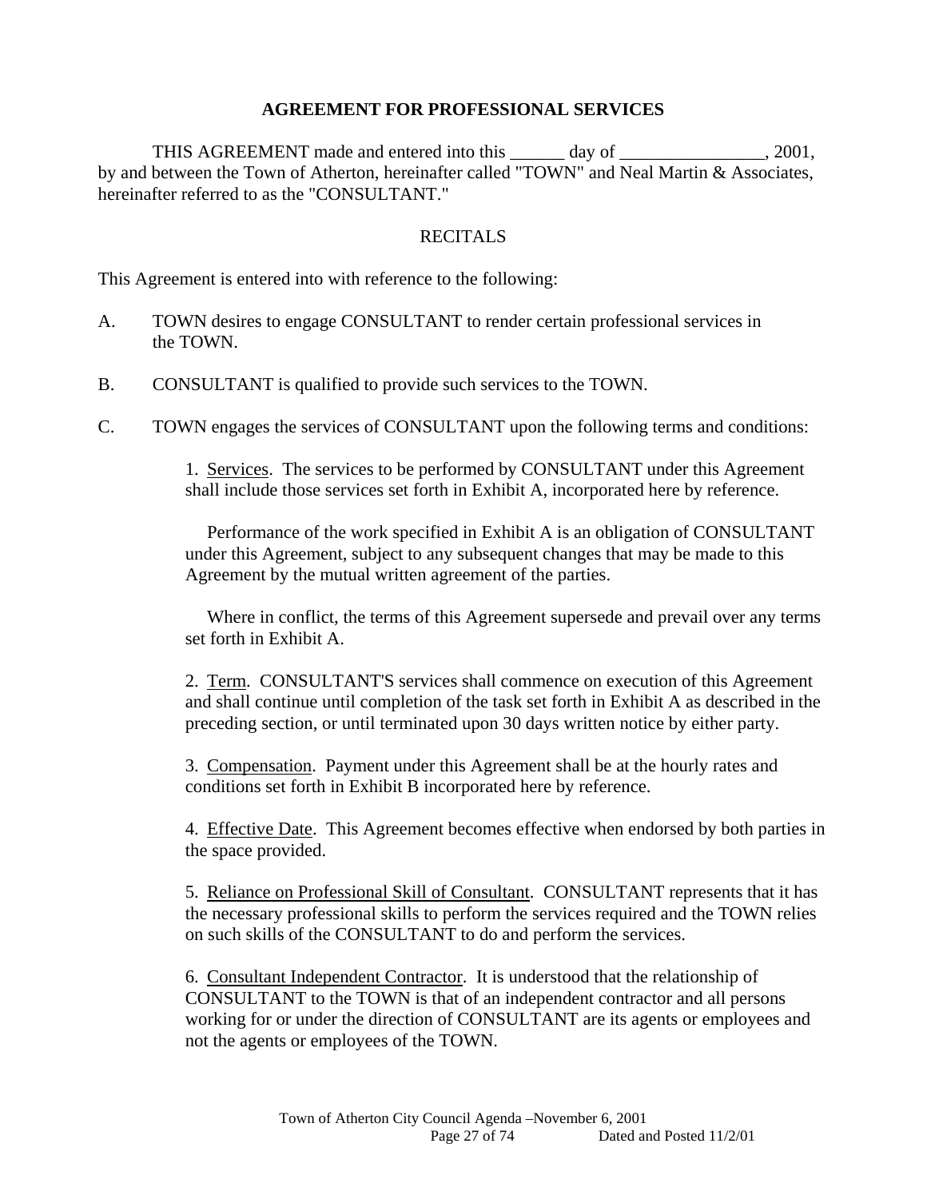## AGREEMENT FOR PROFESSIONAL SERVICES

THIS AGREEMENT made and entered into this ______ day of ________________, 2001, by and between the Town of Atherton, hereinafter called "TOWN" and Neal Martin & Associates, hereinafter referred to as the "CONSULTANT."

RECITALS

This Agreement is entered into with reference to the following:

A. TOWN desires to engage CONSULTANT to render certain professional services in the TOWN.

B. CONSULTANT is qualified to provide such services to the TOWN.

C. TOWN engages the services of CONSULTANT upon the following terms and conditions:

1. Services. The services to be performed by CONSULTANT under this Agreement shall include those services set forth in Exhibit A, incorporated here by reference.

Performance of the work specified in Exhibit A is an obligation of CONSULTANT under this Agreement, subject to any subsequent changes that may be made to this Agreement by the mutual written agreement of the parties.

Where in conflict, the terms of this Agreement supersede and prevail over any terms set forth in Exhibit A.

2. Term. CONSULTANT'S services shall commence on execution of this Agreement and shall continue until completion of the task set forth in Exhibit A as described in the preceding section, or until terminated upon 30 days written notice by either party.

3. Compensation. Payment under this Agreement shall be at the hourly rates and conditions set forth in Exhibit B incorporated here by reference.

4. Effective Date. This Agreement becomes effective when endorsed by both parties in the space provided.

5. Reliance on Professional Skill of Consultant. CONSULTANT represents that it has the necessary professional skills to perform the services required and the TOWN relies on such skills of the CONSULTANT to do and perform the services.

6. Consultant Independent Contractor. It is understood that the relationship of CONSULTANT to the TOWN is that of an independent contractor and all persons working for or under the direction of CONSULTANT are its agents or employees and not the agents or employees of the TOWN.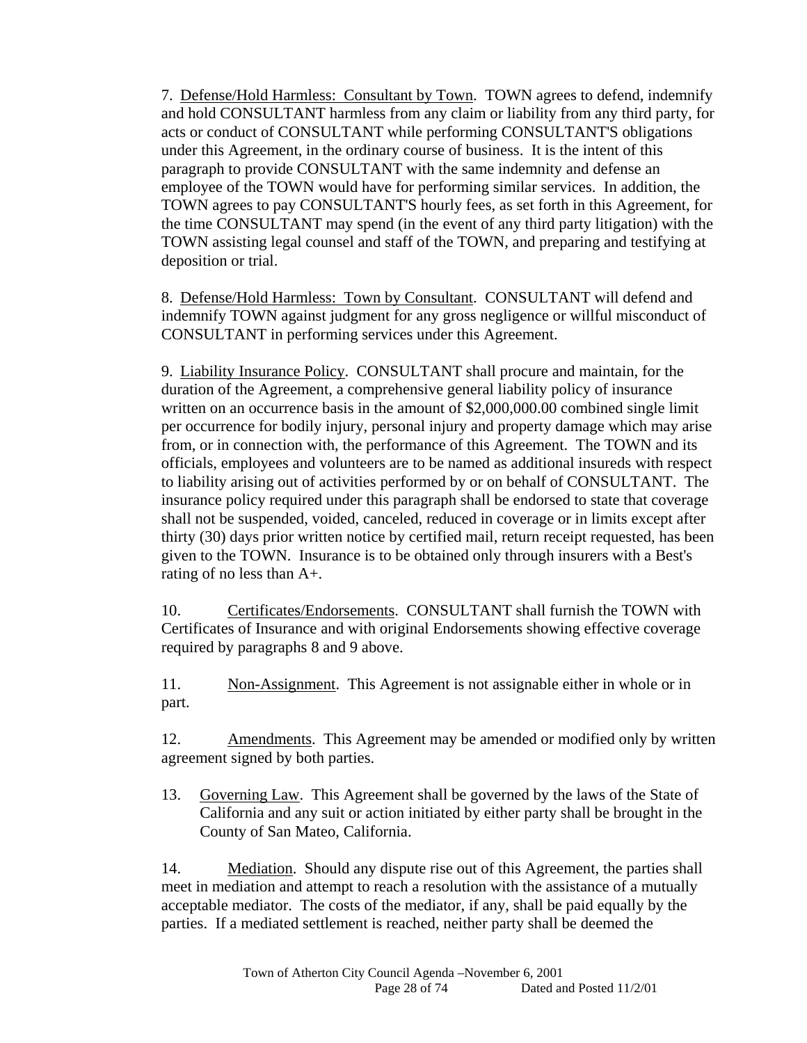7. Defense/Hold Harmless: Consultant by Town. TOWN agrees to defend, indemnify and hold CONSULTANT harmless from any claim or liability from any third party, for acts or conduct of CONSULTANT while performing CONSULTANT'S obligations under this Agreement, in the ordinary course of business. It is the intent of this paragraph to provide CONSULTANT with the same indemnity and defense an employee of the TOWN would have for performing similar services. In addition, the TOWN agrees to pay CONSULTANT'S hourly fees, as set forth in this Agreement, for the time CONSULTANT may spend (in the event of any third party litigation) with the TOWN assisting legal counsel and staff of the TOWN, and preparing and testifying at deposition or trial.

8. Defense/Hold Harmless: Town by Consultant. CONSULTANT will defend and indemnify TOWN against judgment for any gross negligence or willful misconduct of CONSULTANT in performing services under this Agreement.

9. Liability Insurance Policy. CONSULTANT shall procure and maintain, for the duration of the Agreement, a comprehensive general liability policy of insurance written on an occurrence basis in the amount of $2,000,000.00 combined single limit per occurrence for bodily injury, personal injury and property damage which may arise from, or in connection with, the performance of this Agreement. The TOWN and its officials, employees and volunteers are to be named as additional insureds with respect to liability arising out of activities performed by or on behalf of CONSULTANT. The insurance policy required under this paragraph shall be endorsed to state that coverage shall not be suspended, voided, canceled, reduced in coverage or in limits except after thirty (30) days prior written notice by certified mail, return receipt requested, has been given to the TOWN. Insurance is to be obtained only through insurers with a Best's rating of no less than A+.

10. Certificates/Endorsements. CONSULTANT shall furnish the TOWN with Certificates of Insurance and with original Endorsements showing effective coverage required by paragraphs 8 and 9 above.

11. Non-Assignment. This Agreement is not assignable either in whole or in part.

12. Amendments. This Agreement may be amended or modified only by written agreement signed by both parties.

13. Governing Law. This Agreement shall be governed by the laws of the State of California and any suit or action initiated by either party shall be brought in the County of San Mateo, California.

14. Mediation. Should any dispute rise out of this Agreement, the parties shall meet in mediation and attempt to reach a resolution with the assistance of a mutually acceptable mediator. The costs of the mediator, if any, shall be paid equally by the parties. If a mediated settlement is reached, neither party shall be deemed the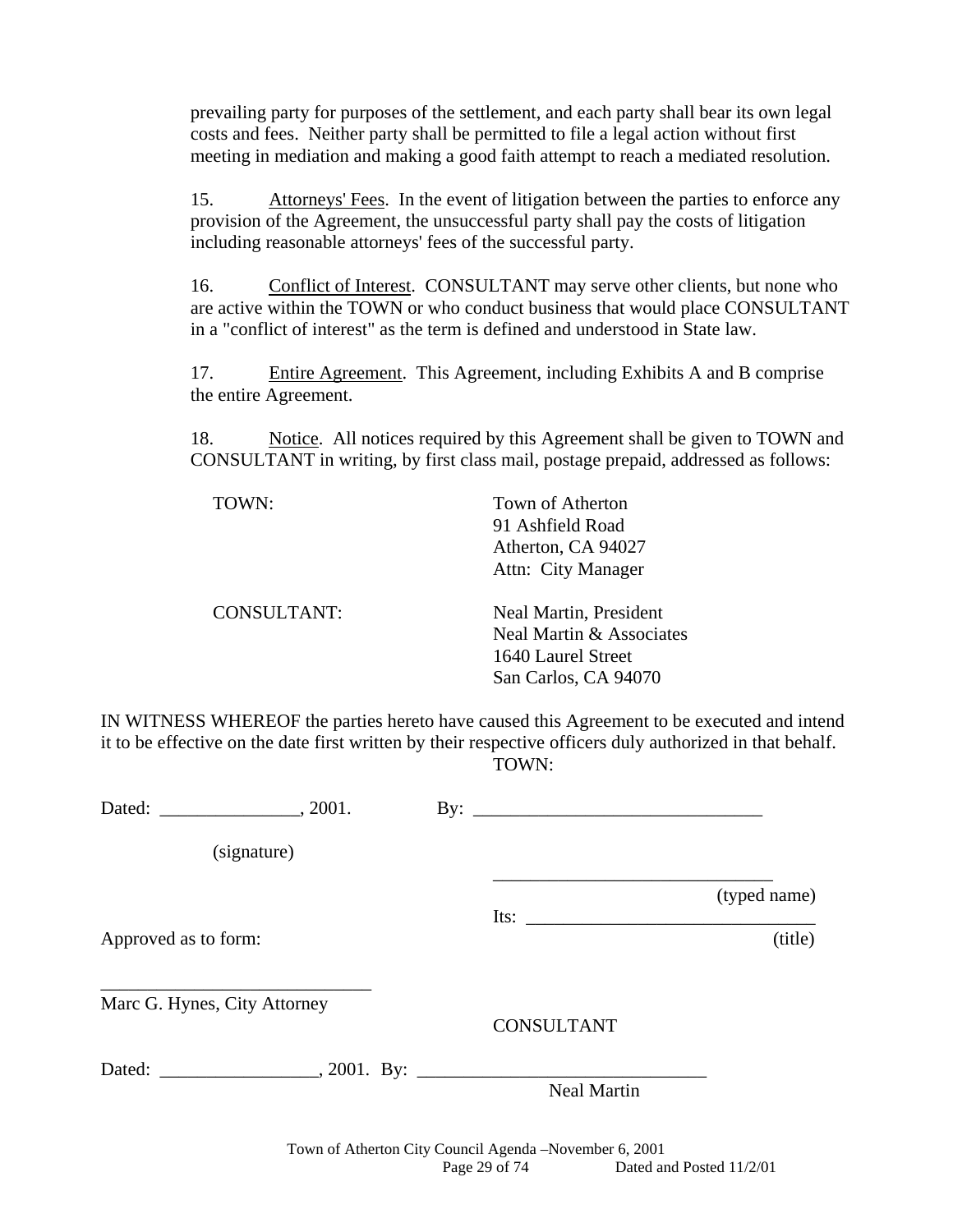prevailing party for purposes of the settlement, and each party shall bear its own legal costs and fees. Neither party shall be permitted to file a legal action without first meeting in mediation and making a good faith attempt to reach a mediated resolution.

15. Attorneys' Fees. In the event of litigation between the parties to enforce any provision of the Agreement, the unsuccessful party shall pay the costs of litigation including reasonable attorneys' fees of the successful party.

16. Conflict of Interest. CONSULTANT may serve other clients, but none who are active within the TOWN or who conduct business that would place CONSULTANT in a "conflict of interest" as the term is defined and understood in State law.

17. Entire Agreement. This Agreement, including Exhibits A and B comprise the entire Agreement.

18. Notice. All notices required by this Agreement shall be given to TOWN and CONSULTANT in writing, by first class mail, postage prepaid, addressed as follows:

TOWN:

Town of Atherton
91 Ashfield Road
Atherton, CA 94027
Attn: City Manager

CONSULTANT:

Neal Martin, President
Neal Martin & Associates
1640 Laurel Street
San Carlos, CA 94070

IN WITNESS WHEREOF the parties hereto have caused this Agreement to be executed and intend it to be effective on the date first written by their respective officers duly authorized in that behalf.

TOWN:

Dated: _______________, 2001. By: ______________________________

(signature)

______________________________
(typed name)

Its: ______________________________
(title)

Approved as to form:

____________________________
Marc G. Hynes, City Attorney

CONSULTANT

Dated: ________________, 2001. By: ______________________________
Neal Martin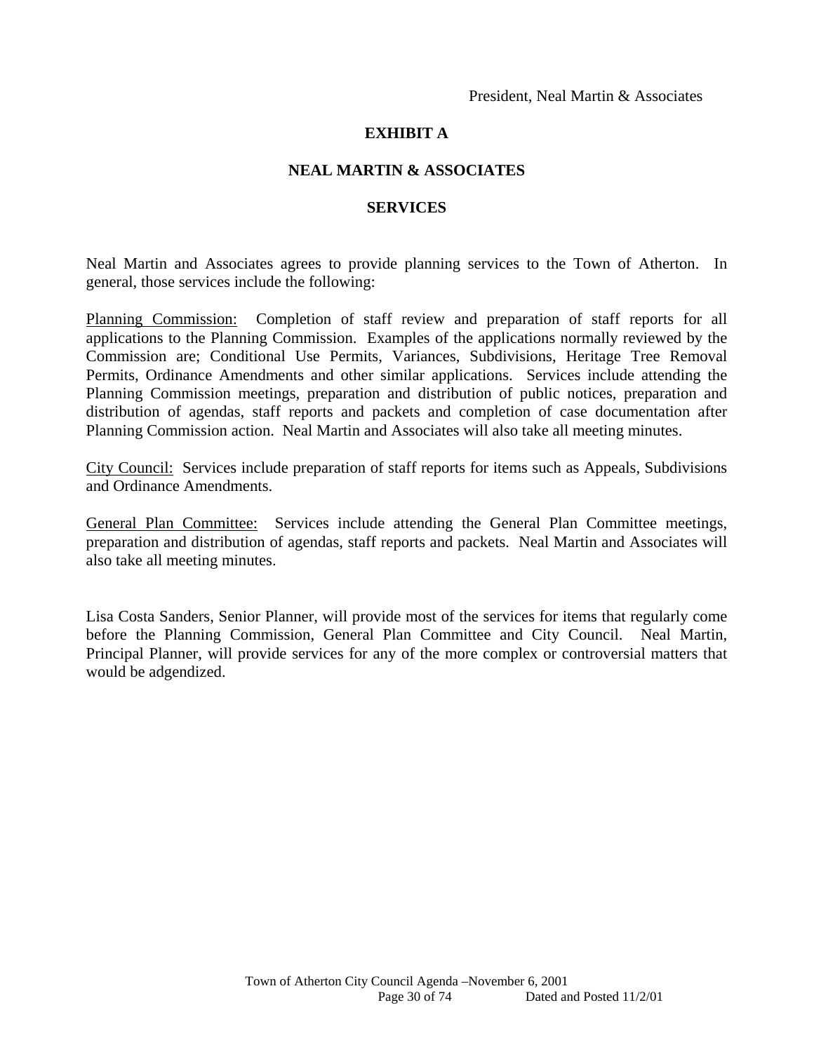President, Neal Martin & Associates

# EXHIBIT A

## NEAL MARTIN & ASSOCIATES

## SERVICES

Neal Martin and Associates agrees to provide planning services to the Town of Atherton. In general, those services include the following:

Planning Commission: Completion of staff review and preparation of staff reports for all applications to the Planning Commission. Examples of the applications normally reviewed by the Commission are; Conditional Use Permits, Variances, Subdivisions, Heritage Tree Removal Permits, Ordinance Amendments and other similar applications. Services include attending the Planning Commission meetings, preparation and distribution of public notices, preparation and distribution of agendas, staff reports and packets and completion of case documentation after Planning Commission action. Neal Martin and Associates will also take all meeting minutes.

City Council: Services include preparation of staff reports for items such as Appeals, Subdivisions and Ordinance Amendments.

General Plan Committee: Services include attending the General Plan Committee meetings, preparation and distribution of agendas, staff reports and packets. Neal Martin and Associates will also take all meeting minutes.

Lisa Costa Sanders, Senior Planner, will provide most of the services for items that regularly come before the Planning Commission, General Plan Committee and City Council. Neal Martin, Principal Planner, will provide services for any of the more complex or controversial matters that would be adgendized.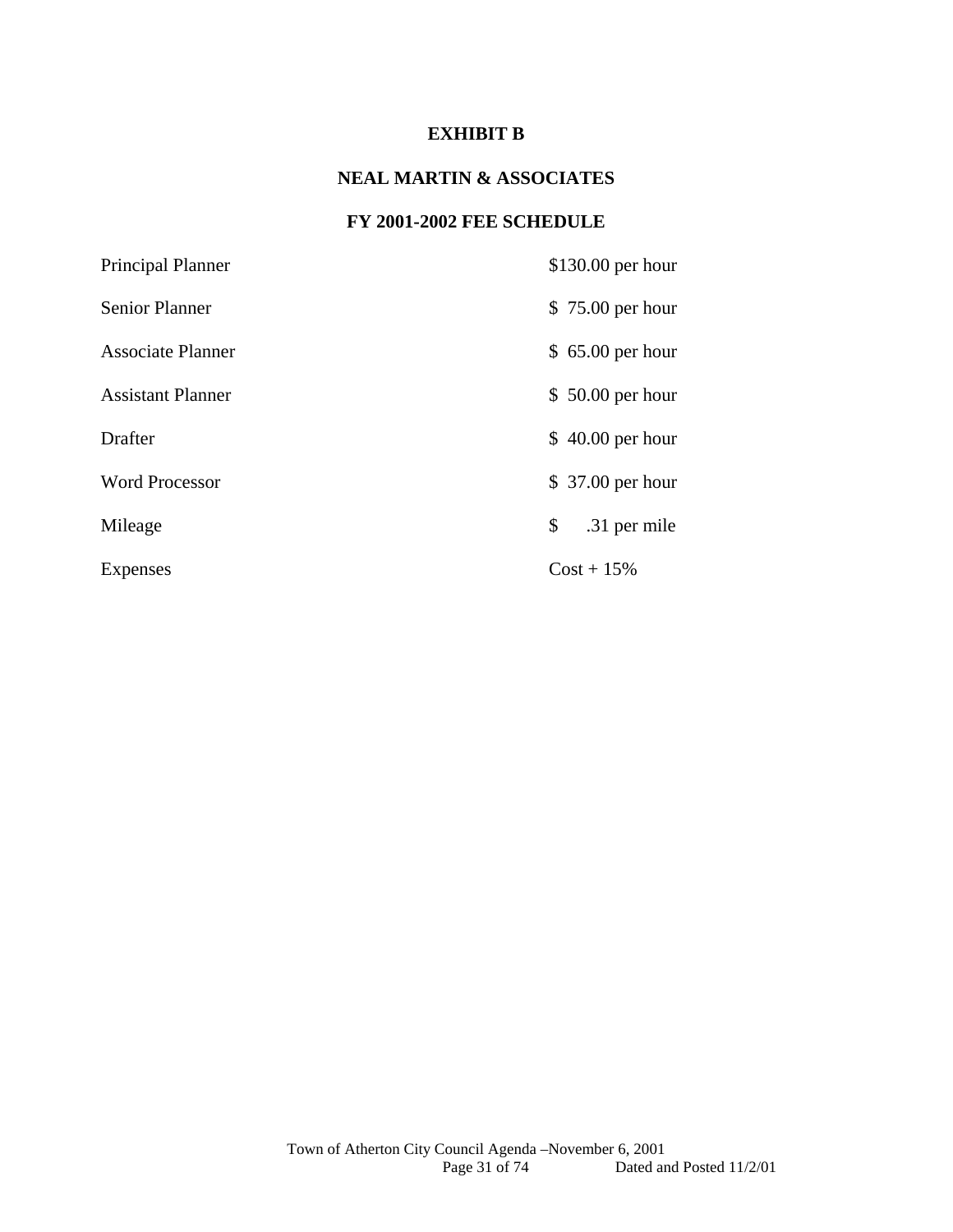# EXHIBIT B

## NEAL MARTIN & ASSOCIATES

### FY 2001-2002 FEE SCHEDULE

| | |
|---|---|
| Principal Planner | $130.00 per hour |
| Senior Planner | $ 75.00 per hour |
| Associate Planner | $ 65.00 per hour |
| Assistant Planner | $ 50.00 per hour |
| Drafter | $ 40.00 per hour |
| Word Processor | $ 37.00 per hour |
| Mileage | $ .31 per mile |
| Expenses | Cost + 15% |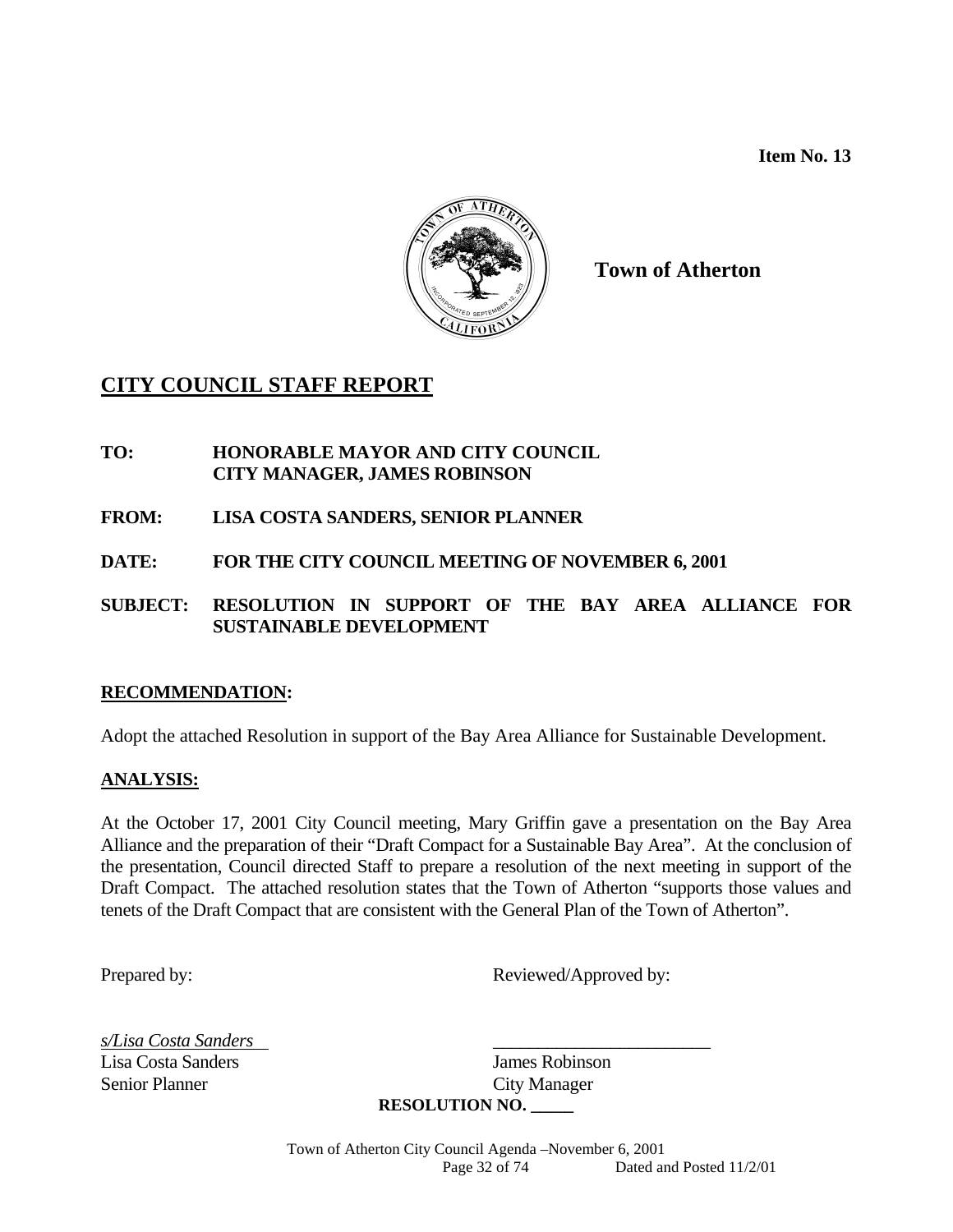**Item No. 13**

**Town of Atherton**

# CITY COUNCIL STAFF REPORT

**TO:** **HONORABLE MAYOR AND CITY COUNCIL**
**CITY MANAGER, JAMES ROBINSON**

**FROM:** **LISA COSTA SANDERS, SENIOR PLANNER**

**DATE:** **FOR THE CITY COUNCIL MEETING OF NOVEMBER 6, 2001**

**SUBJECT:** **RESOLUTION IN SUPPORT OF THE BAY AREA ALLIANCE FOR SUSTAINABLE DEVELOPMENT**

## RECOMMENDATION:

Adopt the attached Resolution in support of the Bay Area Alliance for Sustainable Development.

## ANALYSIS:

At the October 17, 2001 City Council meeting, Mary Griffin gave a presentation on the Bay Area Alliance and the preparation of their "Draft Compact for a Sustainable Bay Area". At the conclusion of the presentation, Council directed Staff to prepare a resolution of the next meeting in support of the Draft Compact. The attached resolution states that the Town of Atherton "supports those values and tenets of the Draft Compact that are consistent with the General Plan of the Town of Atherton".

Prepared by: Reviewed/Approved by:

*s/Lisa Costa Sanders* \_\_\_\_\_\_\_\_\_\_\_\_\_\_\_\_\_\_\_\_\_\_\_\_
Lisa Costa Sanders James Robinson
Senior Planner City Manager

**RESOLUTION NO. \_\_\_\_\_**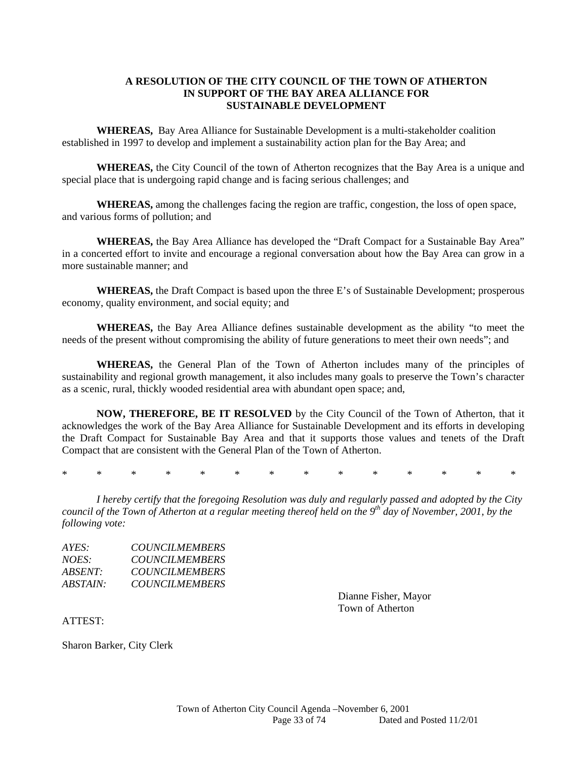**A RESOLUTION OF THE CITY COUNCIL OF THE TOWN OF ATHERTON IN SUPPORT OF THE BAY AREA ALLIANCE FOR SUSTAINABLE DEVELOPMENT**

**WHEREAS,** Bay Area Alliance for Sustainable Development is a multi-stakeholder coalition established in 1997 to develop and implement a sustainability action plan for the Bay Area; and

**WHEREAS,** the City Council of the town of Atherton recognizes that the Bay Area is a unique and special place that is undergoing rapid change and is facing serious challenges; and

**WHEREAS,** among the challenges facing the region are traffic, congestion, the loss of open space, and various forms of pollution; and

**WHEREAS,** the Bay Area Alliance has developed the "Draft Compact for a Sustainable Bay Area" in a concerted effort to invite and encourage a regional conversation about how the Bay Area can grow in a more sustainable manner; and

**WHEREAS,** the Draft Compact is based upon the three E's of Sustainable Development; prosperous economy, quality environment, and social equity; and

**WHEREAS,** the Bay Area Alliance defines sustainable development as the ability "to meet the needs of the present without compromising the ability of future generations to meet their own needs"; and

**WHEREAS,** the General Plan of the Town of Atherton includes many of the principles of sustainability and regional growth management, it also includes many goals to preserve the Town's character as a scenic, rural, thickly wooded residential area with abundant open space; and,

**NOW, THEREFORE, BE IT RESOLVED** by the City Council of the Town of Atherton, that it acknowledges the work of the Bay Area Alliance for Sustainable Development and its efforts in developing the Draft Compact for Sustainable Bay Area and that it supports those values and tenets of the Draft Compact that are consistent with the General Plan of the Town of Atherton.

\* \* \* \* \* \* \* \* \* \* \* \* \* \*

*I hereby certify that the foregoing Resolution was duly and regularly passed and adopted by the City council of the Town of Atherton at a regular meeting thereof held on the 9th day of November, 2001, by the following vote:*

*AYES: COUNCILMEMBERS*
*NOES: COUNCILMEMBERS*
*ABSENT: COUNCILMEMBERS*
*ABSTAIN: COUNCILMEMBERS*

Dianne Fisher, Mayor
Town of Atherton

ATTEST:

Sharon Barker, City Clerk

Town of Atherton City Council Agenda –November 6, 2001
Dated and Posted 11/2/01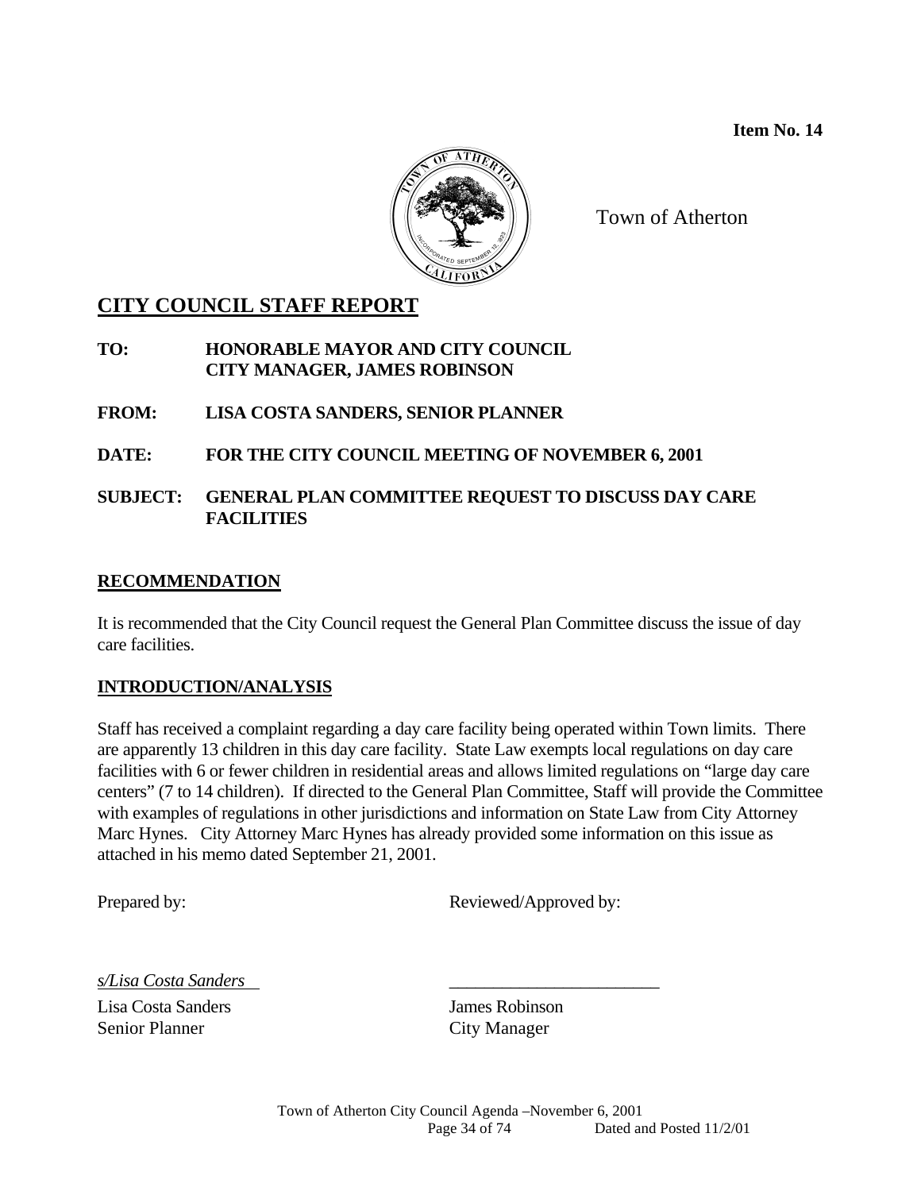**Item No. 14**

Town of Atherton

# CITY COUNCIL STAFF REPORT

**TO: HONORABLE MAYOR AND CITY COUNCIL**
**CITY MANAGER, JAMES ROBINSON**

**FROM: LISA COSTA SANDERS, SENIOR PLANNER**

**DATE: FOR THE CITY COUNCIL MEETING OF NOVEMBER 6, 2001**

**SUBJECT: GENERAL PLAN COMMITTEE REQUEST TO DISCUSS DAY CARE FACILITIES**

## RECOMMENDATION

It is recommended that the City Council request the General Plan Committee discuss the issue of day care facilities.

## INTRODUCTION/ANALYSIS

Staff has received a complaint regarding a day care facility being operated within Town limits. There are apparently 13 children in this day care facility. State Law exempts local regulations on day care facilities with 6 or fewer children in residential areas and allows limited regulations on "large day care centers" (7 to 14 children). If directed to the General Plan Committee, Staff will provide the Committee with examples of regulations in other jurisdictions and information on State Law from City Attorney Marc Hynes. City Attorney Marc Hynes has already provided some information on this issue as attached in his memo dated September 21, 2001.

Prepared by: Reviewed/Approved by:

*s/Lisa Costa Sanders* ________________________

Lisa Costa Sanders
Senior Planner

James Robinson
City Manager

Town of Atherton City Council Agenda –November 6, 2001
Dated and Posted 11/2/01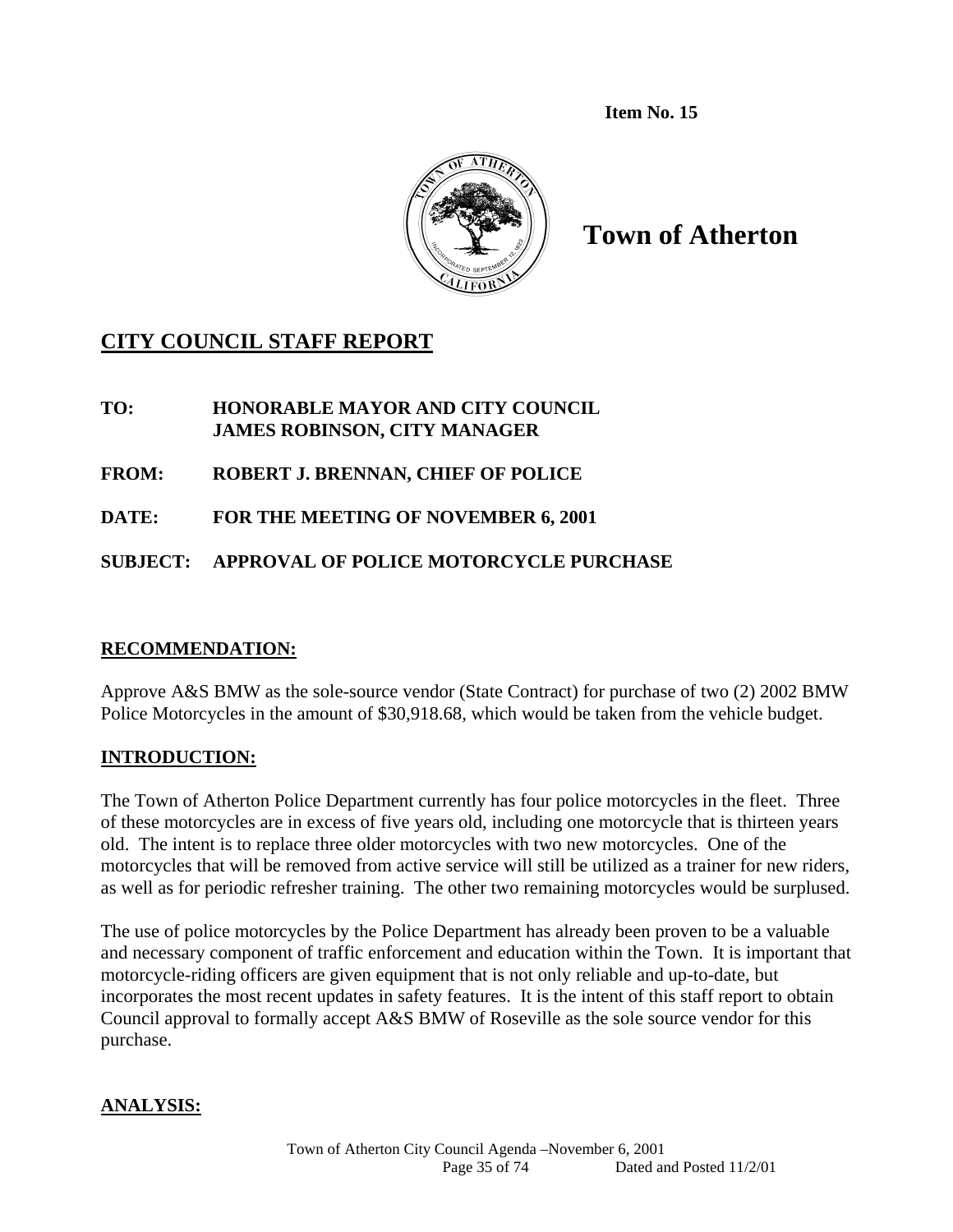**Item No. 15**

# Town of Atherton

## CITY COUNCIL STAFF REPORT

**TO:** HONORABLE MAYOR AND CITY COUNCIL
JAMES ROBINSON, CITY MANAGER

**FROM:** ROBERT J. BRENNAN, CHIEF OF POLICE

**DATE:** FOR THE MEETING OF NOVEMBER 6, 2001

**SUBJECT:** APPROVAL OF POLICE MOTORCYCLE PURCHASE

### RECOMMENDATION:

Approve A&S BMW as the sole-source vendor (State Contract) for purchase of two (2) 2002 BMW Police Motorcycles in the amount of $30,918.68, which would be taken from the vehicle budget.

### INTRODUCTION:

The Town of Atherton Police Department currently has four police motorcycles in the fleet. Three of these motorcycles are in excess of five years old, including one motorcycle that is thirteen years old. The intent is to replace three older motorcycles with two new motorcycles. One of the motorcycles that will be removed from active service will still be utilized as a trainer for new riders, as well as for periodic refresher training. The other two remaining motorcycles would be surplused.

The use of police motorcycles by the Police Department has already been proven to be a valuable and necessary component of traffic enforcement and education within the Town. It is important that motorcycle-riding officers are given equipment that is not only reliable and up-to-date, but incorporates the most recent updates in safety features. It is the intent of this staff report to obtain Council approval to formally accept A&S BMW of Roseville as the sole source vendor for this purchase.

### ANALYSIS: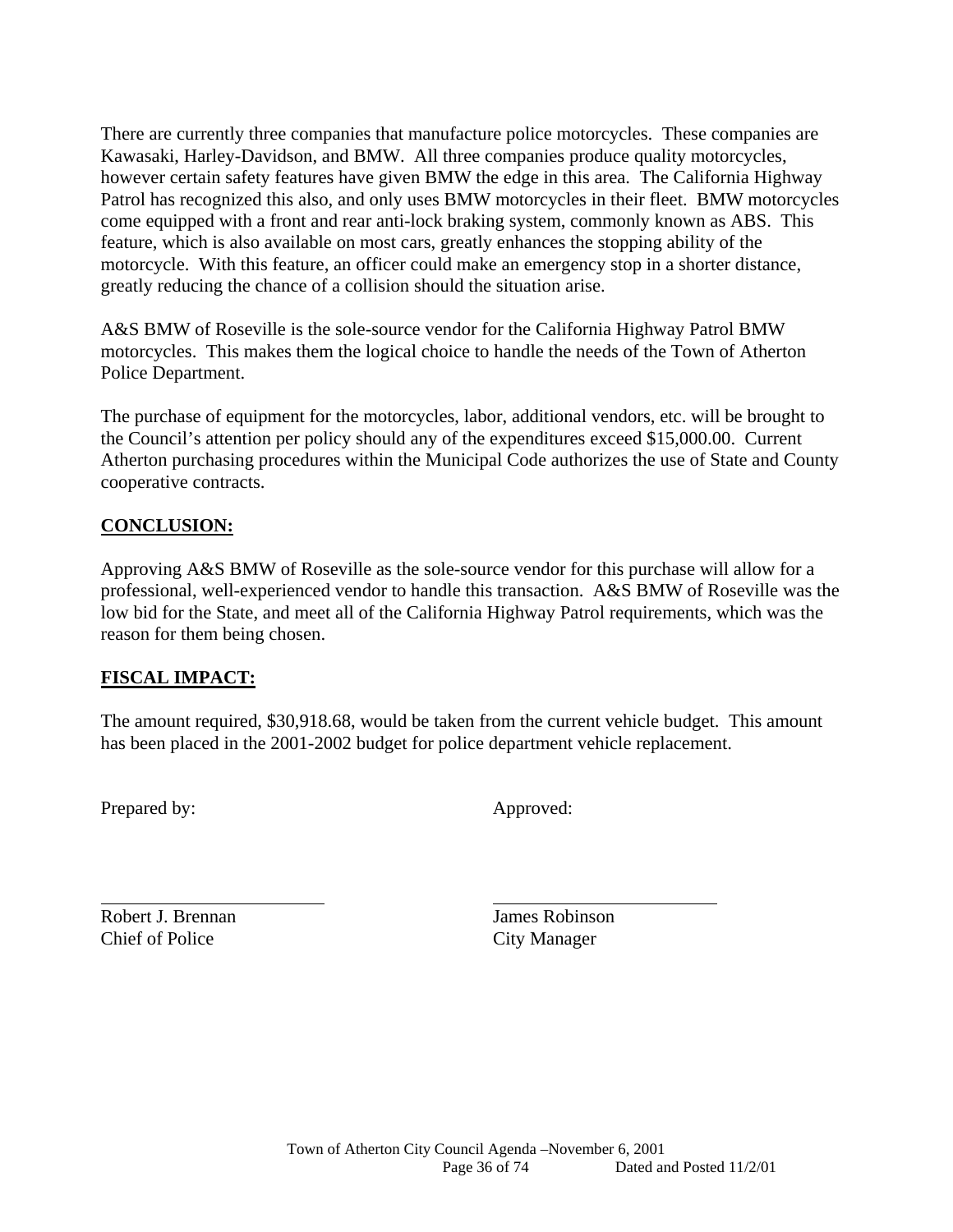There are currently three companies that manufacture police motorcycles. These companies are Kawasaki, Harley-Davidson, and BMW. All three companies produce quality motorcycles, however certain safety features have given BMW the edge in this area. The California Highway Patrol has recognized this also, and only uses BMW motorcycles in their fleet. BMW motorcycles come equipped with a front and rear anti-lock braking system, commonly known as ABS. This feature, which is also available on most cars, greatly enhances the stopping ability of the motorcycle. With this feature, an officer could make an emergency stop in a shorter distance, greatly reducing the chance of a collision should the situation arise.

A&S BMW of Roseville is the sole-source vendor for the California Highway Patrol BMW motorcycles. This makes them the logical choice to handle the needs of the Town of Atherton Police Department.

The purchase of equipment for the motorcycles, labor, additional vendors, etc. will be brought to the Council's attention per policy should any of the expenditures exceed $15,000.00. Current Atherton purchasing procedures within the Municipal Code authorizes the use of State and County cooperative contracts.

## CONCLUSION:

Approving A&S BMW of Roseville as the sole-source vendor for this purchase will allow for a professional, well-experienced vendor to handle this transaction. A&S BMW of Roseville was the low bid for the State, and meet all of the California Highway Patrol requirements, which was the reason for them being chosen.

## FISCAL IMPACT:

The amount required, $30,918.68, would be taken from the current vehicle budget. This amount has been placed in the 2001-2002 budget for police department vehicle replacement.

Prepared by: Approved:

Robert J. Brennan
Chief of Police

James Robinson
City Manager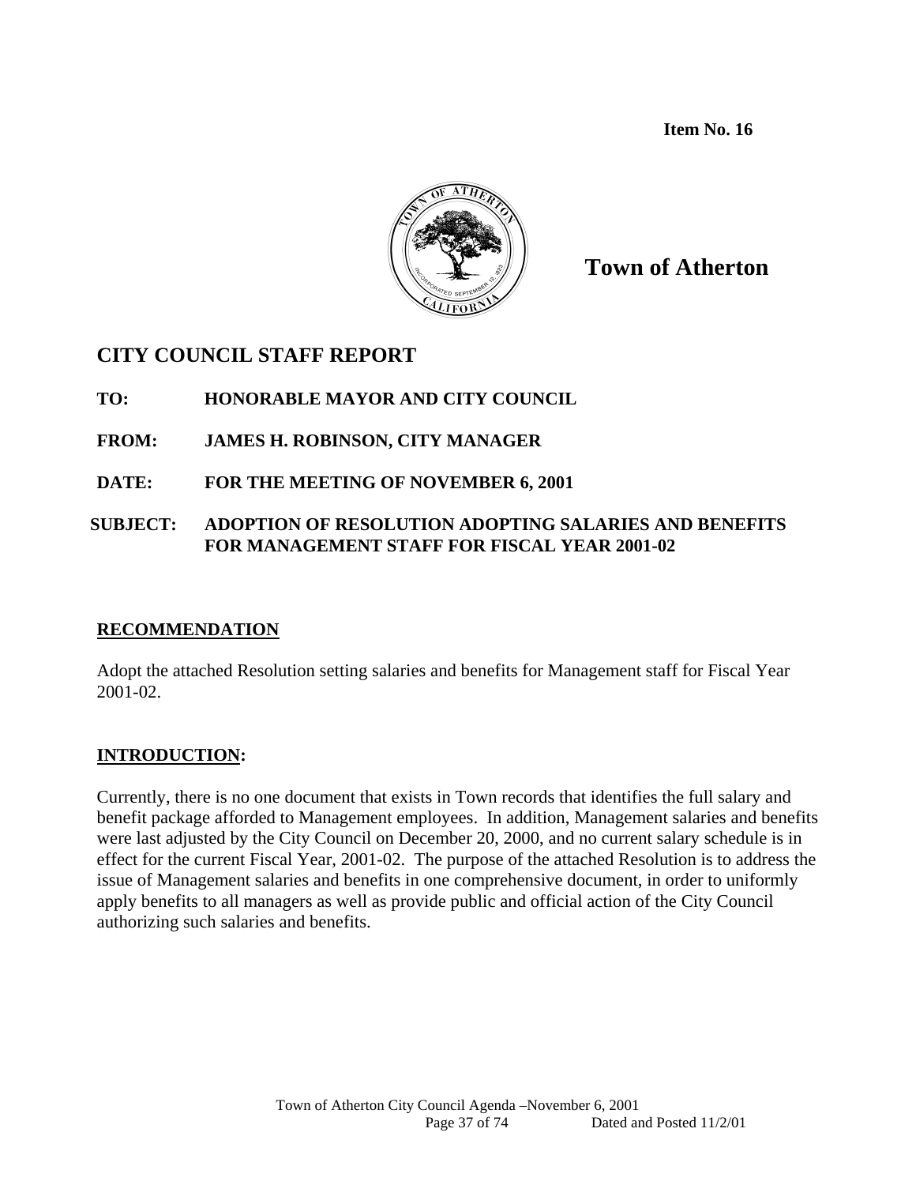**Item No. 16**

**Town of Atherton**

## CITY COUNCIL STAFF REPORT

**TO:** HONORABLE MAYOR AND CITY COUNCIL

**FROM:** JAMES H. ROBINSON, CITY MANAGER

**DATE:** FOR THE MEETING OF NOVEMBER 6, 2001

**SUBJECT:** ADOPTION OF RESOLUTION ADOPTING SALARIES AND BENEFITS FOR MANAGEMENT STAFF FOR FISCAL YEAR 2001-02

### RECOMMENDATION

Adopt the attached Resolution setting salaries and benefits for Management staff for Fiscal Year 2001-02.

### INTRODUCTION:

Currently, there is no one document that exists in Town records that identifies the full salary and benefit package afforded to Management employees. In addition, Management salaries and benefits were last adjusted by the City Council on December 20, 2000, and no current salary schedule is in effect for the current Fiscal Year, 2001-02. The purpose of the attached Resolution is to address the issue of Management salaries and benefits in one comprehensive document, in order to uniformly apply benefits to all managers as well as provide public and official action of the City Council authorizing such salaries and benefits.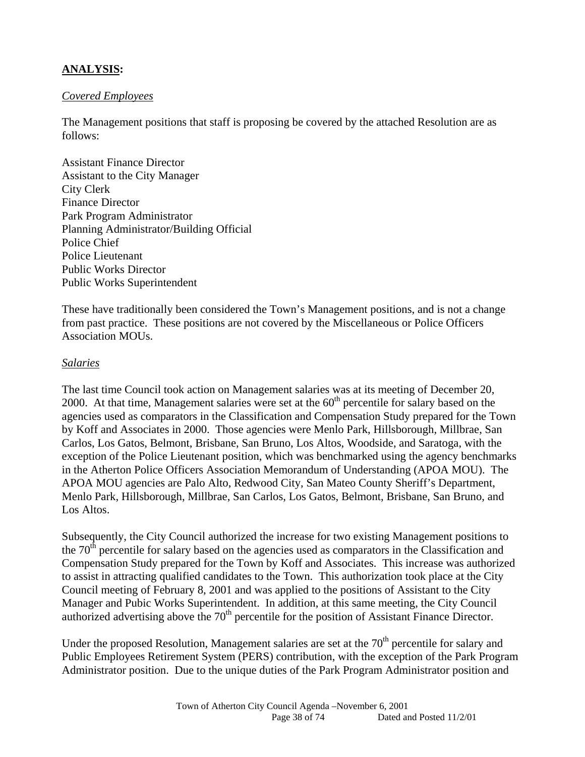## **ANALYSIS:**

*Covered Employees*

The Management positions that staff is proposing be covered by the attached Resolution are as follows:

Assistant Finance Director
Assistant to the City Manager
City Clerk
Finance Director
Park Program Administrator
Planning Administrator/Building Official
Police Chief
Police Lieutenant
Public Works Director
Public Works Superintendent

These have traditionally been considered the Town's Management positions, and is not a change from past practice. These positions are not covered by the Miscellaneous or Police Officers Association MOUs.

*Salaries*

The last time Council took action on Management salaries was at its meeting of December 20, 2000. At that time, Management salaries were set at the 60th percentile for salary based on the agencies used as comparators in the Classification and Compensation Study prepared for the Town by Koff and Associates in 2000. Those agencies were Menlo Park, Hillsborough, Millbrae, San Carlos, Los Gatos, Belmont, Brisbane, San Bruno, Los Altos, Woodside, and Saratoga, with the exception of the Police Lieutenant position, which was benchmarked using the agency benchmarks in the Atherton Police Officers Association Memorandum of Understanding (APOA MOU). The APOA MOU agencies are Palo Alto, Redwood City, San Mateo County Sheriff's Department, Menlo Park, Hillsborough, Millbrae, San Carlos, Los Gatos, Belmont, Brisbane, San Bruno, and Los Altos.

Subsequently, the City Council authorized the increase for two existing Management positions to the 70th percentile for salary based on the agencies used as comparators in the Classification and Compensation Study prepared for the Town by Koff and Associates. This increase was authorized to assist in attracting qualified candidates to the Town. This authorization took place at the City Council meeting of February 8, 2001 and was applied to the positions of Assistant to the City Manager and Pubic Works Superintendent. In addition, at this same meeting, the City Council authorized advertising above the 70th percentile for the position of Assistant Finance Director.

Under the proposed Resolution, Management salaries are set at the 70th percentile for salary and Public Employees Retirement System (PERS) contribution, with the exception of the Park Program Administrator position. Due to the unique duties of the Park Program Administrator position and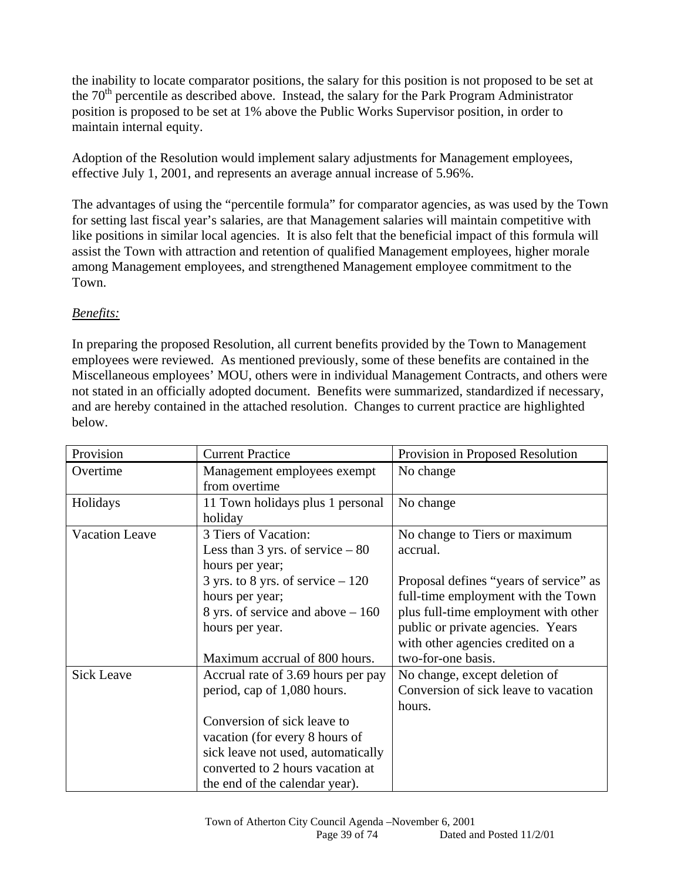the inability to locate comparator positions, the salary for this position is not proposed to be set at the 70th percentile as described above. Instead, the salary for the Park Program Administrator position is proposed to be set at 1% above the Public Works Supervisor position, in order to maintain internal equity.

Adoption of the Resolution would implement salary adjustments for Management employees, effective July 1, 2001, and represents an average annual increase of 5.96%.

The advantages of using the "percentile formula" for comparator agencies, as was used by the Town for setting last fiscal year's salaries, are that Management salaries will maintain competitive with like positions in similar local agencies. It is also felt that the beneficial impact of this formula will assist the Town with attraction and retention of qualified Management employees, higher morale among Management employees, and strengthened Management employee commitment to the Town.

*Benefits:*

In preparing the proposed Resolution, all current benefits provided by the Town to Management employees were reviewed. As mentioned previously, some of these benefits are contained in the Miscellaneous employees' MOU, others were in individual Management Contracts, and others were not stated in an officially adopted document. Benefits were summarized, standardized if necessary, and are hereby contained in the attached resolution. Changes to current practice are highlighted below.

| Provision | Current Practice | Provision in Proposed Resolution |
|---|---|---|
| Overtime | Management employees exempt from overtime | No change |
| Holidays | 11 Town holidays plus 1 personal holiday | No change |
| Vacation Leave | 3 Tiers of Vacation:<br>Less than 3 yrs. of service – 80 hours per year;<br>3 yrs. to 8 yrs. of service – 120 hours per year;<br>8 yrs. of service and above – 160 hours per year.<br><br>Maximum accrual of 800 hours. | No change to Tiers or maximum accrual.<br><br>Proposal defines "years of service" as full-time employment with the Town plus full-time employment with other public or private agencies. Years with other agencies credited on a two-for-one basis. |
| Sick Leave | Accrual rate of 3.69 hours per pay period, cap of 1,080 hours.<br><br>Conversion of sick leave to vacation (for every 8 hours of sick leave not used, automatically converted to 2 hours vacation at the end of the calendar year). | No change, except deletion of Conversion of sick leave to vacation hours. |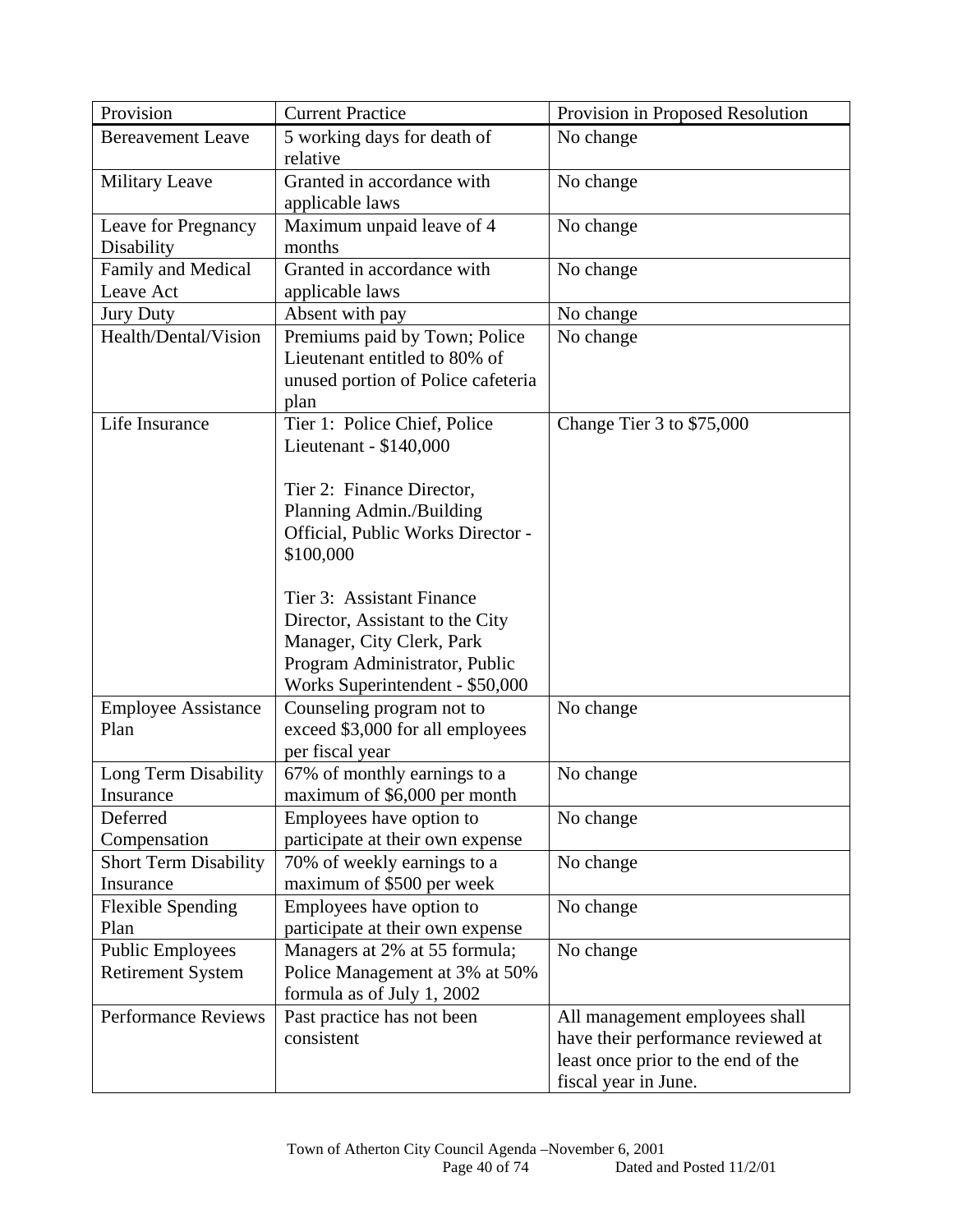| Provision | Current Practice | Provision in Proposed Resolution |
|---|---|---|
| Bereavement Leave | 5 working days for death of relative | No change |
| Military Leave | Granted in accordance with applicable laws | No change |
| Leave for Pregnancy Disability | Maximum unpaid leave of 4 months | No change |
| Family and Medical Leave Act | Granted in accordance with applicable laws | No change |
| Jury Duty | Absent with pay | No change |
| Health/Dental/Vision | Premiums paid by Town; Police Lieutenant entitled to 80% of unused portion of Police cafeteria plan | No change |
| Life Insurance | Tier 1: Police Chief, Police Lieutenant - $140,000<br><br>Tier 2: Finance Director, Planning Admin./Building Official, Public Works Director - $100,000<br><br>Tier 3: Assistant Finance Director, Assistant to the City Manager, City Clerk, Park Program Administrator, Public Works Superintendent - $50,000 | Change Tier 3 to $75,000 |
| Employee Assistance Plan | Counseling program not to exceed $3,000 for all employees per fiscal year | No change |
| Long Term Disability Insurance | 67% of monthly earnings to a maximum of $6,000 per month | No change |
| Deferred Compensation | Employees have option to participate at their own expense | No change |
| Short Term Disability Insurance | 70% of weekly earnings to a maximum of $500 per week | No change |
| Flexible Spending Plan | Employees have option to participate at their own expense | No change |
| Public Employees Retirement System | Managers at 2% at 55 formula; Police Management at 3% at 50% formula as of July 1, 2002 | No change |
| Performance Reviews | Past practice has not been consistent | All management employees shall have their performance reviewed at least once prior to the end of the fiscal year in June. |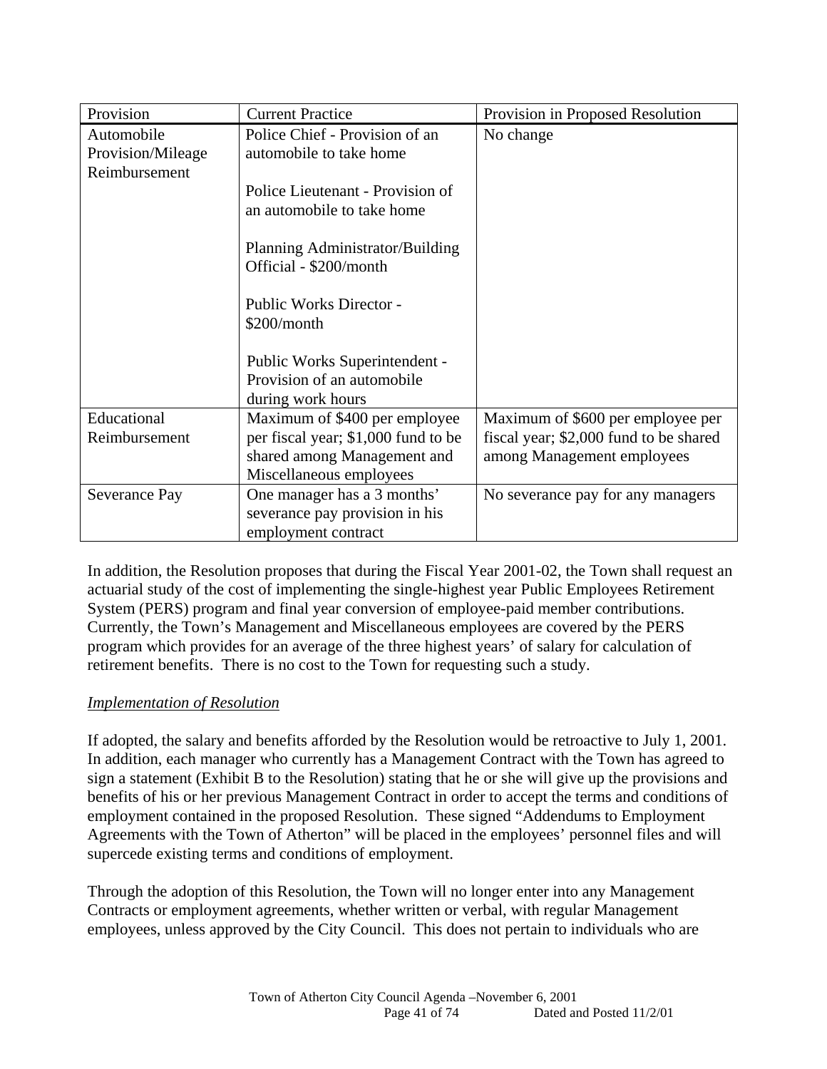| Provision | Current Practice | Provision in Proposed Resolution |
| --- | --- | --- |
| Automobile Provision/Mileage Reimbursement | Police Chief - Provision of an automobile to take home<br><br>Police Lieutenant - Provision of an automobile to take home<br><br>Planning Administrator/Building Official - \$200/month<br><br>Public Works Director - \$200/month<br><br>Public Works Superintendent - Provision of an automobile during work hours | No change |
| Educational Reimbursement | Maximum of \$400 per employee per fiscal year; \$1,000 fund to be shared among Management and Miscellaneous employees | Maximum of \$600 per employee per fiscal year; \$2,000 fund to be shared among Management employees |
| Severance Pay | One manager has a 3 months' severance pay provision in his employment contract | No severance pay for any managers |

In addition, the Resolution proposes that during the Fiscal Year 2001-02, the Town shall request an actuarial study of the cost of implementing the single-highest year Public Employees Retirement System (PERS) program and final year conversion of employee-paid member contributions. Currently, the Town's Management and Miscellaneous employees are covered by the PERS program which provides for an average of the three highest years' of salary for calculation of retirement benefits. There is no cost to the Town for requesting such a study.

*Implementation of Resolution*

If adopted, the salary and benefits afforded by the Resolution would be retroactive to July 1, 2001. In addition, each manager who currently has a Management Contract with the Town has agreed to sign a statement (Exhibit B to the Resolution) stating that he or she will give up the provisions and benefits of his or her previous Management Contract in order to accept the terms and conditions of employment contained in the proposed Resolution. These signed "Addendums to Employment Agreements with the Town of Atherton" will be placed in the employees' personnel files and will supercede existing terms and conditions of employment.

Through the adoption of this Resolution, the Town will no longer enter into any Management Contracts or employment agreements, whether written or verbal, with regular Management employees, unless approved by the City Council. This does not pertain to individuals who are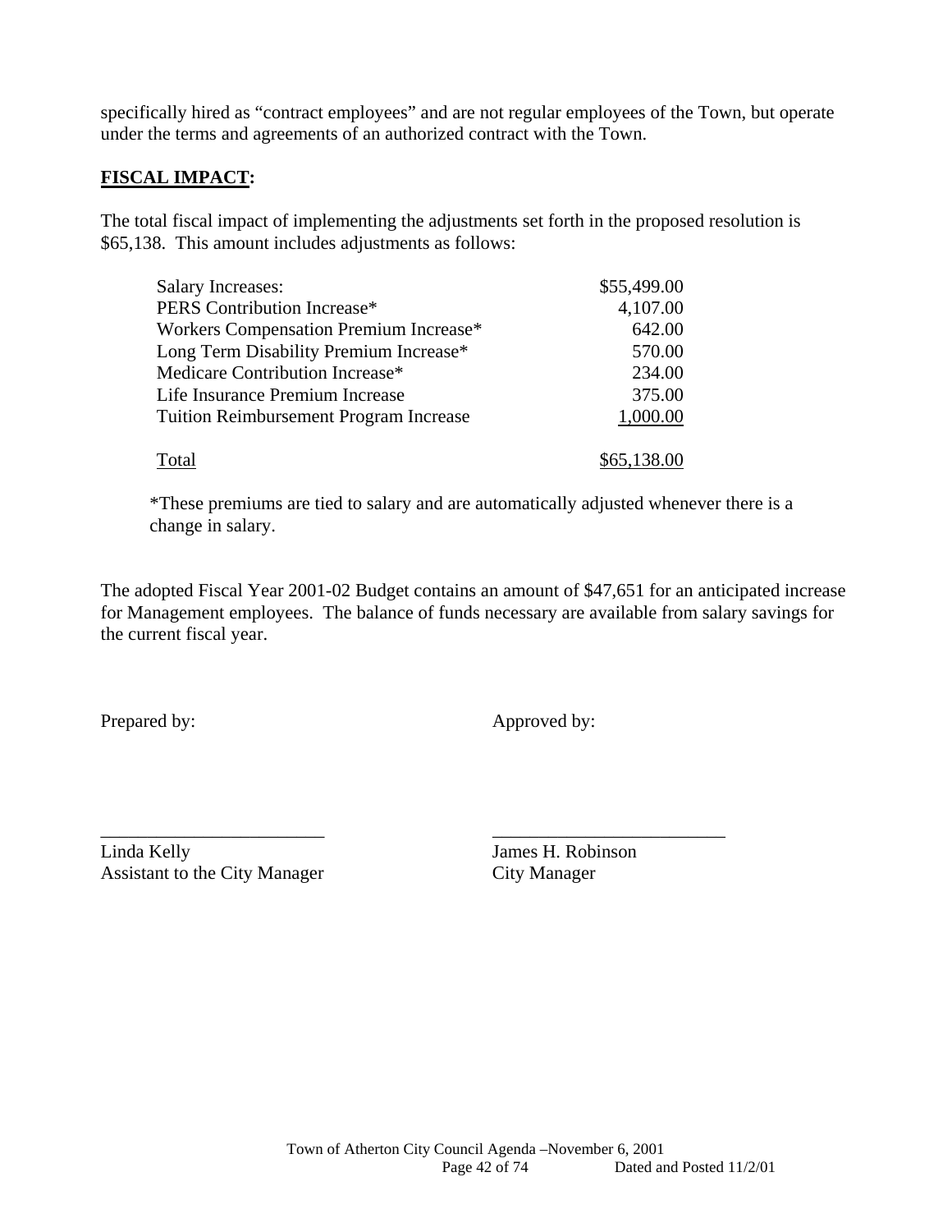specifically hired as "contract employees" and are not regular employees of the Town, but operate under the terms and agreements of an authorized contract with the Town.

## FISCAL IMPACT:

The total fiscal impact of implementing the adjustments set forth in the proposed resolution is $65,138. This amount includes adjustments as follows:

| | |
|---|---:|
| Salary Increases: | $55,499.00 |
| PERS Contribution Increase* | 4,107.00 |
| Workers Compensation Premium Increase* | 642.00 |
| Long Term Disability Premium Increase* | 570.00 |
| Medicare Contribution Increase* | 234.00 |
| Life Insurance Premium Increase | 375.00 |
| Tuition Reimbursement Program Increase | 1,000.00 |
| Total | $65,138.00 |

*These premiums are tied to salary and are automatically adjusted whenever there is a change in salary.

The adopted Fiscal Year 2001-02 Budget contains an amount of $47,651 for an anticipated increase for Management employees. The balance of funds necessary are available from salary savings for the current fiscal year.

Prepared by: 

\_\_\_\_\_\_\_\_\_\_\_\_\_\_\_\_\_\_\_\_\_\_\_\_
Linda Kelly
Assistant to the City Manager

Approved by:

\_\_\_\_\_\_\_\_\_\_\_\_\_\_\_\_\_\_\_\_\_\_\_\_
James H. Robinson
City Manager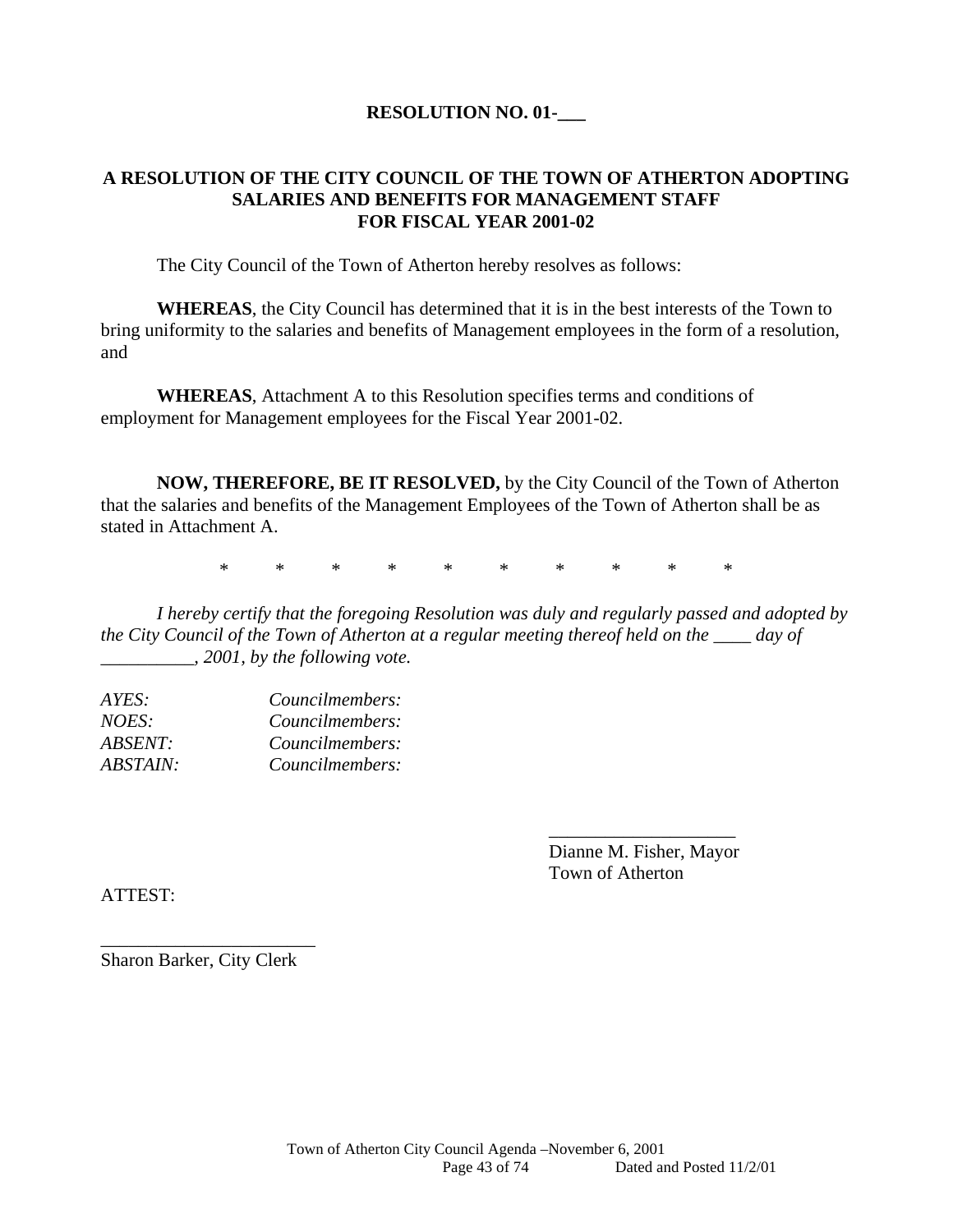**RESOLUTION NO. 01-___**

**A RESOLUTION OF THE CITY COUNCIL OF THE TOWN OF ATHERTON ADOPTING SALARIES AND BENEFITS FOR MANAGEMENT STAFF FOR FISCAL YEAR 2001-02**

The City Council of the Town of Atherton hereby resolves as follows:

**WHEREAS**, the City Council has determined that it is in the best interests of the Town to bring uniformity to the salaries and benefits of Management employees in the form of a resolution, and

**WHEREAS**, Attachment A to this Resolution specifies terms and conditions of employment for Management employees for the Fiscal Year 2001-02.

**NOW, THEREFORE, BE IT RESOLVED,** by the City Council of the Town of Atherton that the salaries and benefits of the Management Employees of the Town of Atherton shall be as stated in Attachment A.

\* \* \* \* \* \* \* \* \* \*

*I hereby certify that the foregoing Resolution was duly and regularly passed and adopted by the City Council of the Town of Atherton at a regular meeting thereof held on the ____ day of __________, 2001, by the following vote.*

*AYES:* *Councilmembers:*
*NOES:* *Councilmembers:*
*ABSENT:* *Councilmembers:*
*ABSTAIN:* *Councilmembers:*

____________________
Dianne M. Fisher, Mayor
Town of Atherton

ATTEST:

_______________________
Sharon Barker, City Clerk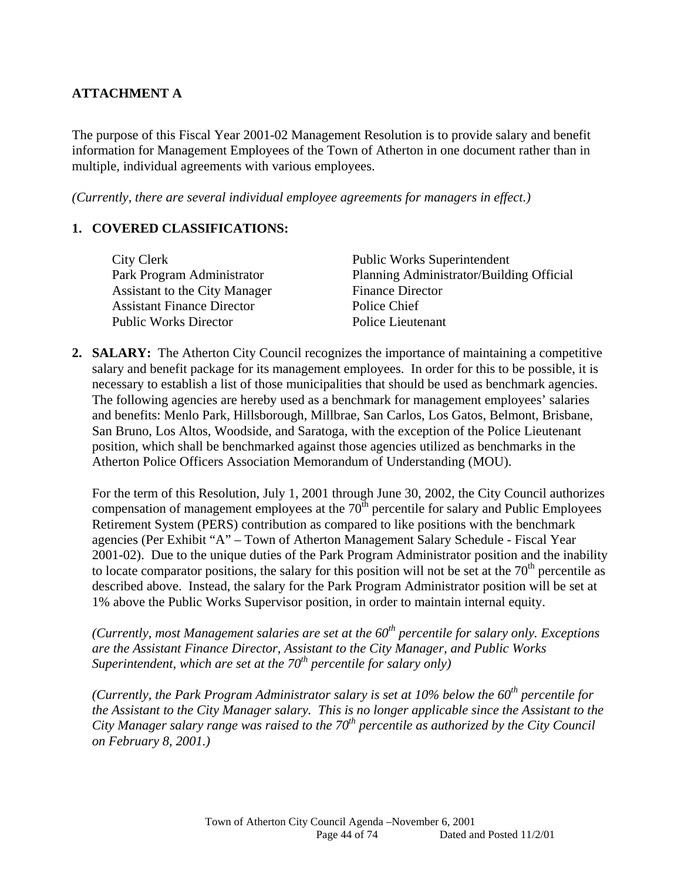**ATTACHMENT A**

The purpose of this Fiscal Year 2001-02 Management Resolution is to provide salary and benefit information for Management Employees of the Town of Atherton in one document rather than in multiple, individual agreements with various employees.

*(Currently, there are several individual employee agreements for managers in effect.)*

**1. COVERED CLASSIFICATIONS:**

| | |
|---|---|
| City Clerk | Public Works Superintendent |
| Park Program Administrator | Planning Administrator/Building Official |
| Assistant to the City Manager | Finance Director |
| Assistant Finance Director | Police Chief |
| Public Works Director | Police Lieutenant |

**2. SALARY:** The Atherton City Council recognizes the importance of maintaining a competitive salary and benefit package for its management employees. In order for this to be possible, it is necessary to establish a list of those municipalities that should be used as benchmark agencies. The following agencies are hereby used as a benchmark for management employees' salaries and benefits: Menlo Park, Hillsborough, Millbrae, San Carlos, Los Gatos, Belmont, Brisbane, San Bruno, Los Altos, Woodside, and Saratoga, with the exception of the Police Lieutenant position, which shall be benchmarked against those agencies utilized as benchmarks in the Atherton Police Officers Association Memorandum of Understanding (MOU).

For the term of this Resolution, July 1, 2001 through June 30, 2002, the City Council authorizes compensation of management employees at the 70th percentile for salary and Public Employees Retirement System (PERS) contribution as compared to like positions with the benchmark agencies (Per Exhibit "A" – Town of Atherton Management Salary Schedule - Fiscal Year 2001-02). Due to the unique duties of the Park Program Administrator position and the inability to locate comparator positions, the salary for this position will not be set at the 70th percentile as described above. Instead, the salary for the Park Program Administrator position will be set at 1% above the Public Works Supervisor position, in order to maintain internal equity.

*(Currently, most Management salaries are set at the 60th percentile for salary only. Exceptions are the Assistant Finance Director, Assistant to the City Manager, and Public Works Superintendent, which are set at the 70th percentile for salary only)*

*(Currently, the Park Program Administrator salary is set at 10% below the 60th percentile for the Assistant to the City Manager salary. This is no longer applicable since the Assistant to the City Manager salary range was raised to the 70th percentile as authorized by the City Council on February 8, 2001.)*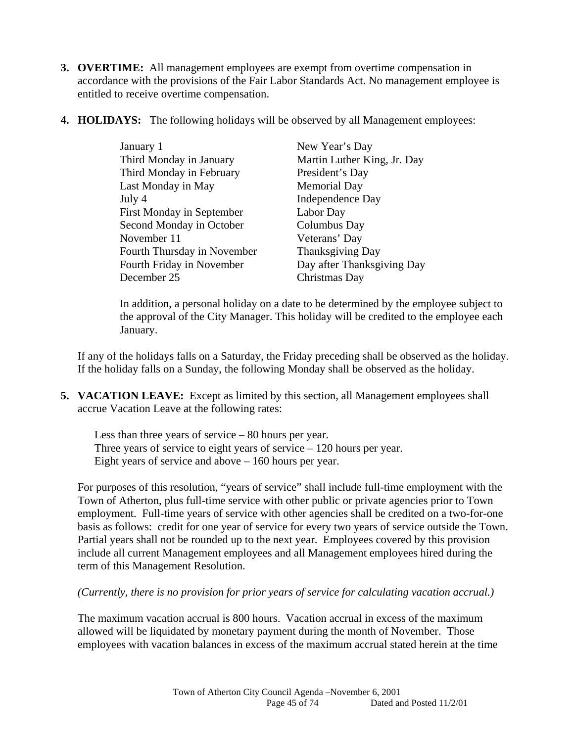3. **OVERTIME:** All management employees are exempt from overtime compensation in accordance with the provisions of the Fair Labor Standards Act. No management employee is entitled to receive overtime compensation.

4. **HOLIDAYS:** The following holidays will be observed by all Management employees:

| | |
|---|---|
| January 1 | New Year's Day |
| Third Monday in January | Martin Luther King, Jr. Day |
| Third Monday in February | President's Day |
| Last Monday in May | Memorial Day |
| July 4 | Independence Day |
| First Monday in September | Labor Day |
| Second Monday in October | Columbus Day |
| November 11 | Veterans' Day |
| Fourth Thursday in November | Thanksgiving Day |
| Fourth Friday in November | Day after Thanksgiving Day |
| December 25 | Christmas Day |

In addition, a personal holiday on a date to be determined by the employee subject to the approval of the City Manager. This holiday will be credited to the employee each January.

If any of the holidays falls on a Saturday, the Friday preceding shall be observed as the holiday. If the holiday falls on a Sunday, the following Monday shall be observed as the holiday.

5. **VACATION LEAVE:** Except as limited by this section, all Management employees shall accrue Vacation Leave at the following rates:

Less than three years of service – 80 hours per year.
Three years of service to eight years of service – 120 hours per year.
Eight years of service and above – 160 hours per year.

For purposes of this resolution, "years of service" shall include full-time employment with the Town of Atherton, plus full-time service with other public or private agencies prior to Town employment. Full-time years of service with other agencies shall be credited on a two-for-one basis as follows: credit for one year of service for every two years of service outside the Town. Partial years shall not be rounded up to the next year. Employees covered by this provision include all current Management employees and all Management employees hired during the term of this Management Resolution.

*(Currently, there is no provision for prior years of service for calculating vacation accrual.)*

The maximum vacation accrual is 800 hours. Vacation accrual in excess of the maximum allowed will be liquidated by monetary payment during the month of November. Those employees with vacation balances in excess of the maximum accrual stated herein at the time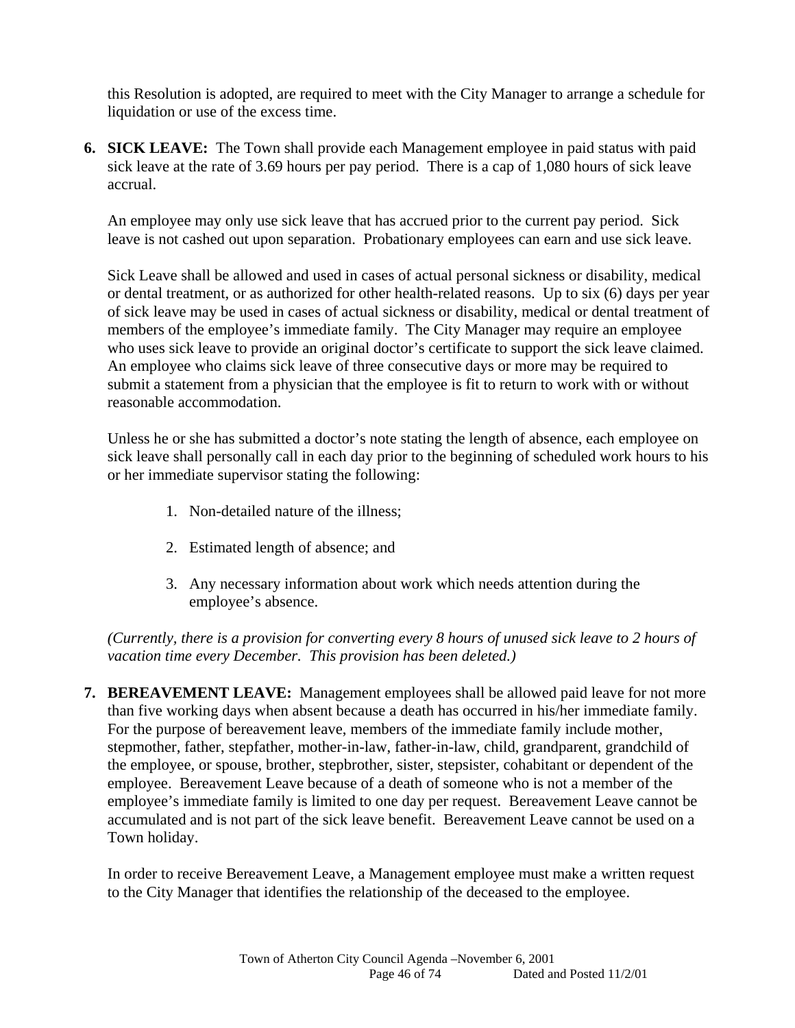this Resolution is adopted, are required to meet with the City Manager to arrange a schedule for liquidation or use of the excess time.

6. **SICK LEAVE:** The Town shall provide each Management employee in paid status with paid sick leave at the rate of 3.69 hours per pay period. There is a cap of 1,080 hours of sick leave accrual.

   An employee may only use sick leave that has accrued prior to the current pay period. Sick leave is not cashed out upon separation. Probationary employees can earn and use sick leave.

   Sick Leave shall be allowed and used in cases of actual personal sickness or disability, medical or dental treatment, or as authorized for other health-related reasons. Up to six (6) days per year of sick leave may be used in cases of actual sickness or disability, medical or dental treatment of members of the employee's immediate family. The City Manager may require an employee who uses sick leave to provide an original doctor's certificate to support the sick leave claimed. An employee who claims sick leave of three consecutive days or more may be required to submit a statement from a physician that the employee is fit to return to work with or without reasonable accommodation.

   Unless he or she has submitted a doctor's note stating the length of absence, each employee on sick leave shall personally call in each day prior to the beginning of scheduled work hours to his or her immediate supervisor stating the following:

   1. Non-detailed nature of the illness;

   2. Estimated length of absence; and

   3. Any necessary information about work which needs attention during the employee's absence.

   *(Currently, there is a provision for converting every 8 hours of unused sick leave to 2 hours of vacation time every December. This provision has been deleted.)*

7. **BEREAVEMENT LEAVE:** Management employees shall be allowed paid leave for not more than five working days when absent because a death has occurred in his/her immediate family. For the purpose of bereavement leave, members of the immediate family include mother, stepmother, father, stepfather, mother-in-law, father-in-law, child, grandparent, grandchild of the employee, or spouse, brother, stepbrother, sister, stepsister, cohabitant or dependent of the employee. Bereavement Leave because of a death of someone who is not a member of the employee's immediate family is limited to one day per request. Bereavement Leave cannot be accumulated and is not part of the sick leave benefit. Bereavement Leave cannot be used on a Town holiday.

   In order to receive Bereavement Leave, a Management employee must make a written request to the City Manager that identifies the relationship of the deceased to the employee.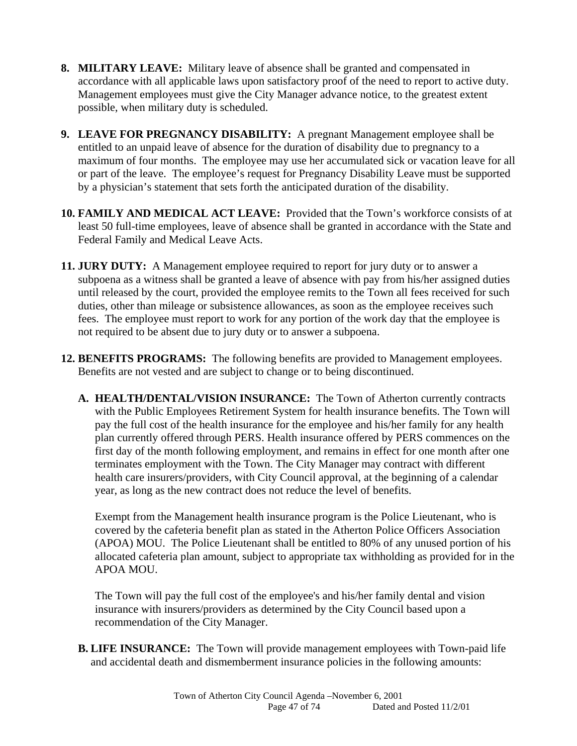8. **MILITARY LEAVE:** Military leave of absence shall be granted and compensated in accordance with all applicable laws upon satisfactory proof of the need to report to active duty. Management employees must give the City Manager advance notice, to the greatest extent possible, when military duty is scheduled.

9. **LEAVE FOR PREGNANCY DISABILITY:** A pregnant Management employee shall be entitled to an unpaid leave of absence for the duration of disability due to pregnancy to a maximum of four months. The employee may use her accumulated sick or vacation leave for all or part of the leave. The employee's request for Pregnancy Disability Leave must be supported by a physician's statement that sets forth the anticipated duration of the disability.

10. **FAMILY AND MEDICAL ACT LEAVE:** Provided that the Town's workforce consists of at least 50 full-time employees, leave of absence shall be granted in accordance with the State and Federal Family and Medical Leave Acts.

11. **JURY DUTY:** A Management employee required to report for jury duty or to answer a subpoena as a witness shall be granted a leave of absence with pay from his/her assigned duties until released by the court, provided the employee remits to the Town all fees received for such duties, other than mileage or subsistence allowances, as soon as the employee receives such fees. The employee must report to work for any portion of the work day that the employee is not required to be absent due to jury duty or to answer a subpoena.

12. **BENEFITS PROGRAMS:** The following benefits are provided to Management employees. Benefits are not vested and are subject to change or to being discontinued.

    A. **HEALTH/DENTAL/VISION INSURANCE:** The Town of Atherton currently contracts with the Public Employees Retirement System for health insurance benefits. The Town will pay the full cost of the health insurance for the employee and his/her family for any health plan currently offered through PERS. Health insurance offered by PERS commences on the first day of the month following employment, and remains in effect for one month after one terminates employment with the Town. The City Manager may contract with different health care insurers/providers, with City Council approval, at the beginning of a calendar year, as long as the new contract does not reduce the level of benefits.

       Exempt from the Management health insurance program is the Police Lieutenant, who is covered by the cafeteria benefit plan as stated in the Atherton Police Officers Association (APOA) MOU. The Police Lieutenant shall be entitled to 80% of any unused portion of his allocated cafeteria plan amount, subject to appropriate tax withholding as provided for in the APOA MOU.

       The Town will pay the full cost of the employee's and his/her family dental and vision insurance with insurers/providers as determined by the City Council based upon a recommendation of the City Manager.

    B. **LIFE INSURANCE:** The Town will provide management employees with Town-paid life and accidental death and dismemberment insurance policies in the following amounts: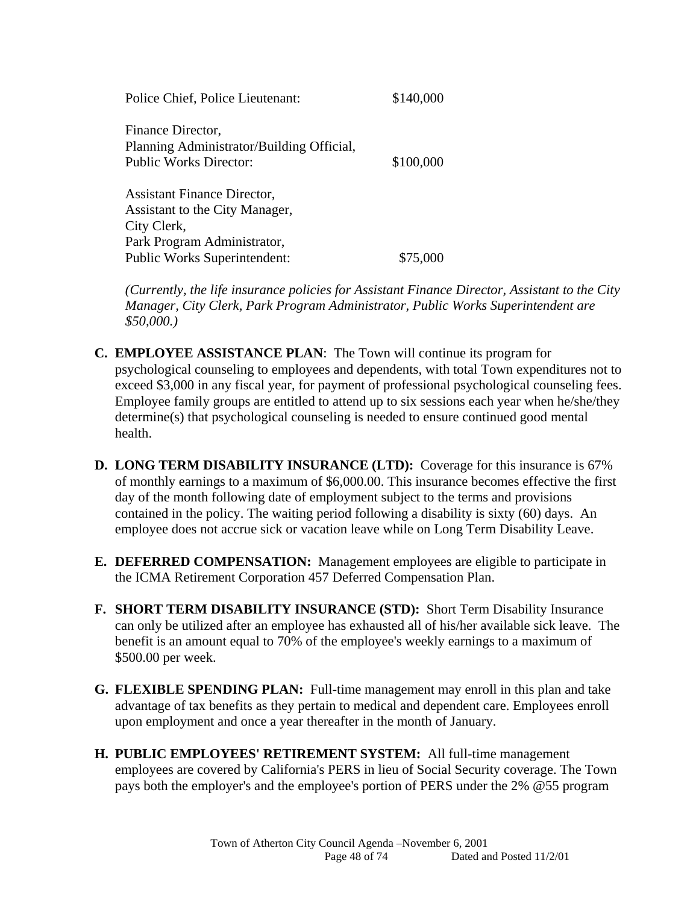| | |
|---|---|
| Police Chief, Police Lieutenant: | $140,000 |
| Finance Director,<br>Planning Administrator/Building Official,<br>Public Works Director: | $100,000 |
| Assistant Finance Director,<br>Assistant to the City Manager,<br>City Clerk,<br>Park Program Administrator,<br>Public Works Superintendent: | $75,000 |

*(Currently, the life insurance policies for Assistant Finance Director, Assistant to the City Manager, City Clerk, Park Program Administrator, Public Works Superintendent are $50,000.)*

**C. EMPLOYEE ASSISTANCE PLAN**: The Town will continue its program for psychological counseling to employees and dependents, with total Town expenditures not to exceed $3,000 in any fiscal year, for payment of professional psychological counseling fees. Employee family groups are entitled to attend up to six sessions each year when he/she/they determine(s) that psychological counseling is needed to ensure continued good mental health.

**D. LONG TERM DISABILITY INSURANCE (LTD):** Coverage for this insurance is 67% of monthly earnings to a maximum of $6,000.00. This insurance becomes effective the first day of the month following date of employment subject to the terms and provisions contained in the policy. The waiting period following a disability is sixty (60) days. An employee does not accrue sick or vacation leave while on Long Term Disability Leave.

**E. DEFERRED COMPENSATION:** Management employees are eligible to participate in the ICMA Retirement Corporation 457 Deferred Compensation Plan.

**F. SHORT TERM DISABILITY INSURANCE (STD):** Short Term Disability Insurance can only be utilized after an employee has exhausted all of his/her available sick leave. The benefit is an amount equal to 70% of the employee's weekly earnings to a maximum of $500.00 per week.

**G. FLEXIBLE SPENDING PLAN:** Full-time management may enroll in this plan and take advantage of tax benefits as they pertain to medical and dependent care. Employees enroll upon employment and once a year thereafter in the month of January.

**H. PUBLIC EMPLOYEES' RETIREMENT SYSTEM:** All full-time management employees are covered by California's PERS in lieu of Social Security coverage. The Town pays both the employer's and the employee's portion of PERS under the 2% @55 program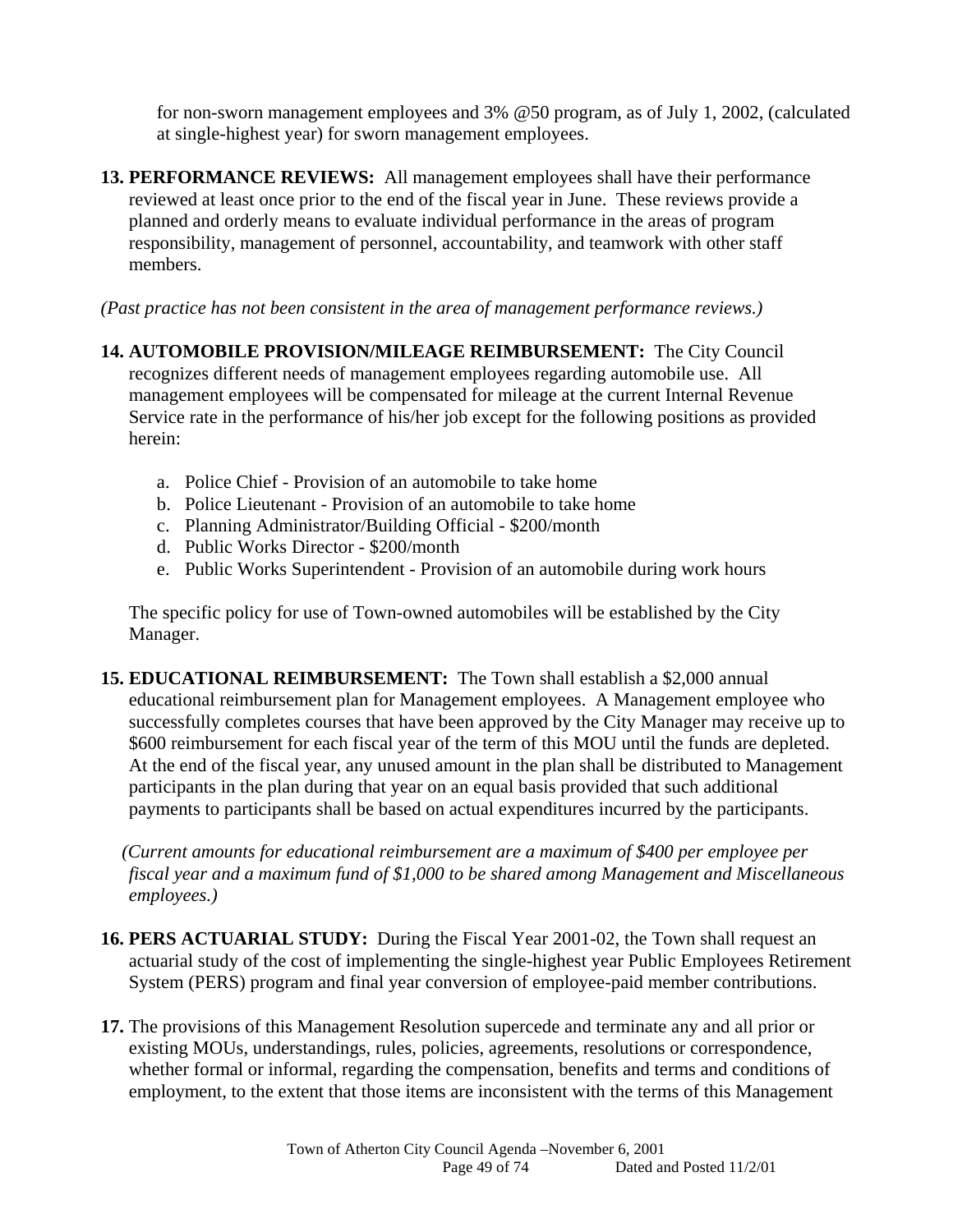for non-sworn management employees and 3% @50 program, as of July 1, 2002, (calculated at single-highest year) for sworn management employees.

**13. PERFORMANCE REVIEWS:** All management employees shall have their performance reviewed at least once prior to the end of the fiscal year in June. These reviews provide a planned and orderly means to evaluate individual performance in the areas of program responsibility, management of personnel, accountability, and teamwork with other staff members.

*(Past practice has not been consistent in the area of management performance reviews.)*

**14. AUTOMOBILE PROVISION/MILEAGE REIMBURSEMENT:** The City Council recognizes different needs of management employees regarding automobile use. All management employees will be compensated for mileage at the current Internal Revenue Service rate in the performance of his/her job except for the following positions as provided herein:

a. Police Chief - Provision of an automobile to take home
b. Police Lieutenant - Provision of an automobile to take home
c. Planning Administrator/Building Official - $200/month
d. Public Works Director - $200/month
e. Public Works Superintendent - Provision of an automobile during work hours

The specific policy for use of Town-owned automobiles will be established by the City Manager.

**15. EDUCATIONAL REIMBURSEMENT:** The Town shall establish a $2,000 annual educational reimbursement plan for Management employees. A Management employee who successfully completes courses that have been approved by the City Manager may receive up to $600 reimbursement for each fiscal year of the term of this MOU until the funds are depleted. At the end of the fiscal year, any unused amount in the plan shall be distributed to Management participants in the plan during that year on an equal basis provided that such additional payments to participants shall be based on actual expenditures incurred by the participants.

*(Current amounts for educational reimbursement are a maximum of $400 per employee per fiscal year and a maximum fund of $1,000 to be shared among Management and Miscellaneous employees.)*

**16. PERS ACTUARIAL STUDY:** During the Fiscal Year 2001-02, the Town shall request an actuarial study of the cost of implementing the single-highest year Public Employees Retirement System (PERS) program and final year conversion of employee-paid member contributions.

**17.** The provisions of this Management Resolution supercede and terminate any and all prior or existing MOUs, understandings, rules, policies, agreements, resolutions or correspondence, whether formal or informal, regarding the compensation, benefits and terms and conditions of employment, to the extent that those items are inconsistent with the terms of this Management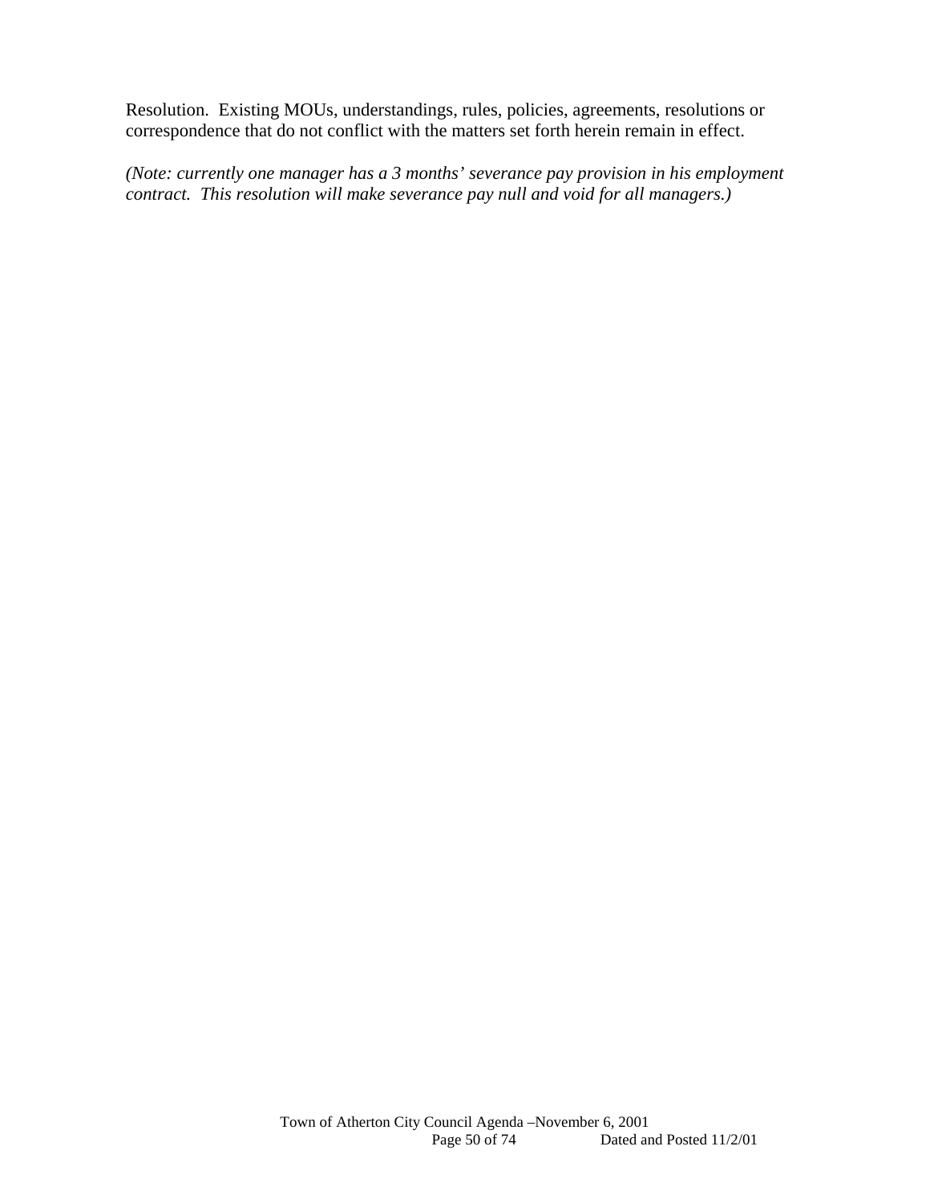Resolution. Existing MOUs, understandings, rules, policies, agreements, resolutions or correspondence that do not conflict with the matters set forth herein remain in effect.

*(Note: currently one manager has a 3 months' severance pay provision in his employment contract. This resolution will make severance pay null and void for all managers.)*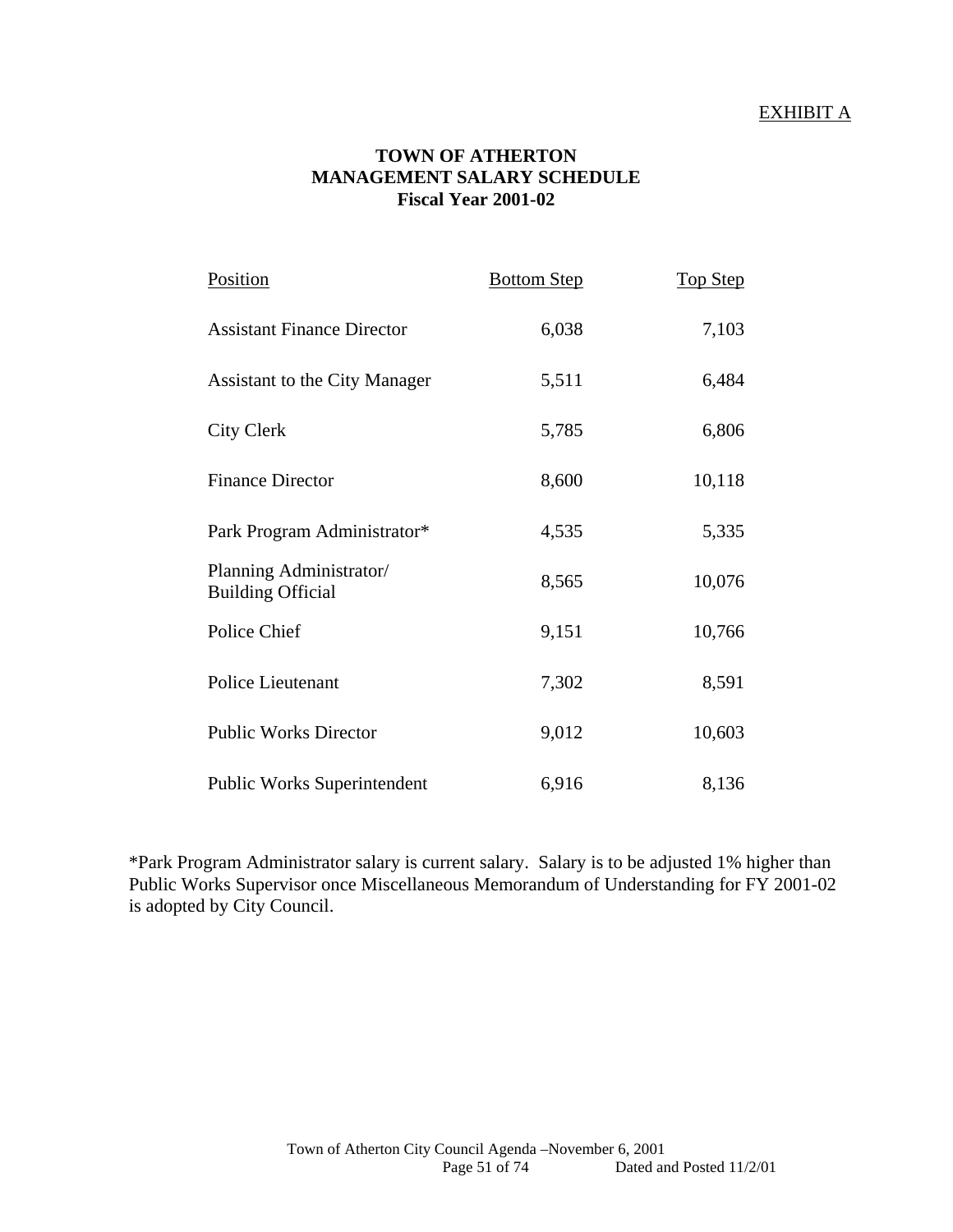EXHIBIT A

**TOWN OF ATHERTON**
**MANAGEMENT SALARY SCHEDULE**
**Fiscal Year 2001-02**

| Position | Bottom Step | Top Step |
|---|---|---|
| Assistant Finance Director | 6,038 | 7,103 |
| Assistant to the City Manager | 5,511 | 6,484 |
| City Clerk | 5,785 | 6,806 |
| Finance Director | 8,600 | 10,118 |
| Park Program Administrator* | 4,535 | 5,335 |
| Planning Administrator/ Building Official | 8,565 | 10,076 |
| Police Chief | 9,151 | 10,766 |
| Police Lieutenant | 7,302 | 8,591 |
| Public Works Director | 9,012 | 10,603 |
| Public Works Superintendent | 6,916 | 8,136 |

*Park Program Administrator salary is current salary. Salary is to be adjusted 1% higher than Public Works Supervisor once Miscellaneous Memorandum of Understanding for FY 2001-02 is adopted by City Council.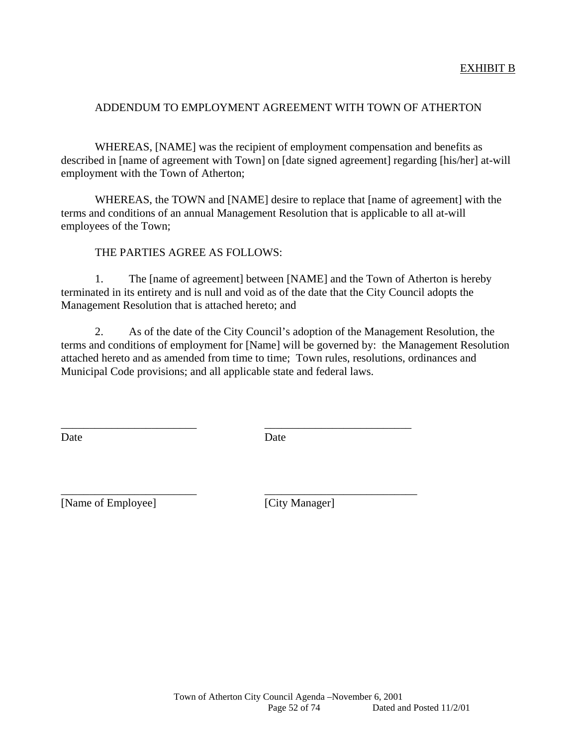EXHIBIT B

ADDENDUM TO EMPLOYMENT AGREEMENT WITH TOWN OF ATHERTON

WHEREAS, [NAME] was the recipient of employment compensation and benefits as described in [name of agreement with Town] on [date signed agreement] regarding [his/her] at-will employment with the Town of Atherton;

WHEREAS, the TOWN and [NAME] desire to replace that [name of agreement] with the terms and conditions of an annual Management Resolution that is applicable to all at-will employees of the Town;

THE PARTIES AGREE AS FOLLOWS:

1. The [name of agreement] between [NAME] and the Town of Atherton is hereby terminated in its entirety and is null and void as of the date that the City Council adopts the Management Resolution that is attached hereto; and

2. As of the date of the City Council's adoption of the Management Resolution, the terms and conditions of employment for [Name] will be governed by: the Management Resolution attached hereto and as amended from time to time; Town rules, resolutions, ordinances and Municipal Code provisions; and all applicable state and federal laws.

________________________ ________________________
Date Date

________________________ ________________________
[Name of Employee] [City Manager]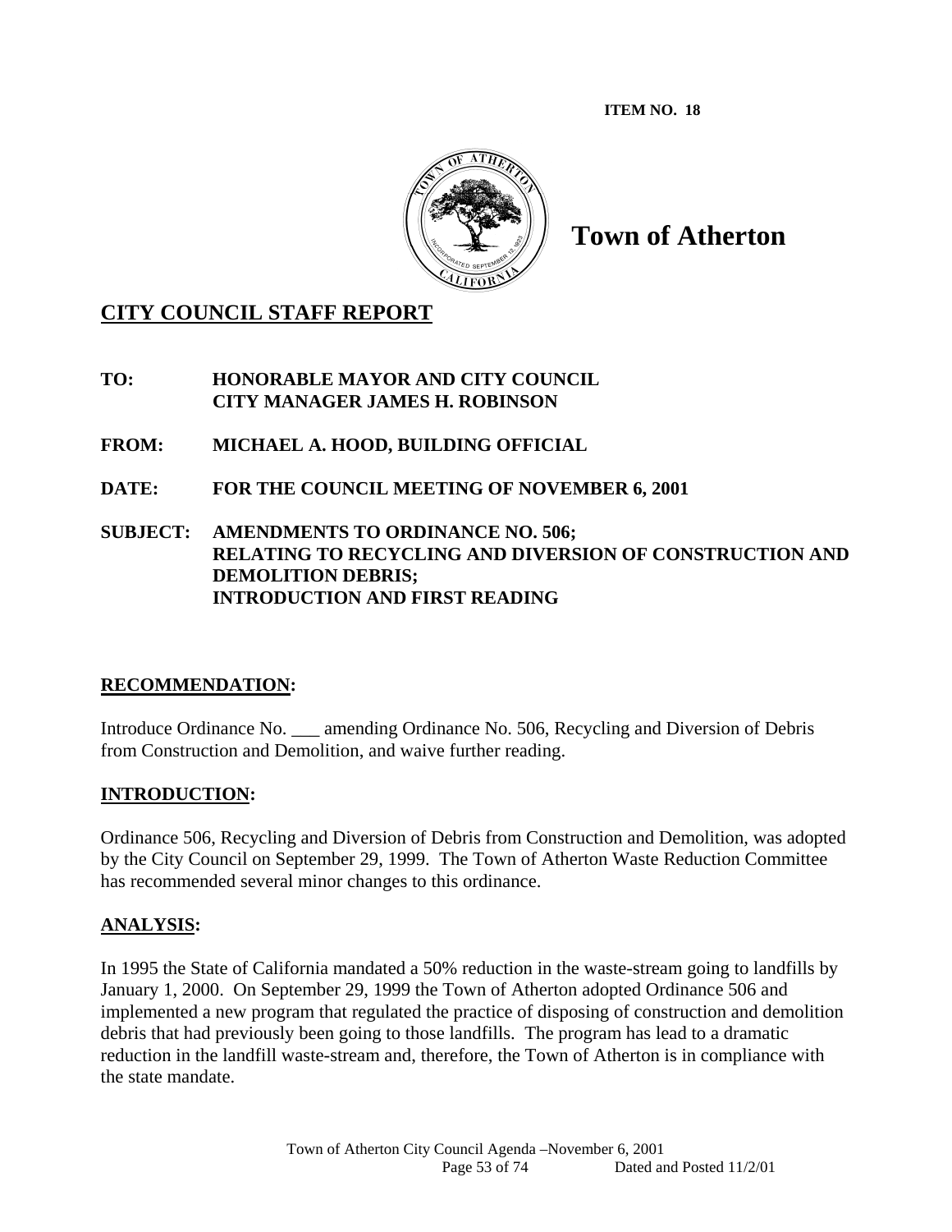ITEM NO. 18

# Town of Atherton

## CITY COUNCIL STAFF REPORT

**TO: HONORABLE MAYOR AND CITY COUNCIL**
**CITY MANAGER JAMES H. ROBINSON**

**FROM: MICHAEL A. HOOD, BUILDING OFFICIAL**

**DATE: FOR THE COUNCIL MEETING OF NOVEMBER 6, 2001**

**SUBJECT: AMENDMENTS TO ORDINANCE NO. 506; RELATING TO RECYCLING AND DIVERSION OF CONSTRUCTION AND DEMOLITION DEBRIS; INTRODUCTION AND FIRST READING**

### RECOMMENDATION:

Introduce Ordinance No. ___ amending Ordinance No. 506, Recycling and Diversion of Debris from Construction and Demolition, and waive further reading.

### INTRODUCTION:

Ordinance 506, Recycling and Diversion of Debris from Construction and Demolition, was adopted by the City Council on September 29, 1999. The Town of Atherton Waste Reduction Committee has recommended several minor changes to this ordinance.

### ANALYSIS:

In 1995 the State of California mandated a 50% reduction in the waste-stream going to landfills by January 1, 2000. On September 29, 1999 the Town of Atherton adopted Ordinance 506 and implemented a new program that regulated the practice of disposing of construction and demolition debris that had previously been going to those landfills. The program has lead to a dramatic reduction in the landfill waste-stream and, therefore, the Town of Atherton is in compliance with the state mandate.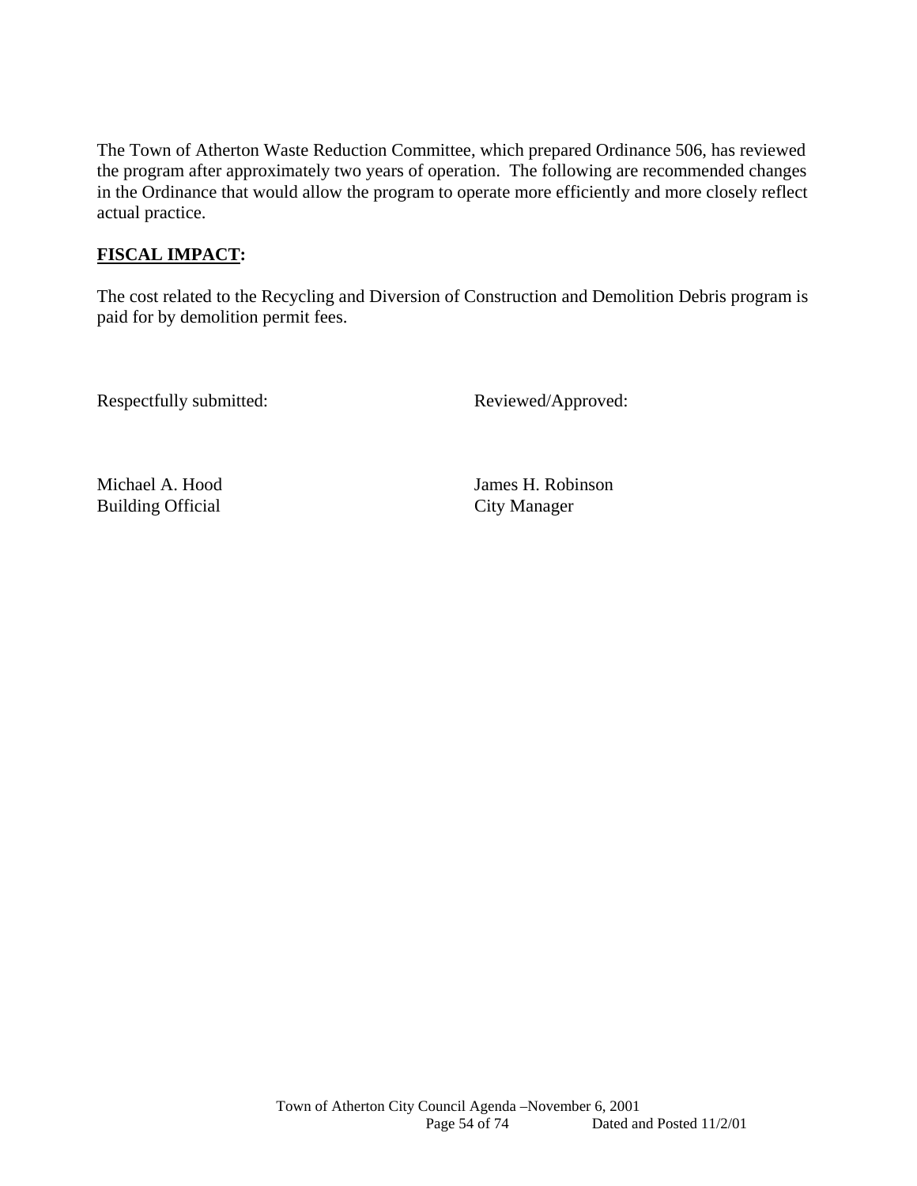The Town of Atherton Waste Reduction Committee, which prepared Ordinance 506, has reviewed the program after approximately two years of operation. The following are recommended changes in the Ordinance that would allow the program to operate more efficiently and more closely reflect actual practice.

**FISCAL IMPACT:**

The cost related to the Recycling and Diversion of Construction and Demolition Debris program is paid for by demolition permit fees.

Respectfully submitted: Reviewed/Approved:

Michael A. Hood
Building Official

James H. Robinson
City Manager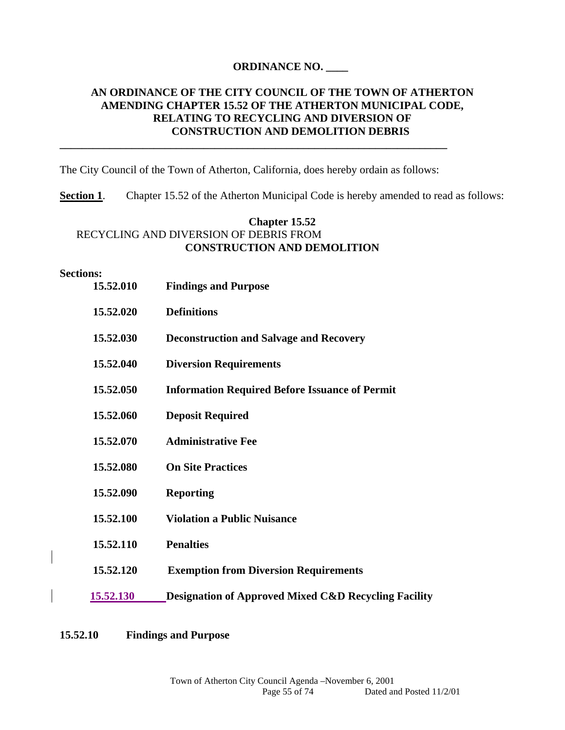**ORDINANCE NO. ____**

**AN ORDINANCE OF THE CITY COUNCIL OF THE TOWN OF ATHERTON AMENDING CHAPTER 15.52 OF THE ATHERTON MUNICIPAL CODE, RELATING TO RECYCLING AND DIVERSION OF CONSTRUCTION AND DEMOLITION DEBRIS**

---

The City Council of the Town of Atherton, California, does hereby ordain as follows:

**Section 1**. Chapter 15.52 of the Atherton Municipal Code is hereby amended to read as follows:

**Chapter 15.52**
RECYCLING AND DIVERSION OF DEBRIS FROM
**CONSTRUCTION AND DEMOLITION**

**Sections:**

| | |
|---|---|
| **15.52.010** | **Findings and Purpose** |
| **15.52.020** | **Definitions** |
| **15.52.030** | **Deconstruction and Salvage and Recovery** |
| **15.52.040** | **Diversion Requirements** |
| **15.52.050** | **Information Required Before Issuance of Permit** |
| **15.52.060** | **Deposit Required** |
| **15.52.070** | **Administrative Fee** |
| **15.52.080** | **On Site Practices** |
| **15.52.090** | **Reporting** |
| **15.52.100** | **Violation a Public Nuisance** |
| **15.52.110** | **Penalties** |
| **15.52.120** | **Exemption from Diversion Requirements** |
| **15.52.130** | **Designation of Approved Mixed C&D Recycling Facility** |

**15.52.10 Findings and Purpose**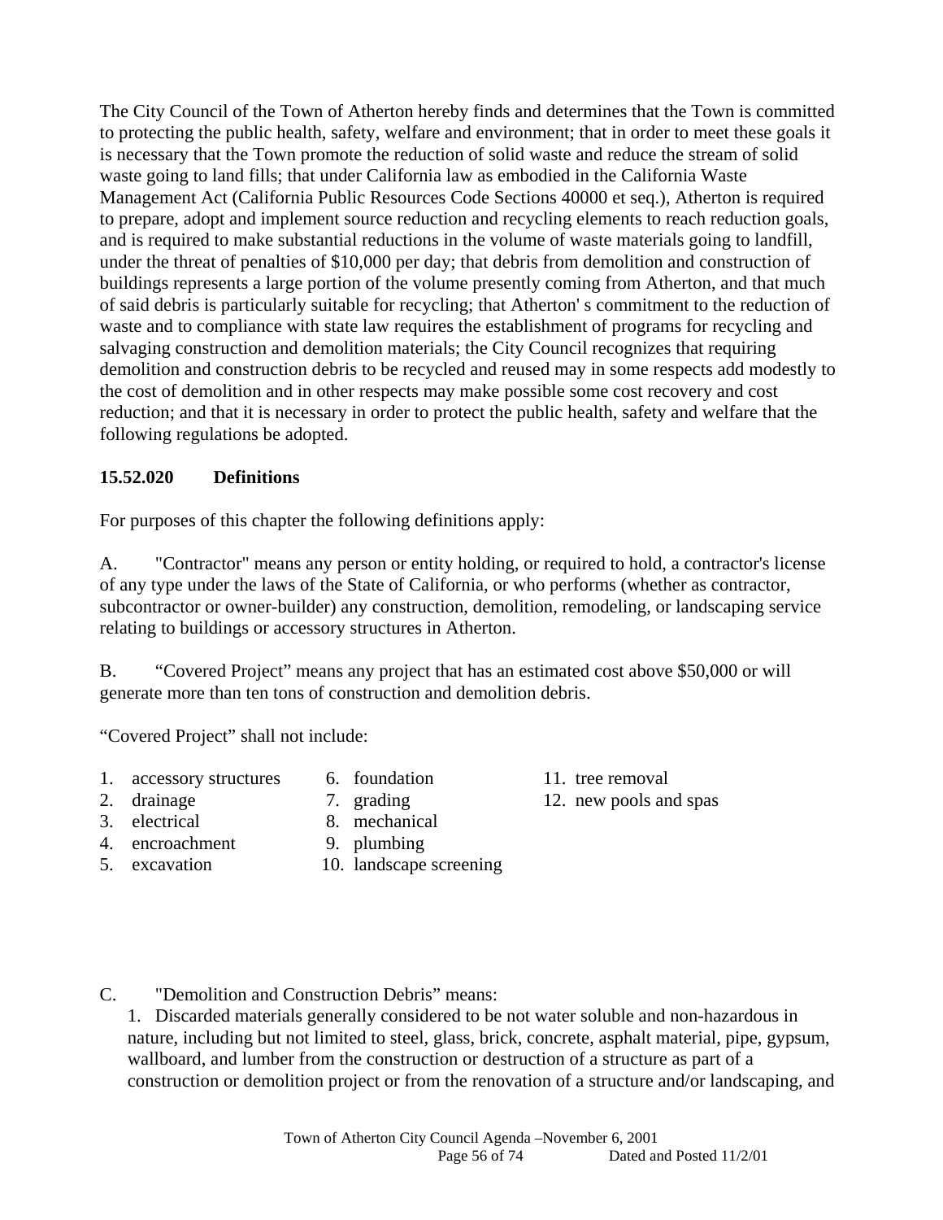The City Council of the Town of Atherton hereby finds and determines that the Town is committed to protecting the public health, safety, welfare and environment; that in order to meet these goals it is necessary that the Town promote the reduction of solid waste and reduce the stream of solid waste going to land fills; that under California law as embodied in the California Waste Management Act (California Public Resources Code Sections 40000 et seq.), Atherton is required to prepare, adopt and implement source reduction and recycling elements to reach reduction goals, and is required to make substantial reductions in the volume of waste materials going to landfill, under the threat of penalties of $10,000 per day; that debris from demolition and construction of buildings represents a large portion of the volume presently coming from Atherton, and that much of said debris is particularly suitable for recycling; that Atherton' s commitment to the reduction of waste and to compliance with state law requires the establishment of programs for recycling and salvaging construction and demolition materials; the City Council recognizes that requiring demolition and construction debris to be recycled and reused may in some respects add modestly to the cost of demolition and in other respects may make possible some cost recovery and cost reduction; and that it is necessary in order to protect the public health, safety and welfare that the following regulations be adopted.

**15.52.020 Definitions**

For purposes of this chapter the following definitions apply:

A. "Contractor" means any person or entity holding, or required to hold, a contractor's license of any type under the laws of the State of California, or who performs (whether as contractor, subcontractor or owner-builder) any construction, demolition, remodeling, or landscaping service relating to buildings or accessory structures in Atherton.

B. "Covered Project" means any project that has an estimated cost above $50,000 or will generate more than ten tons of construction and demolition debris.

"Covered Project" shall not include:

1. accessory structures
2. drainage
3. electrical
4. encroachment
5. excavation
6. foundation
7. grading
8. mechanical
9. plumbing
10. landscape screening
11. tree removal
12. new pools and spas

C. "Demolition and Construction Debris" means:

1. Discarded materials generally considered to be not water soluble and non-hazardous in nature, including but not limited to steel, glass, brick, concrete, asphalt material, pipe, gypsum, wallboard, and lumber from the construction or destruction of a structure as part of a construction or demolition project or from the renovation of a structure and/or landscaping, and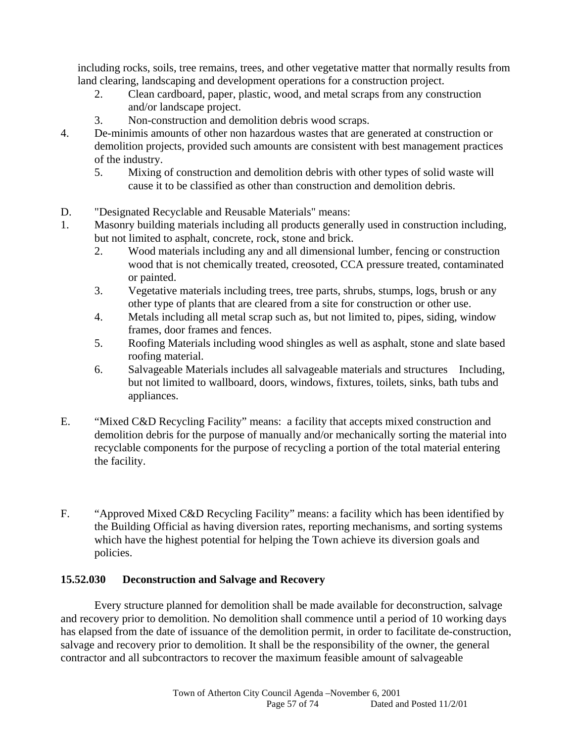including rocks, soils, tree remains, trees, and other vegetative matter that normally results from land clearing, landscaping and development operations for a construction project.

2. Clean cardboard, paper, plastic, wood, and metal scraps from any construction and/or landscape project.
3. Non-construction and demolition debris wood scraps.
4. De-minimis amounts of other non hazardous wastes that are generated at construction or demolition projects, provided such amounts are consistent with best management practices of the industry.
5. Mixing of construction and demolition debris with other types of solid waste will cause it to be classified as other than construction and demolition debris.

D. "Designated Recyclable and Reusable Materials" means:

1. Masonry building materials including all products generally used in construction including, but not limited to asphalt, concrete, rock, stone and brick.
2. Wood materials including any and all dimensional lumber, fencing or construction wood that is not chemically treated, creosoted, CCA pressure treated, contaminated or painted.
3. Vegetative materials including trees, tree parts, shrubs, stumps, logs, brush or any other type of plants that are cleared from a site for construction or other use.
4. Metals including all metal scrap such as, but not limited to, pipes, siding, window frames, door frames and fences.
5. Roofing Materials including wood shingles as well as asphalt, stone and slate based roofing material.
6. Salvageable Materials includes all salvageable materials and structures Including, but not limited to wallboard, doors, windows, fixtures, toilets, sinks, bath tubs and appliances.

E. “Mixed C&D Recycling Facility” means: a facility that accepts mixed construction and demolition debris for the purpose of manually and/or mechanically sorting the material into recyclable components for the purpose of recycling a portion of the total material entering the facility.

F. “Approved Mixed C&D Recycling Facility” means: a facility which has been identified by the Building Official as having diversion rates, reporting mechanisms, and sorting systems which have the highest potential for helping the Town achieve its diversion goals and policies.

**15.52.030 Deconstruction and Salvage and Recovery**

Every structure planned for demolition shall be made available for deconstruction, salvage and recovery prior to demolition. No demolition shall commence until a period of 10 working days has elapsed from the date of issuance of the demolition permit, in order to facilitate de-construction, salvage and recovery prior to demolition. It shall be the responsibility of the owner, the general contractor and all subcontractors to recover the maximum feasible amount of salvageable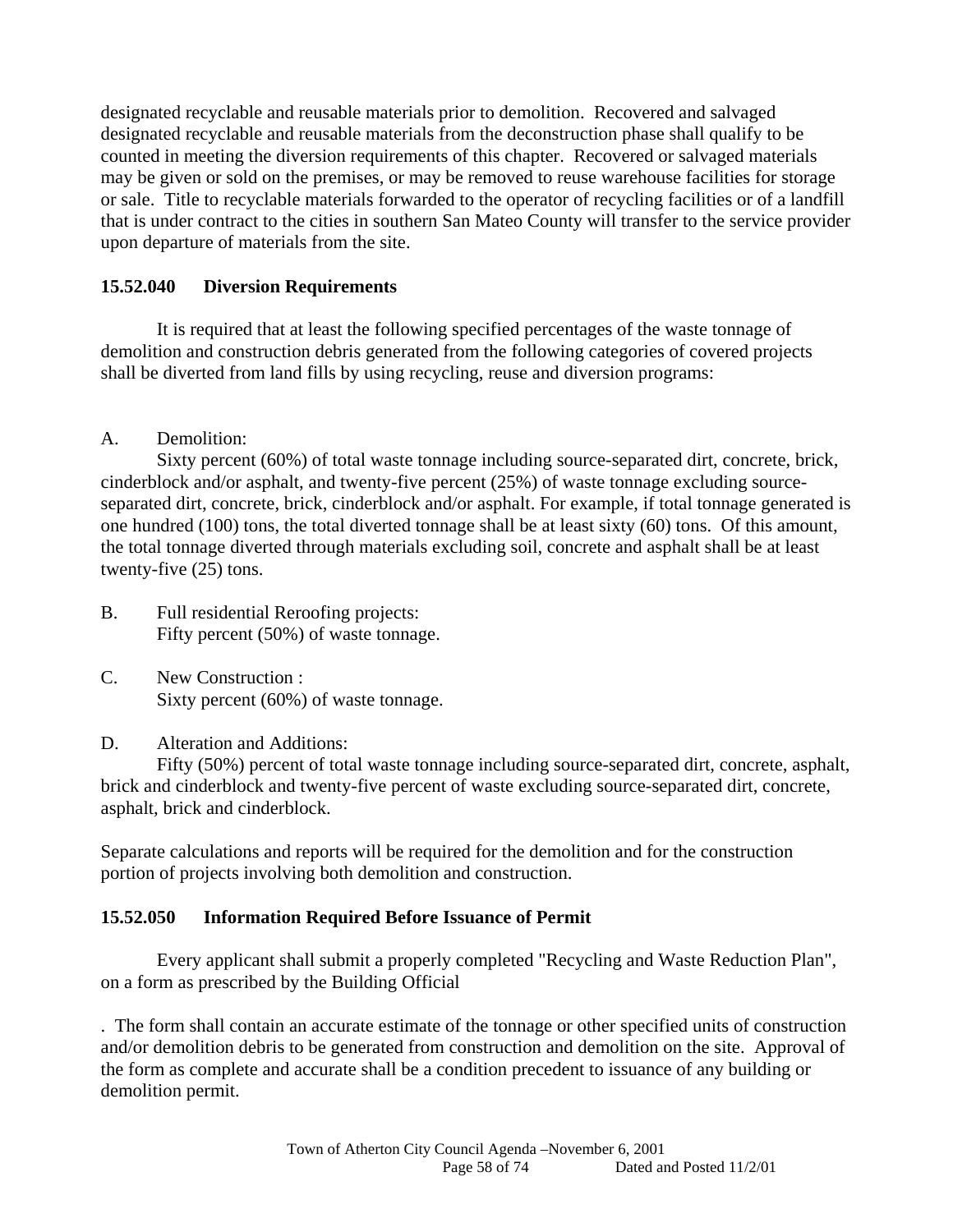designated recyclable and reusable materials prior to demolition. Recovered and salvaged designated recyclable and reusable materials from the deconstruction phase shall qualify to be counted in meeting the diversion requirements of this chapter. Recovered or salvaged materials may be given or sold on the premises, or may be removed to reuse warehouse facilities for storage or sale. Title to recyclable materials forwarded to the operator of recycling facilities or of a landfill that is under contract to the cities in southern San Mateo County will transfer to the service provider upon departure of materials from the site.

### 15.52.040 Diversion Requirements

It is required that at least the following specified percentages of the waste tonnage of demolition and construction debris generated from the following categories of covered projects shall be diverted from land fills by using recycling, reuse and diversion programs:

A. Demolition:
Sixty percent (60%) of total waste tonnage including source-separated dirt, concrete, brick, cinderblock and/or asphalt, and twenty-five percent (25%) of waste tonnage excluding source-separated dirt, concrete, brick, cinderblock and/or asphalt. For example, if total tonnage generated is one hundred (100) tons, the total diverted tonnage shall be at least sixty (60) tons. Of this amount, the total tonnage diverted through materials excluding soil, concrete and asphalt shall be at least twenty-five (25) tons.

B. Full residential Reroofing projects:
Fifty percent (50%) of waste tonnage.

C. New Construction :
Sixty percent (60%) of waste tonnage.

D. Alteration and Additions:
Fifty (50%) percent of total waste tonnage including source-separated dirt, concrete, asphalt, brick and cinderblock and twenty-five percent of waste excluding source-separated dirt, concrete, asphalt, brick and cinderblock.

Separate calculations and reports will be required for the demolition and for the construction portion of projects involving both demolition and construction.

### 15.52.050 Information Required Before Issuance of Permit

Every applicant shall submit a properly completed "Recycling and Waste Reduction Plan", on a form as prescribed by the Building Official

. The form shall contain an accurate estimate of the tonnage or other specified units of construction and/or demolition debris to be generated from construction and demolition on the site. Approval of the form as complete and accurate shall be a condition precedent to issuance of any building or demolition permit.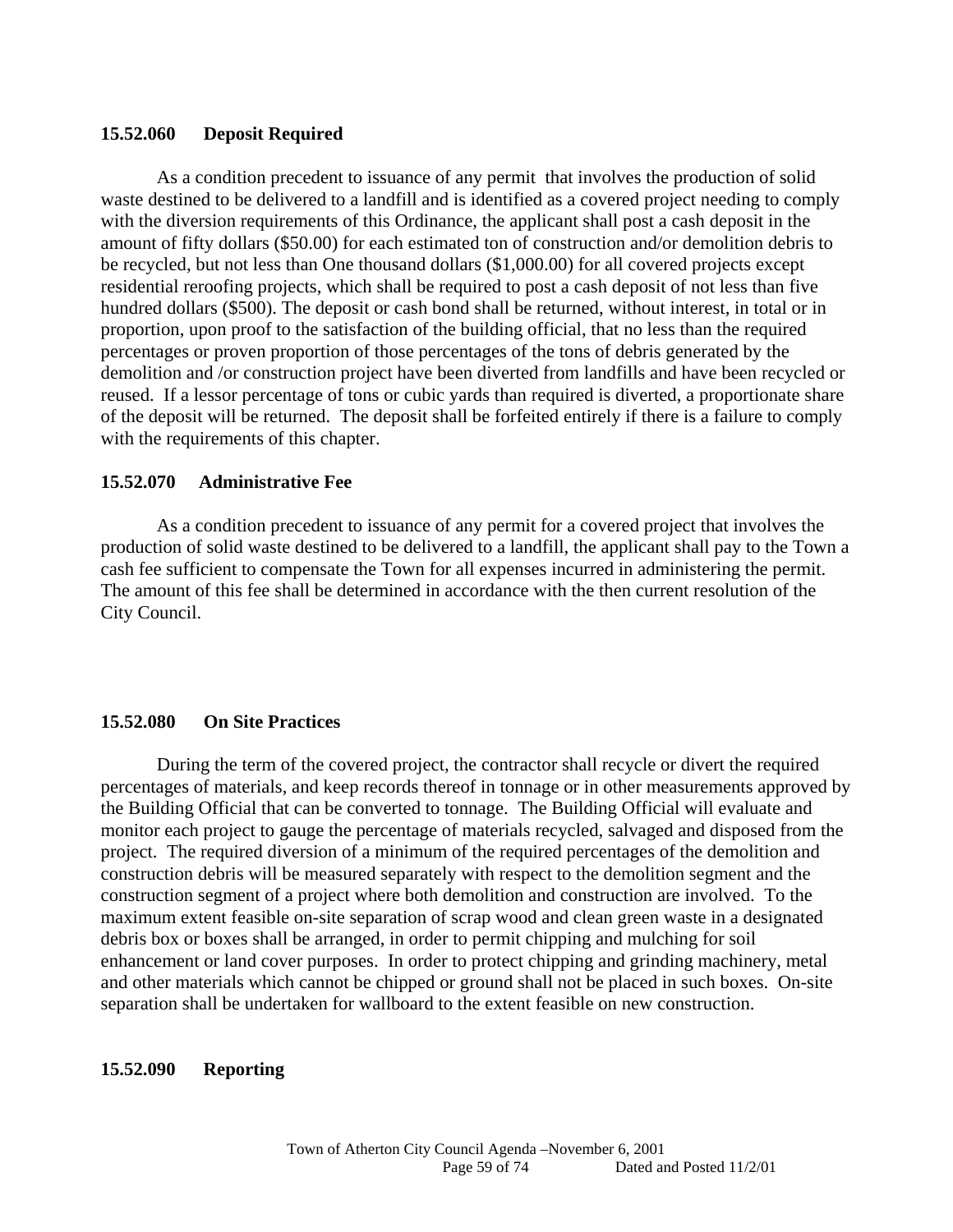### 15.52.060 Deposit Required

As a condition precedent to issuance of any permit that involves the production of solid waste destined to be delivered to a landfill and is identified as a covered project needing to comply with the diversion requirements of this Ordinance, the applicant shall post a cash deposit in the amount of fifty dollars ($50.00) for each estimated ton of construction and/or demolition debris to be recycled, but not less than One thousand dollars ($1,000.00) for all covered projects except residential reroofing projects, which shall be required to post a cash deposit of not less than five hundred dollars ($500). The deposit or cash bond shall be returned, without interest, in total or in proportion, upon proof to the satisfaction of the building official, that no less than the required percentages or proven proportion of those percentages of the tons of debris generated by the demolition and /or construction project have been diverted from landfills and have been recycled or reused. If a lessor percentage of tons or cubic yards than required is diverted, a proportionate share of the deposit will be returned. The deposit shall be forfeited entirely if there is a failure to comply with the requirements of this chapter.

### 15.52.070 Administrative Fee

As a condition precedent to issuance of any permit for a covered project that involves the production of solid waste destined to be delivered to a landfill, the applicant shall pay to the Town a cash fee sufficient to compensate the Town for all expenses incurred in administering the permit. The amount of this fee shall be determined in accordance with the then current resolution of the City Council.

### 15.52.080 On Site Practices

During the term of the covered project, the contractor shall recycle or divert the required percentages of materials, and keep records thereof in tonnage or in other measurements approved by the Building Official that can be converted to tonnage. The Building Official will evaluate and monitor each project to gauge the percentage of materials recycled, salvaged and disposed from the project. The required diversion of a minimum of the required percentages of the demolition and construction debris will be measured separately with respect to the demolition segment and the construction segment of a project where both demolition and construction are involved. To the maximum extent feasible on-site separation of scrap wood and clean green waste in a designated debris box or boxes shall be arranged, in order to permit chipping and mulching for soil enhancement or land cover purposes. In order to protect chipping and grinding machinery, metal and other materials which cannot be chipped or ground shall not be placed in such boxes. On-site separation shall be undertaken for wallboard to the extent feasible on new construction.

### 15.52.090 Reporting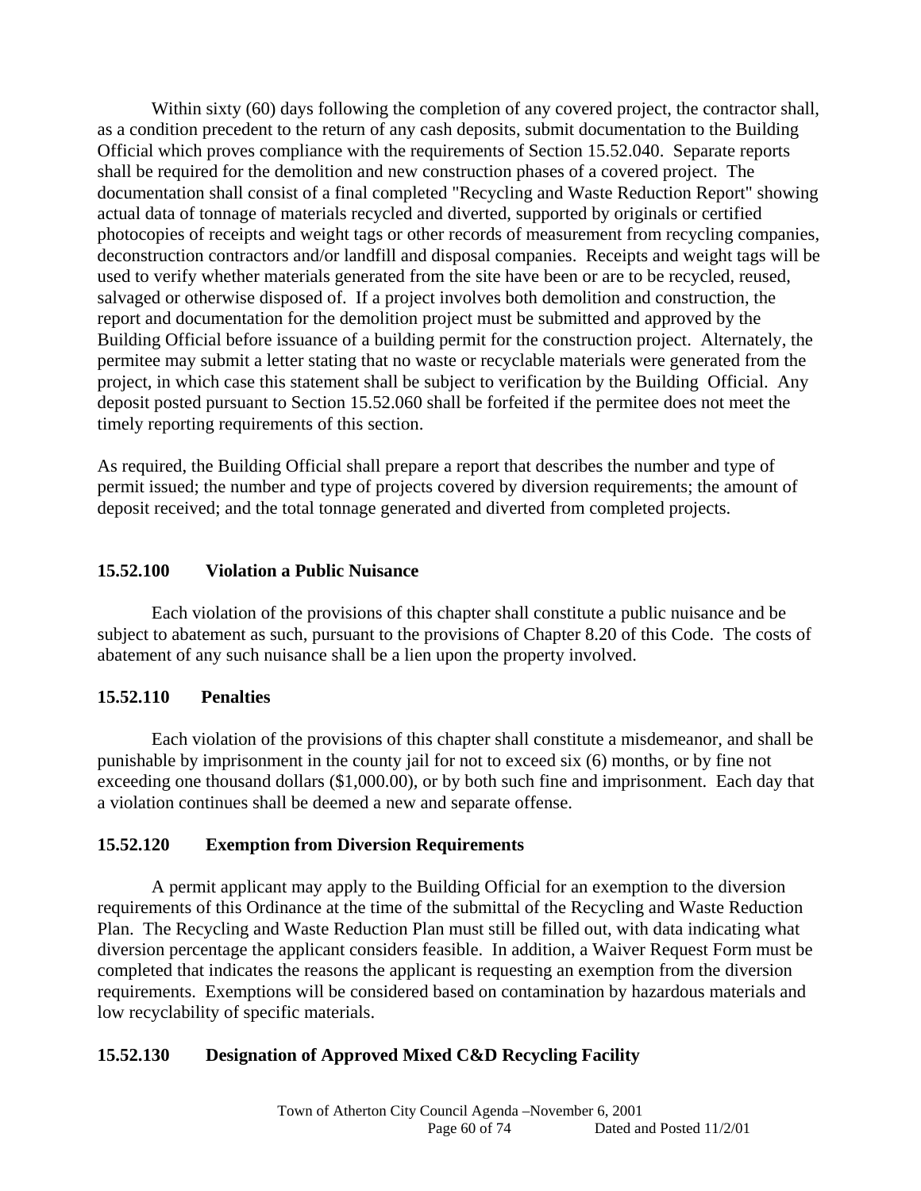Within sixty (60) days following the completion of any covered project, the contractor shall, as a condition precedent to the return of any cash deposits, submit documentation to the Building Official which proves compliance with the requirements of Section 15.52.040. Separate reports shall be required for the demolition and new construction phases of a covered project. The documentation shall consist of a final completed "Recycling and Waste Reduction Report" showing actual data of tonnage of materials recycled and diverted, supported by originals or certified photocopies of receipts and weight tags or other records of measurement from recycling companies, deconstruction contractors and/or landfill and disposal companies. Receipts and weight tags will be used to verify whether materials generated from the site have been or are to be recycled, reused, salvaged or otherwise disposed of. If a project involves both demolition and construction, the report and documentation for the demolition project must be submitted and approved by the Building Official before issuance of a building permit for the construction project. Alternately, the permitee may submit a letter stating that no waste or recyclable materials were generated from the project, in which case this statement shall be subject to verification by the Building Official. Any deposit posted pursuant to Section 15.52.060 shall be forfeited if the permitee does not meet the timely reporting requirements of this section.

As required, the Building Official shall prepare a report that describes the number and type of permit issued; the number and type of projects covered by diversion requirements; the amount of deposit received; and the total tonnage generated and diverted from completed projects.

### 15.52.100 Violation a Public Nuisance

Each violation of the provisions of this chapter shall constitute a public nuisance and be subject to abatement as such, pursuant to the provisions of Chapter 8.20 of this Code. The costs of abatement of any such nuisance shall be a lien upon the property involved.

### 15.52.110 Penalties

Each violation of the provisions of this chapter shall constitute a misdemeanor, and shall be punishable by imprisonment in the county jail for not to exceed six (6) months, or by fine not exceeding one thousand dollars ($1,000.00), or by both such fine and imprisonment. Each day that a violation continues shall be deemed a new and separate offense.

### 15.52.120 Exemption from Diversion Requirements

A permit applicant may apply to the Building Official for an exemption to the diversion requirements of this Ordinance at the time of the submittal of the Recycling and Waste Reduction Plan. The Recycling and Waste Reduction Plan must still be filled out, with data indicating what diversion percentage the applicant considers feasible. In addition, a Waiver Request Form must be completed that indicates the reasons the applicant is requesting an exemption from the diversion requirements. Exemptions will be considered based on contamination by hazardous materials and low recyclability of specific materials.

### 15.52.130 Designation of Approved Mixed C&D Recycling Facility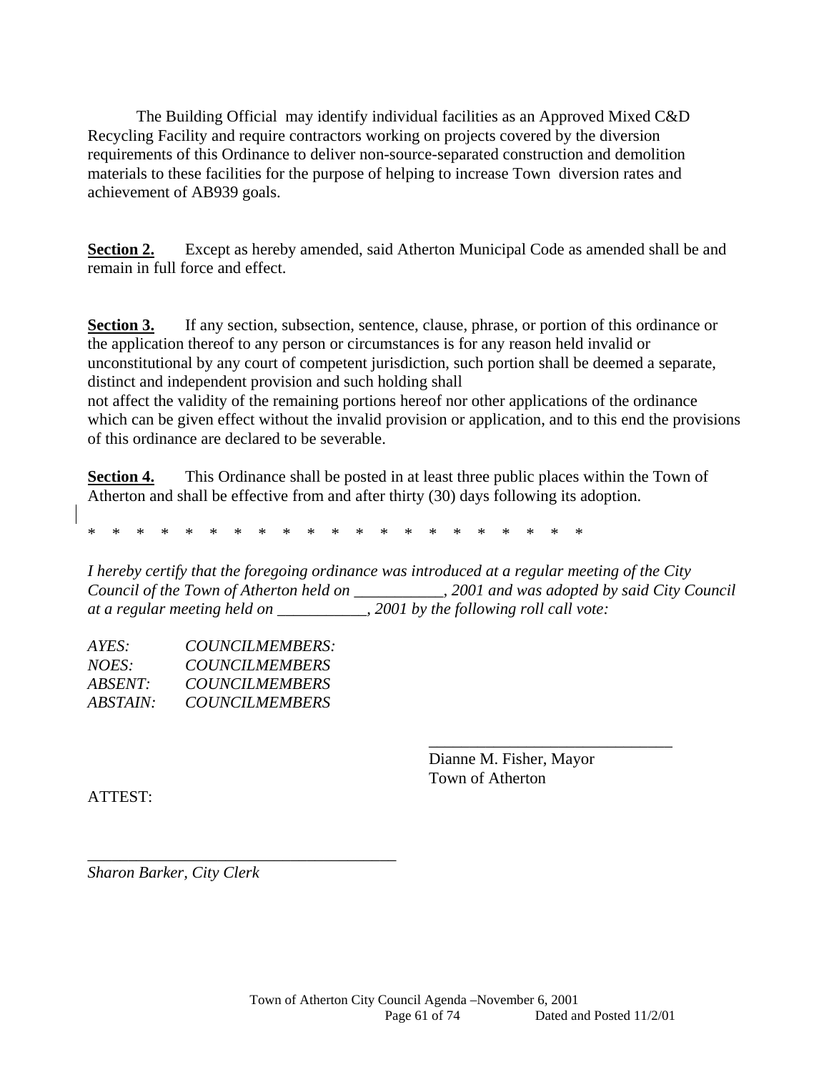The Building Official may identify individual facilities as an Approved Mixed C&D Recycling Facility and require contractors working on projects covered by the diversion requirements of this Ordinance to deliver non-source-separated construction and demolition materials to these facilities for the purpose of helping to increase Town diversion rates and achievement of AB939 goals.

**Section 2.** Except as hereby amended, said Atherton Municipal Code as amended shall be and remain in full force and effect.

**Section 3.** If any section, subsection, sentence, clause, phrase, or portion of this ordinance or the application thereof to any person or circumstances is for any reason held invalid or unconstitutional by any court of competent jurisdiction, such portion shall be deemed a separate, distinct and independent provision and such holding shall not affect the validity of the remaining portions hereof nor other applications of the ordinance which can be given effect without the invalid provision or application, and to this end the provisions of this ordinance are declared to be severable.

**Section 4.** This Ordinance shall be posted in at least three public places within the Town of Atherton and shall be effective from and after thirty (30) days following its adoption.

\* \* \* \* \* \* \* \* \* \* \* \* \* \* \* \* \* \* \* \* \*

*I hereby certify that the foregoing ordinance was introduced at a regular meeting of the City Council of the Town of Atherton held on ___________, 2001 and was adopted by said City Council at a regular meeting held on ___________, 2001 by the following roll call vote:*

*AYES: COUNCILMEMBERS:*
*NOES: COUNCILMEMBERS*
*ABSENT: COUNCILMEMBERS*
*ABSTAIN: COUNCILMEMBERS*

_______________________________
Dianne M. Fisher, Mayor
Town of Atherton

ATTEST:

_______________________________________
*Sharon Barker, City Clerk*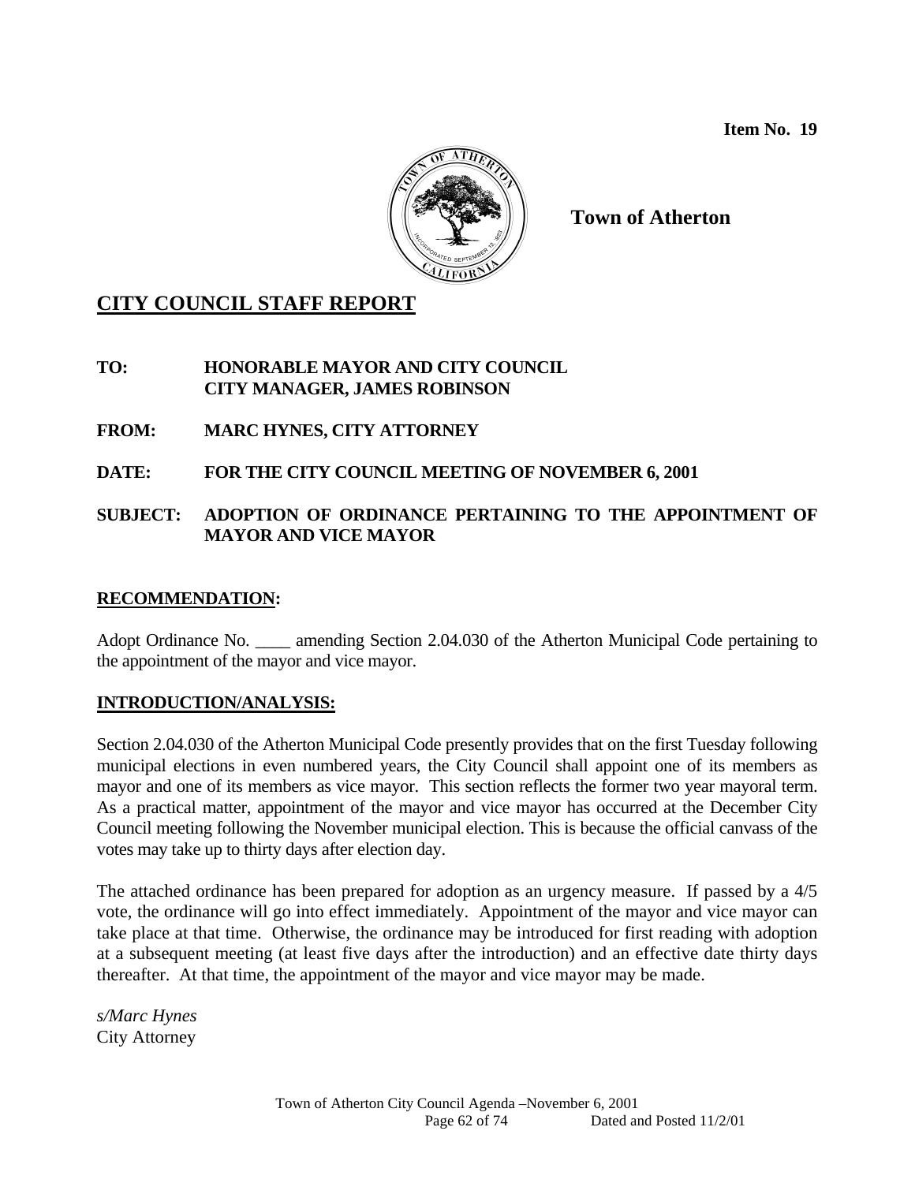**Item No. 19**

**Town of Atherton**

# CITY COUNCIL STAFF REPORT

**TO: HONORABLE MAYOR AND CITY COUNCIL**
**CITY MANAGER, JAMES ROBINSON**

**FROM: MARC HYNES, CITY ATTORNEY**

**DATE: FOR THE CITY COUNCIL MEETING OF NOVEMBER 6, 2001**

**SUBJECT: ADOPTION OF ORDINANCE PERTAINING TO THE APPOINTMENT OF MAYOR AND VICE MAYOR**

## RECOMMENDATION:

Adopt Ordinance No. ____ amending Section 2.04.030 of the Atherton Municipal Code pertaining to the appointment of the mayor and vice mayor.

## INTRODUCTION/ANALYSIS:

Section 2.04.030 of the Atherton Municipal Code presently provides that on the first Tuesday following municipal elections in even numbered years, the City Council shall appoint one of its members as mayor and one of its members as vice mayor. This section reflects the former two year mayoral term. As a practical matter, appointment of the mayor and vice mayor has occurred at the December City Council meeting following the November municipal election. This is because the official canvass of the votes may take up to thirty days after election day.

The attached ordinance has been prepared for adoption as an urgency measure. If passed by a 4/5 vote, the ordinance will go into effect immediately. Appointment of the mayor and vice mayor can take place at that time. Otherwise, the ordinance may be introduced for first reading with adoption at a subsequent meeting (at least five days after the introduction) and an effective date thirty days thereafter. At that time, the appointment of the mayor and vice mayor may be made.

*s/Marc Hynes*
City Attorney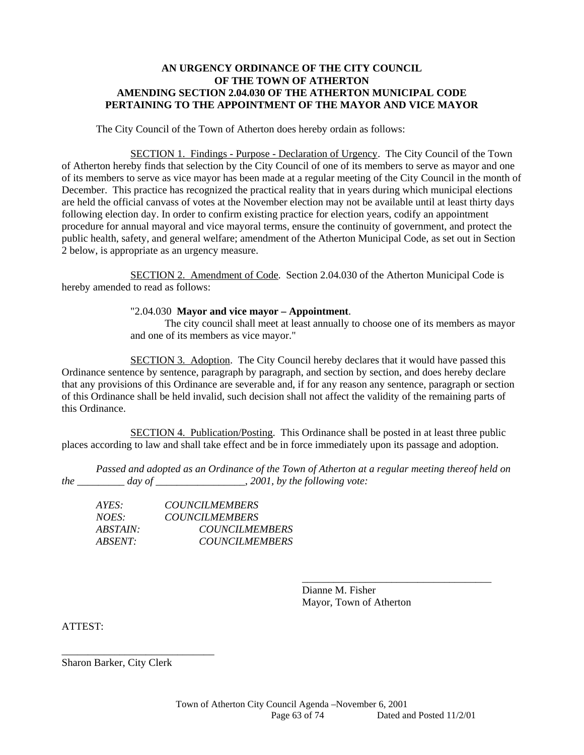**AN URGENCY ORDINANCE OF THE CITY COUNCIL OF THE TOWN OF ATHERTON AMENDING SECTION 2.04.030 OF THE ATHERTON MUNICIPAL CODE PERTAINING TO THE APPOINTMENT OF THE MAYOR AND VICE MAYOR**

The City Council of the Town of Atherton does hereby ordain as follows:

SECTION 1. Findings - Purpose - Declaration of Urgency. The City Council of the Town of Atherton hereby finds that selection by the City Council of one of its members to serve as mayor and one of its members to serve as vice mayor has been made at a regular meeting of the City Council in the month of December. This practice has recognized the practical reality that in years during which municipal elections are held the official canvass of votes at the November election may not be available until at least thirty days following election day. In order to confirm existing practice for election years, codify an appointment procedure for annual mayoral and vice mayoral terms, ensure the continuity of government, and protect the public health, safety, and general welfare; amendment of the Atherton Municipal Code, as set out in Section 2 below, is appropriate as an urgency measure.

SECTION 2. Amendment of Code. Section 2.04.030 of the Atherton Municipal Code is hereby amended to read as follows:

> "2.04.030 **Mayor and vice mayor – Appointment**.
> The city council shall meet at least annually to choose one of its members as mayor and one of its members as vice mayor."

SECTION 3. Adoption. The City Council hereby declares that it would have passed this Ordinance sentence by sentence, paragraph by paragraph, and section by section, and does hereby declare that any provisions of this Ordinance are severable and, if for any reason any sentence, paragraph or section of this Ordinance shall be held invalid, such decision shall not affect the validity of the remaining parts of this Ordinance.

SECTION 4. Publication/Posting. This Ordinance shall be posted in at least three public places according to law and shall take effect and be in force immediately upon its passage and adoption.

*Passed and adopted as an Ordinance of the Town of Atherton at a regular meeting thereof held on the _________ day of _________________, 2001, by the following vote:*

*AYES: COUNCILMEMBERS*
*NOES: COUNCILMEMBERS*
*ABSTAIN: COUNCILMEMBERS*
*ABSENT: COUNCILMEMBERS*

_____________________________________
Dianne M. Fisher
Mayor, Town of Atherton

ATTEST:

______________________________
Sharon Barker, City Clerk

Town of Atherton City Council Agenda –November 6, 2001
Dated and Posted 11/2/01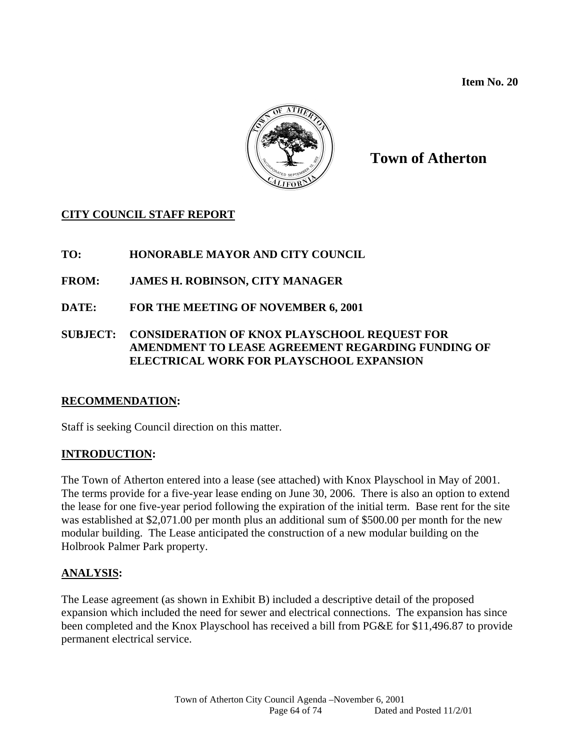**Item No. 20**

# Town of Atherton

## CITY COUNCIL STAFF REPORT

**TO: HONORABLE MAYOR AND CITY COUNCIL**

**FROM: JAMES H. ROBINSON, CITY MANAGER**

**DATE: FOR THE MEETING OF NOVEMBER 6, 2001**

**SUBJECT: CONSIDERATION OF KNOX PLAYSCHOOL REQUEST FOR AMENDMENT TO LEASE AGREEMENT REGARDING FUNDING OF ELECTRICAL WORK FOR PLAYSCHOOL EXPANSION**

### RECOMMENDATION:

Staff is seeking Council direction on this matter.

### INTRODUCTION:

The Town of Atherton entered into a lease (see attached) with Knox Playschool in May of 2001. The terms provide for a five-year lease ending on June 30, 2006. There is also an option to extend the lease for one five-year period following the expiration of the initial term. Base rent for the site was established at $2,071.00 per month plus an additional sum of $500.00 per month for the new modular building. The Lease anticipated the construction of a new modular building on the Holbrook Palmer Park property.

### ANALYSIS:

The Lease agreement (as shown in Exhibit B) included a descriptive detail of the proposed expansion which included the need for sewer and electrical connections. The expansion has since been completed and the Knox Playschool has received a bill from PG&E for $11,496.87 to provide permanent electrical service.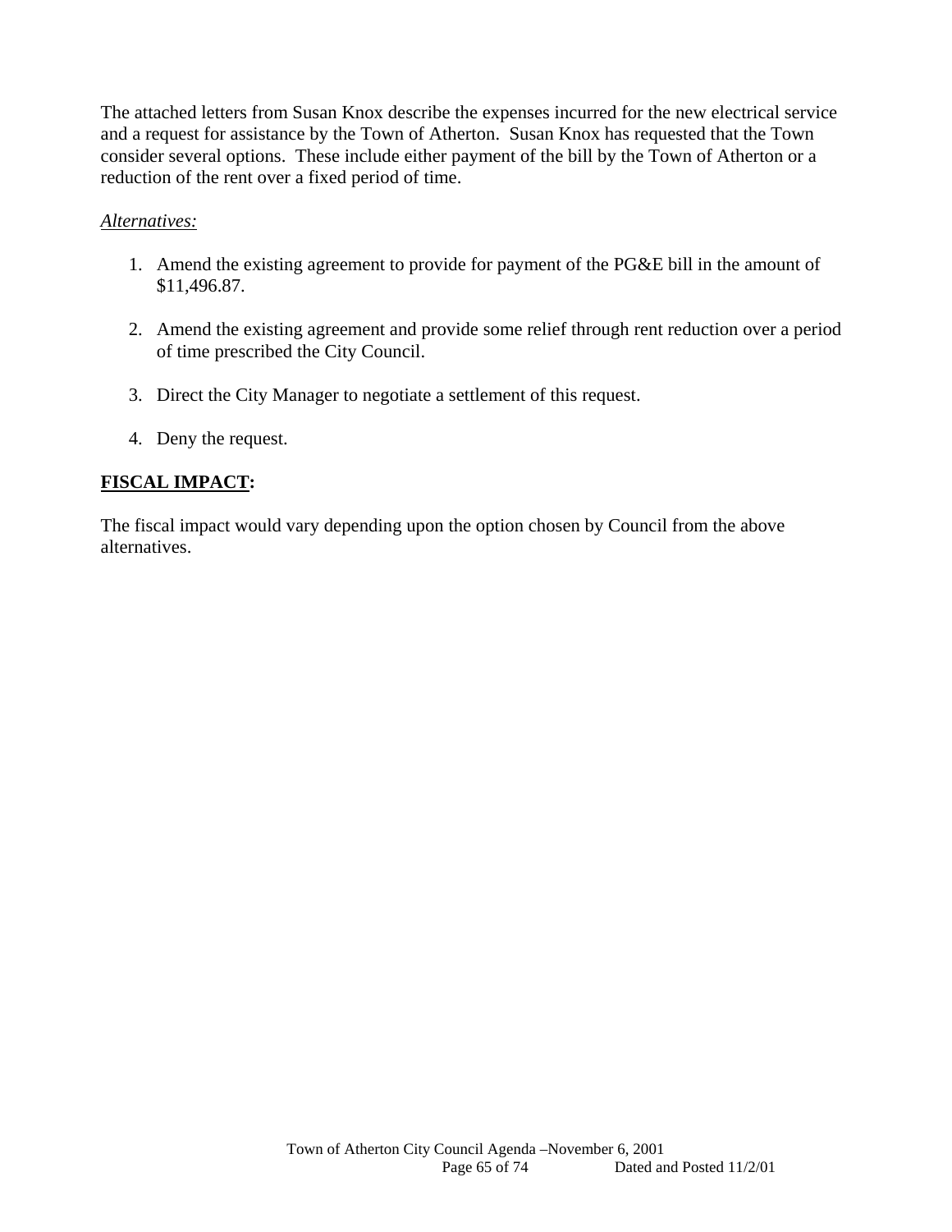The attached letters from Susan Knox describe the expenses incurred for the new electrical service and a request for assistance by the Town of Atherton. Susan Knox has requested that the Town consider several options. These include either payment of the bill by the Town of Atherton or a reduction of the rent over a fixed period of time.

*Alternatives:*

1. Amend the existing agreement to provide for payment of the PG&E bill in the amount of $11,496.87.

2. Amend the existing agreement and provide some relief through rent reduction over a period of time prescribed the City Council.

3. Direct the City Manager to negotiate a settlement of this request.

4. Deny the request.

**FISCAL IMPACT:**

The fiscal impact would vary depending upon the option chosen by Council from the above alternatives.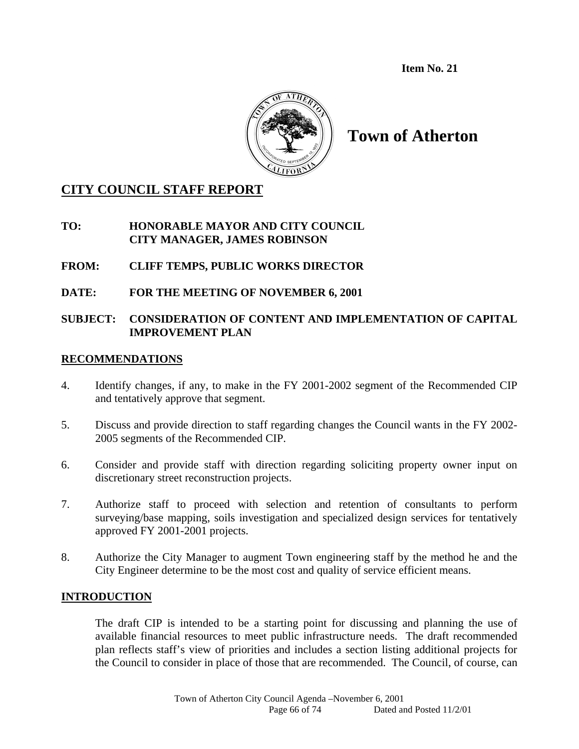**Item No. 21**

# Town of Atherton

## CITY COUNCIL STAFF REPORT

**TO:** **HONORABLE MAYOR AND CITY COUNCIL**
**CITY MANAGER, JAMES ROBINSON**

**FROM:** **CLIFF TEMPS, PUBLIC WORKS DIRECTOR**

**DATE:** **FOR THE MEETING OF NOVEMBER 6, 2001**

**SUBJECT:** **CONSIDERATION OF CONTENT AND IMPLEMENTATION OF CAPITAL IMPROVEMENT PLAN**

### RECOMMENDATIONS

4. Identify changes, if any, to make in the FY 2001-2002 segment of the Recommended CIP and tentatively approve that segment.

5. Discuss and provide direction to staff regarding changes the Council wants in the FY 2002-2005 segments of the Recommended CIP.

6. Consider and provide staff with direction regarding soliciting property owner input on discretionary street reconstruction projects.

7. Authorize staff to proceed with selection and retention of consultants to perform surveying/base mapping, soils investigation and specialized design services for tentatively approved FY 2001-2001 projects.

8. Authorize the City Manager to augment Town engineering staff by the method he and the City Engineer determine to be the most cost and quality of service efficient means.

### INTRODUCTION

The draft CIP is intended to be a starting point for discussing and planning the use of available financial resources to meet public infrastructure needs. The draft recommended plan reflects staff's view of priorities and includes a section listing additional projects for the Council to consider in place of those that are recommended. The Council, of course, can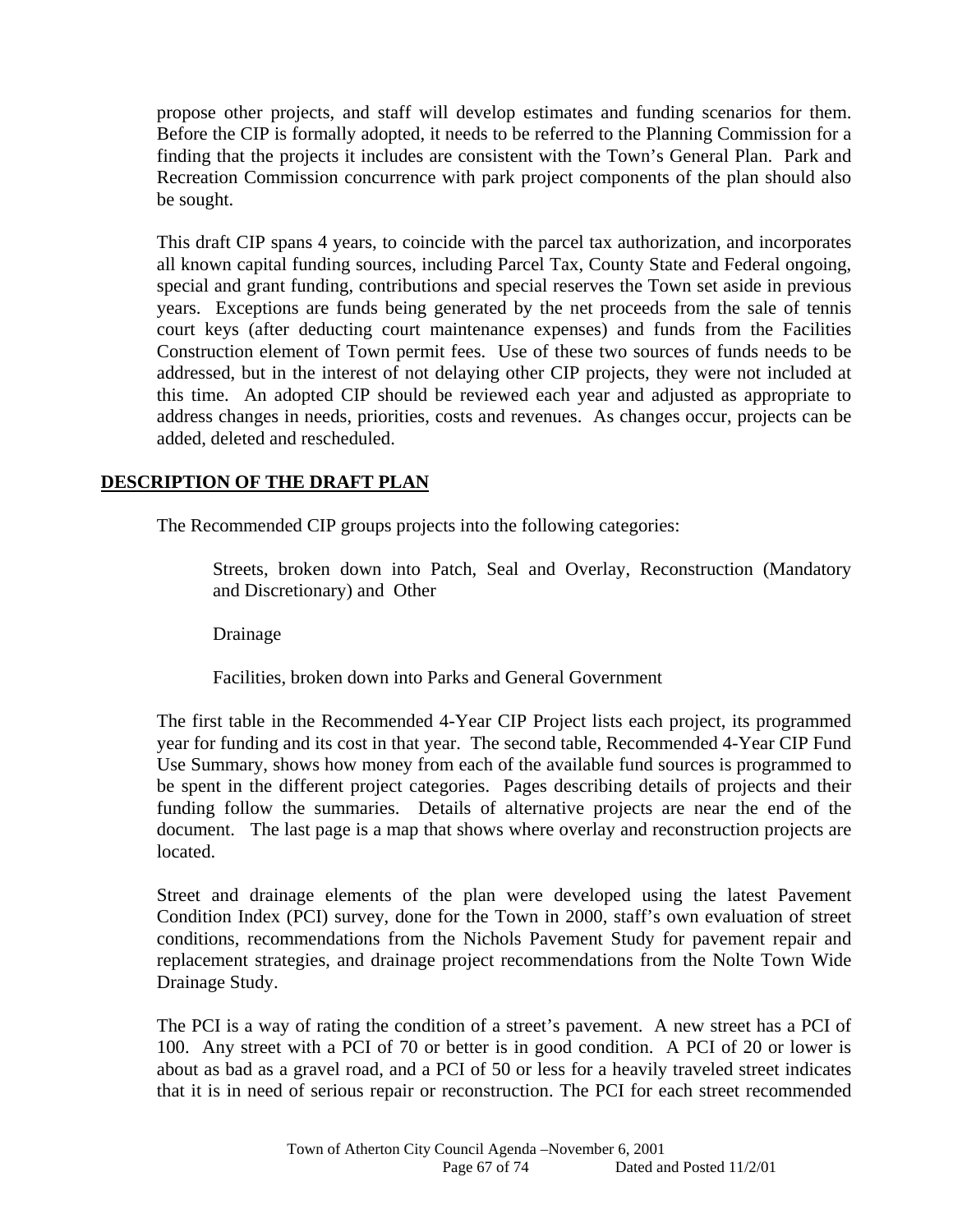propose other projects, and staff will develop estimates and funding scenarios for them. Before the CIP is formally adopted, it needs to be referred to the Planning Commission for a finding that the projects it includes are consistent with the Town's General Plan. Park and Recreation Commission concurrence with park project components of the plan should also be sought.

This draft CIP spans 4 years, to coincide with the parcel tax authorization, and incorporates all known capital funding sources, including Parcel Tax, County State and Federal ongoing, special and grant funding, contributions and special reserves the Town set aside in previous years. Exceptions are funds being generated by the net proceeds from the sale of tennis court keys (after deducting court maintenance expenses) and funds from the Facilities Construction element of Town permit fees. Use of these two sources of funds needs to be addressed, but in the interest of not delaying other CIP projects, they were not included at this time. An adopted CIP should be reviewed each year and adjusted as appropriate to address changes in needs, priorities, costs and revenues. As changes occur, projects can be added, deleted and rescheduled.

## DESCRIPTION OF THE DRAFT PLAN

The Recommended CIP groups projects into the following categories:

> Streets, broken down into Patch, Seal and Overlay, Reconstruction (Mandatory and Discretionary) and Other
>
> Drainage
>
> Facilities, broken down into Parks and General Government

The first table in the Recommended 4-Year CIP Project lists each project, its programmed year for funding and its cost in that year. The second table, Recommended 4-Year CIP Fund Use Summary, shows how money from each of the available fund sources is programmed to be spent in the different project categories. Pages describing details of projects and their funding follow the summaries. Details of alternative projects are near the end of the document. The last page is a map that shows where overlay and reconstruction projects are located.

Street and drainage elements of the plan were developed using the latest Pavement Condition Index (PCI) survey, done for the Town in 2000, staff's own evaluation of street conditions, recommendations from the Nichols Pavement Study for pavement repair and replacement strategies, and drainage project recommendations from the Nolte Town Wide Drainage Study.

The PCI is a way of rating the condition of a street's pavement. A new street has a PCI of 100. Any street with a PCI of 70 or better is in good condition. A PCI of 20 or lower is about as bad as a gravel road, and a PCI of 50 or less for a heavily traveled street indicates that it is in need of serious repair or reconstruction. The PCI for each street recommended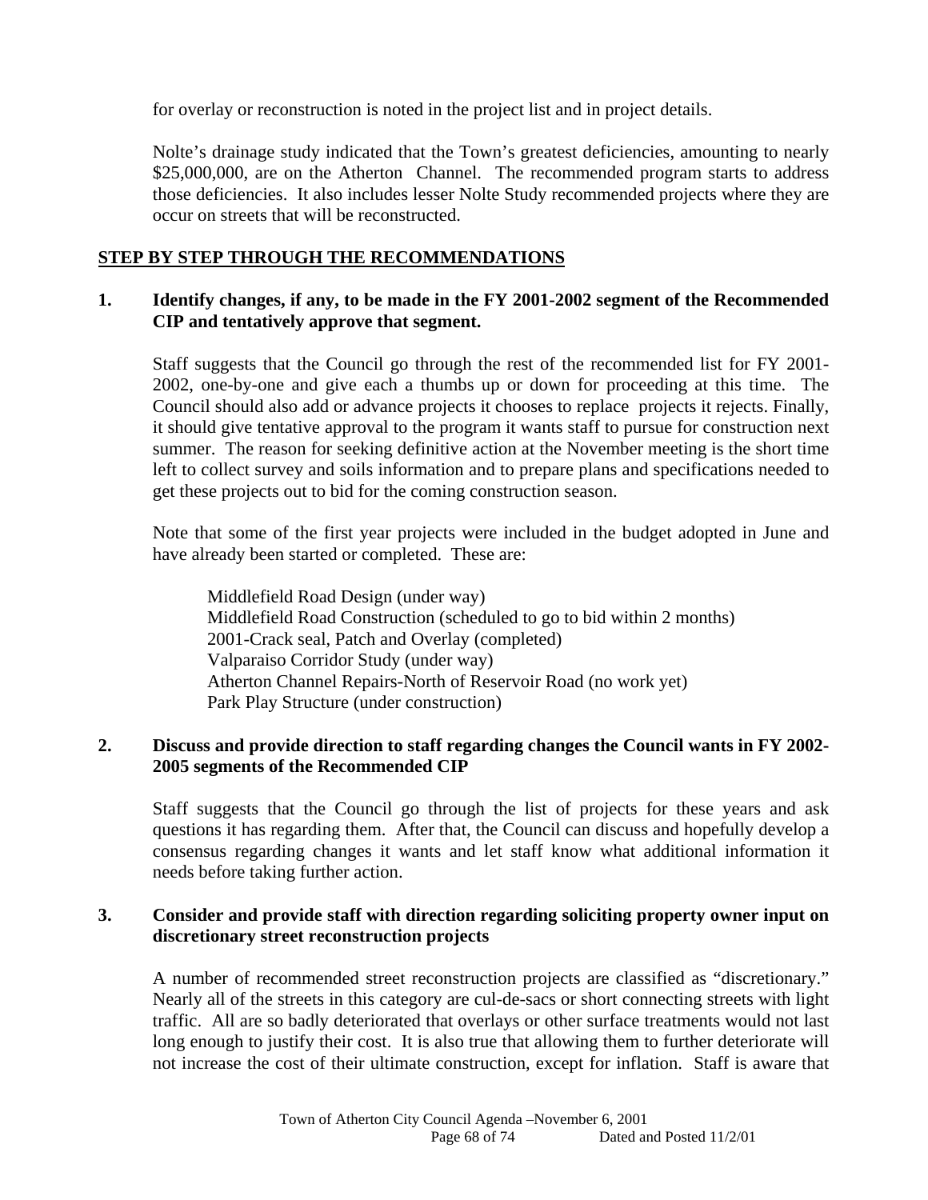for overlay or reconstruction is noted in the project list and in project details.

Nolte's drainage study indicated that the Town's greatest deficiencies, amounting to nearly $25,000,000, are on the Atherton Channel. The recommended program starts to address those deficiencies. It also includes lesser Nolte Study recommended projects where they are occur on streets that will be reconstructed.

## STEP BY STEP THROUGH THE RECOMMENDATIONS

### 1. Identify changes, if any, to be made in the FY 2001-2002 segment of the Recommended CIP and tentatively approve that segment.

Staff suggests that the Council go through the rest of the recommended list for FY 2001-2002, one-by-one and give each a thumbs up or down for proceeding at this time. The Council should also add or advance projects it chooses to replace projects it rejects. Finally, it should give tentative approval to the program it wants staff to pursue for construction next summer. The reason for seeking definitive action at the November meeting is the short time left to collect survey and soils information and to prepare plans and specifications needed to get these projects out to bid for the coming construction season.

Note that some of the first year projects were included in the budget adopted in June and have already been started or completed. These are:

Middlefield Road Design (under way)
Middlefield Road Construction (scheduled to go to bid within 2 months)
2001-Crack seal, Patch and Overlay (completed)
Valparaiso Corridor Study (under way)
Atherton Channel Repairs-North of Reservoir Road (no work yet)
Park Play Structure (under construction)

### 2. Discuss and provide direction to staff regarding changes the Council wants in FY 2002-2005 segments of the Recommended CIP

Staff suggests that the Council go through the list of projects for these years and ask questions it has regarding them. After that, the Council can discuss and hopefully develop a consensus regarding changes it wants and let staff know what additional information it needs before taking further action.

### 3. Consider and provide staff with direction regarding soliciting property owner input on discretionary street reconstruction projects

A number of recommended street reconstruction projects are classified as "discretionary." Nearly all of the streets in this category are cul-de-sacs or short connecting streets with light traffic. All are so badly deteriorated that overlays or other surface treatments would not last long enough to justify their cost. It is also true that allowing them to further deteriorate will not increase the cost of their ultimate construction, except for inflation. Staff is aware that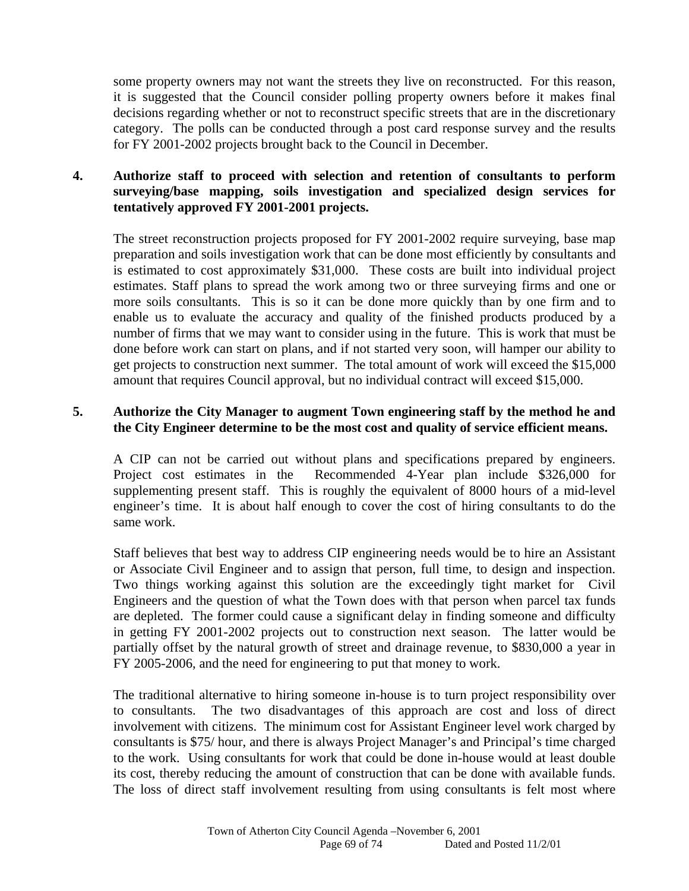some property owners may not want the streets they live on reconstructed. For this reason, it is suggested that the Council consider polling property owners before it makes final decisions regarding whether or not to reconstruct specific streets that are in the discretionary category. The polls can be conducted through a post card response survey and the results for FY 2001-2002 projects brought back to the Council in December.

**4. Authorize staff to proceed with selection and retention of consultants to perform surveying/base mapping, soils investigation and specialized design services for tentatively approved FY 2001-2001 projects.**

The street reconstruction projects proposed for FY 2001-2002 require surveying, base map preparation and soils investigation work that can be done most efficiently by consultants and is estimated to cost approximately $31,000. These costs are built into individual project estimates. Staff plans to spread the work among two or three surveying firms and one or more soils consultants. This is so it can be done more quickly than by one firm and to enable us to evaluate the accuracy and quality of the finished products produced by a number of firms that we may want to consider using in the future. This is work that must be done before work can start on plans, and if not started very soon, will hamper our ability to get projects to construction next summer. The total amount of work will exceed the $15,000 amount that requires Council approval, but no individual contract will exceed $15,000.

**5. Authorize the City Manager to augment Town engineering staff by the method he and the City Engineer determine to be the most cost and quality of service efficient means.**

A CIP can not be carried out without plans and specifications prepared by engineers. Project cost estimates in the Recommended 4-Year plan include $326,000 for supplementing present staff. This is roughly the equivalent of 8000 hours of a mid-level engineer's time. It is about half enough to cover the cost of hiring consultants to do the same work.

Staff believes that best way to address CIP engineering needs would be to hire an Assistant or Associate Civil Engineer and to assign that person, full time, to design and inspection. Two things working against this solution are the exceedingly tight market for Civil Engineers and the question of what the Town does with that person when parcel tax funds are depleted. The former could cause a significant delay in finding someone and difficulty in getting FY 2001-2002 projects out to construction next season. The latter would be partially offset by the natural growth of street and drainage revenue, to $830,000 a year in FY 2005-2006, and the need for engineering to put that money to work.

The traditional alternative to hiring someone in-house is to turn project responsibility over to consultants. The two disadvantages of this approach are cost and loss of direct involvement with citizens. The minimum cost for Assistant Engineer level work charged by consultants is $75/ hour, and there is always Project Manager's and Principal's time charged to the work. Using consultants for work that could be done in-house would at least double its cost, thereby reducing the amount of construction that can be done with available funds. The loss of direct staff involvement resulting from using consultants is felt most where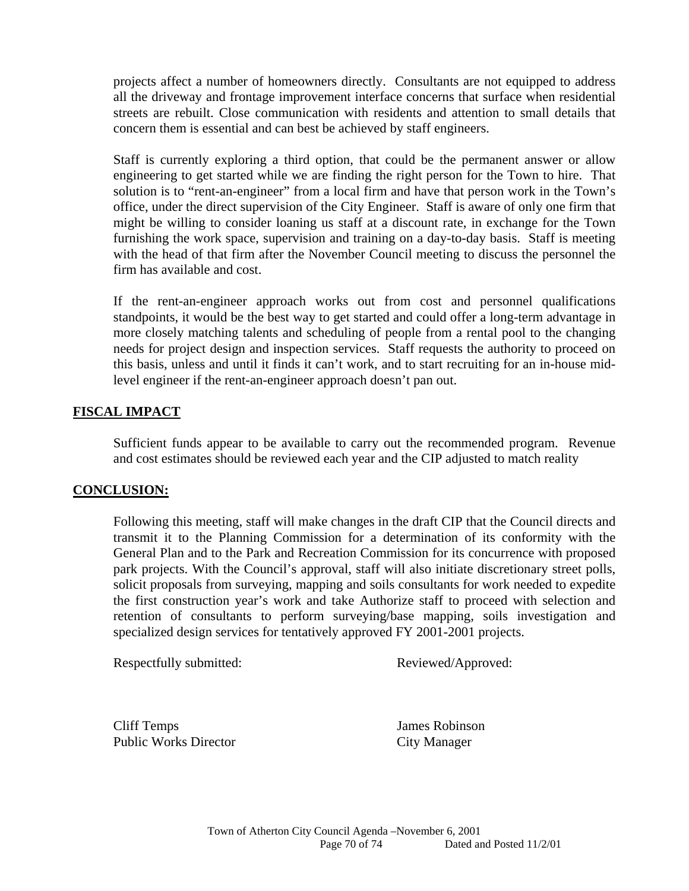projects affect a number of homeowners directly. Consultants are not equipped to address all the driveway and frontage improvement interface concerns that surface when residential streets are rebuilt. Close communication with residents and attention to small details that concern them is essential and can best be achieved by staff engineers.

Staff is currently exploring a third option, that could be the permanent answer or allow engineering to get started while we are finding the right person for the Town to hire. That solution is to "rent-an-engineer" from a local firm and have that person work in the Town's office, under the direct supervision of the City Engineer. Staff is aware of only one firm that might be willing to consider loaning us staff at a discount rate, in exchange for the Town furnishing the work space, supervision and training on a day-to-day basis. Staff is meeting with the head of that firm after the November Council meeting to discuss the personnel the firm has available and cost.

If the rent-an-engineer approach works out from cost and personnel qualifications standpoints, it would be the best way to get started and could offer a long-term advantage in more closely matching talents and scheduling of people from a rental pool to the changing needs for project design and inspection services. Staff requests the authority to proceed on this basis, unless and until it finds it can't work, and to start recruiting for an in-house mid-level engineer if the rent-an-engineer approach doesn't pan out.

## FISCAL IMPACT

Sufficient funds appear to be available to carry out the recommended program. Revenue and cost estimates should be reviewed each year and the CIP adjusted to match reality

## CONCLUSION:

Following this meeting, staff will make changes in the draft CIP that the Council directs and transmit it to the Planning Commission for a determination of its conformity with the General Plan and to the Park and Recreation Commission for its concurrence with proposed park projects. With the Council's approval, staff will also initiate discretionary street polls, solicit proposals from surveying, mapping and soils consultants for work needed to expedite the first construction year's work and take Authorize staff to proceed with selection and retention of consultants to perform surveying/base mapping, soils investigation and specialized design services for tentatively approved FY 2001-2001 projects.

| Respectfully submitted: | Reviewed/Approved: |
|---|---|
| Cliff Temps | James Robinson |
| Public Works Director | City Manager |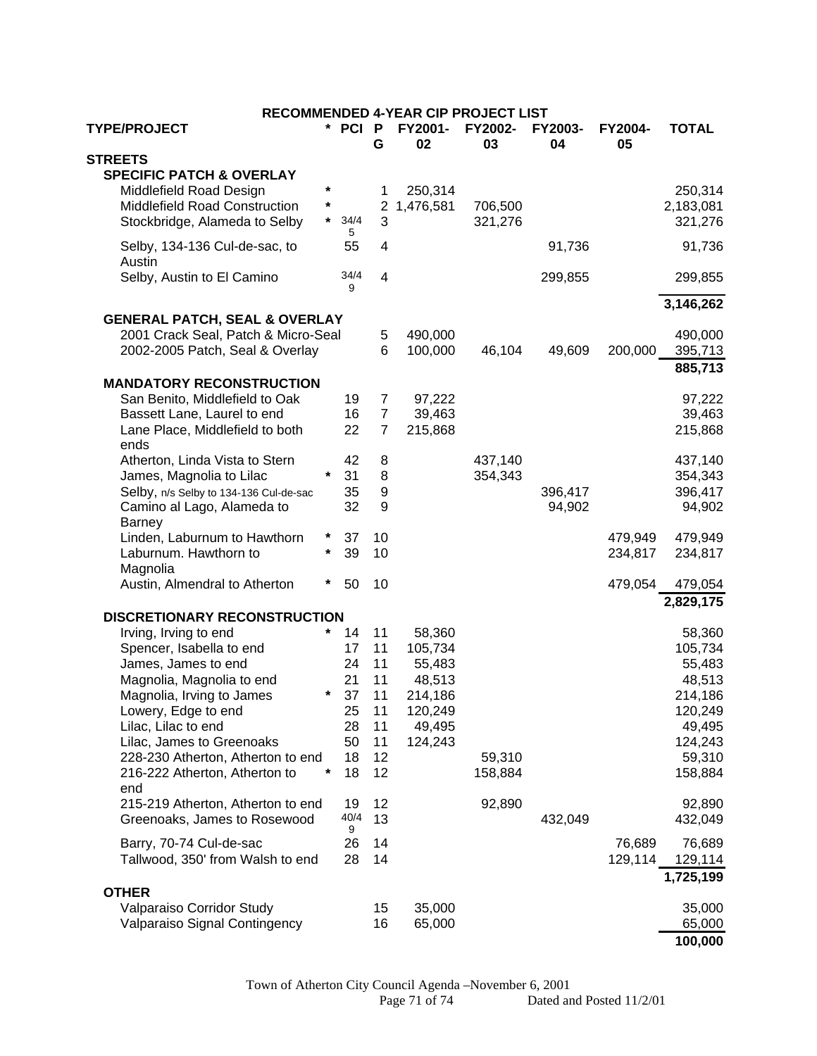# RECOMMENDED 4-YEAR CIP PROJECT LIST

| TYPE/PROJECT | * | PCI | PG | FY2001-02 | FY2002-03 | FY2003-04 | FY2004-05 | TOTAL |
|---|---|---|---|---|---|---|---|---|
| **STREETS** | | | | | | | | |
| **SPECIFIC PATCH & OVERLAY** | | | | | | | | |
| Middlefield Road Design | * | | 1 | 250,314 | | | | 250,314 |
| Middlefield Road Construction | * | | 2 | 1,476,581 | 706,500 | | | 2,183,081 |
| Stockbridge, Alameda to Selby | * | 34/45 | 3 | | 321,276 | | | 321,276 |
| Selby, 134-136 Cul-de-sac, to Austin | | 55 | 4 | | | 91,736 | | 91,736 |
| Selby, Austin to El Camino | | 34/49 | 4 | | | 299,855 | | 299,855 |
| | | | | | | | | **3,146,262** |
| **GENERAL PATCH, SEAL & OVERLAY** | | | | | | | | |
| 2001 Crack Seal, Patch & Micro-Seal | | | 5 | 490,000 | | | | 490,000 |
| 2002-2005 Patch, Seal & Overlay | | | 6 | 100,000 | 46,104 | 49,609 | 200,000 | 395,713 |
| | | | | | | | | **885,713** |
| **MANDATORY RECONSTRUCTION** | | | | | | | | |
| San Benito, Middlefield to Oak | | 19 | 7 | 97,222 | | | | 97,222 |
| Bassett Lane, Laurel to end | | 16 | 7 | 39,463 | | | | 39,463 |
| Lane Place, Middlefield to both ends | | 22 | 7 | 215,868 | | | | 215,868 |
| Atherton, Linda Vista to Stern | | 42 | 8 | | 437,140 | | | 437,140 |
| James, Magnolia to Lilac | * | 31 | 8 | | 354,343 | | | 354,343 |
| Selby, n/s Selby to 134-136 Cul-de-sac | | 35 | 9 | | | 396,417 | | 396,417 |
| Camino al Lago, Alameda to Barney | | 32 | 9 | | | 94,902 | | 94,902 |
| Linden, Laburnum to Hawthorn | * | 37 | 10 | | | | 479,949 | 479,949 |
| Laburnum. Hawthorn to Magnolia | * | 39 | 10 | | | | 234,817 | 234,817 |
| Austin, Almendral to Atherton | * | 50 | 10 | | | | 479,054 | 479,054 |
| | | | | | | | | **2,829,175** |
| **DISCRETIONARY RECONSTRUCTION** | | | | | | | | |
| Irving, Irving to end | * | 14 | 11 | 58,360 | | | | 58,360 |
| Spencer, Isabella to end | | 17 | 11 | 105,734 | | | | 105,734 |
| James, James to end | | 24 | 11 | 55,483 | | | | 55,483 |
| Magnolia, Magnolia to end | | 21 | 11 | 48,513 | | | | 48,513 |
| Magnolia, Irving to James | * | 37 | 11 | 214,186 | | | | 214,186 |
| Lowery, Edge to end | | 25 | 11 | 120,249 | | | | 120,249 |
| Lilac, Lilac to end | | 28 | 11 | 49,495 | | | | 49,495 |
| Lilac, James to Greenoaks | | 50 | 11 | 124,243 | | | | 124,243 |
| 228-230 Atherton, Atherton to end | | 18 | 12 | | 59,310 | | | 59,310 |
| 216-222 Atherton, Atherton to end | * | 18 | 12 | | 158,884 | | | 158,884 |
| 215-219 Atherton, Atherton to end | | 19 | 12 | | 92,890 | | | 92,890 |
| Greenoaks, James to Rosewood | | 40/49 | 13 | | | 432,049 | | 432,049 |
| Barry, 70-74 Cul-de-sac | | 26 | 14 | | | | 76,689 | 76,689 |
| Tallwood, 350' from Walsh to end | | 28 | 14 | | | | 129,114 | 129,114 |
| | | | | | | | | **1,725,199** |
| **OTHER** | | | | | | | | |
| Valparaiso Corridor Study | | | 15 | 35,000 | | | | 35,000 |
| Valparaiso Signal Contingency | | | 16 | 65,000 | | | | 65,000 |
| | | | | | | | | **100,000** |

Town of Atherton City Council Agenda –November 6, 2001 Dated and Posted 11/2/01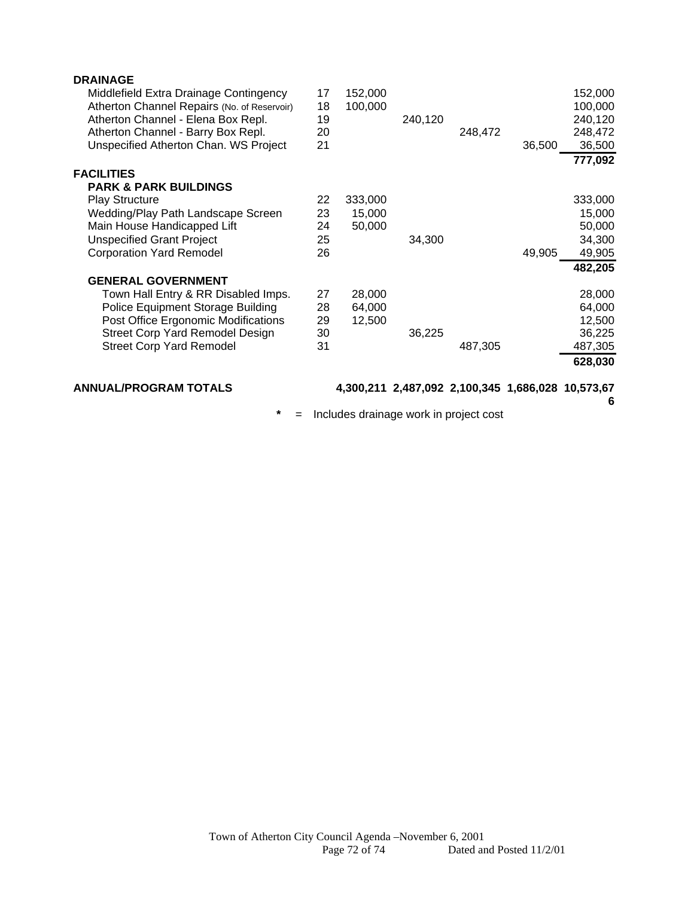| | | | | | | |
|---|---|---|---|---|---|---|
| **DRAINAGE** | | | | | | |
| Middlefield Extra Drainage Contingency | 17 | 152,000 | | | | 152,000 |
| Atherton Channel Repairs (No. of Reservoir) | 18 | 100,000 | | | | 100,000 |
| Atherton Channel - Elena Box Repl. | 19 | | 240,120 | | | 240,120 |
| Atherton Channel - Barry Box Repl. | 20 | | | 248,472 | | 248,472 |
| Unspecified Atherton Chan. WS Project | 21 | | | | 36,500 | 36,500 |
| | | | | | | **777,092** |
| **FACILITIES** | | | | | | |
| **PARK & PARK BUILDINGS** | | | | | | |
| Play Structure | 22 | 333,000 | | | | 333,000 |
| Wedding/Play Path Landscape Screen | 23 | 15,000 | | | | 15,000 |
| Main House Handicapped Lift | 24 | 50,000 | | | | 50,000 |
| Unspecified Grant Project | 25 | | 34,300 | | | 34,300 |
| Corporation Yard Remodel | 26 | | | | 49,905 | 49,905 |
| | | | | | | **482,205** |
| **GENERAL GOVERNMENT** | | | | | | |
| Town Hall Entry & RR Disabled Imps. | 27 | 28,000 | | | | 28,000 |
| Police Equipment Storage Building | 28 | 64,000 | | | | 64,000 |
| Post Office Ergonomic Modifications | 29 | 12,500 | | | | 12,500 |
| Street Corp Yard Remodel Design | 30 | | 36,225 | | | 36,225 |
| Street Corp Yard Remodel | 31 | | | 487,305 | | 487,305 |
| | | | | | | **628,030** |
| **ANNUAL/PROGRAM TOTALS** | | **4,300,211** | **2,487,092** | **2,100,345** | **1,686,028** | **10,573,676** |

\* = Includes drainage work in project cost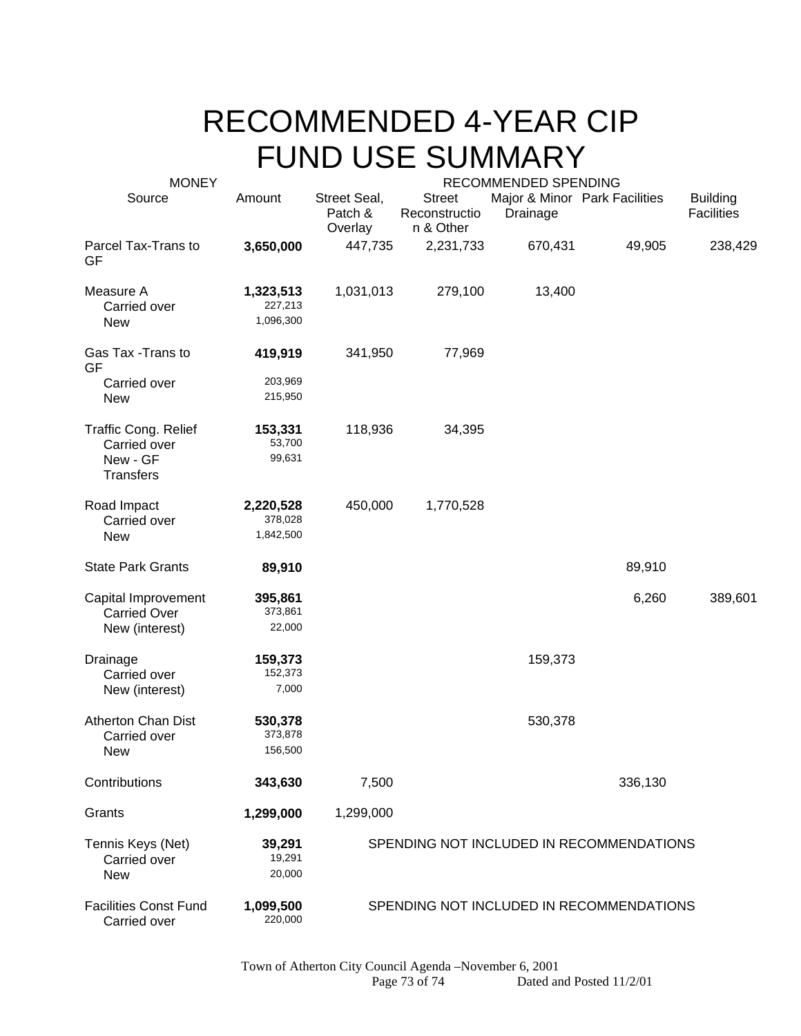# RECOMMENDED 4-YEAR CIP FUND USE SUMMARY

| MONEY | | RECOMMENDED SPENDING | | | | |
|---|---|---|---|---|---|---|
| Source | Amount | Street Seal, Patch & Overlay | Street Reconstruction & Other | Major & Minor Drainage | Park Facilities | Building Facilities |
| Parcel Tax-Trans to GF | **3,650,000** | 447,735 | 2,231,733 | 670,431 | 49,905 | 238,429 |
| Measure A | **1,323,513** | 1,031,013 | 279,100 | 13,400 | | |
| Carried over | 227,213 | | | | | |
| New | 1,096,300 | | | | | |
| Gas Tax -Trans to GF | **419,919** | 341,950 | 77,969 | | | |
| Carried over | 203,969 | | | | | |
| New | 215,950 | | | | | |
| Traffic Cong. Relief | **153,331** | 118,936 | 34,395 | | | |
| Carried over | 53,700 | | | | | |
| New - GF Transfers | 99,631 | | | | | |
| Road Impact | **2,220,528** | 450,000 | 1,770,528 | | | |
| Carried over | 378,028 | | | | | |
| New | 1,842,500 | | | | | |
| State Park Grants | **89,910** | | | | 89,910 | |
| Capital Improvement | **395,861** | | | | 6,260 | 389,601 |
| Carried Over | 373,861 | | | | | |
| New (interest) | 22,000 | | | | | |
| Drainage | **159,373** | | | 159,373 | | |
| Carried over | 152,373 | | | | | |
| New (interest) | 7,000 | | | | | |
| Atherton Chan Dist | **530,378** | | | 530,378 | | |
| Carried over | 373,878 | | | | | |
| New | 156,500 | | | | | |
| Contributions | **343,630** | 7,500 | | | 336,130 | |
| Grants | **1,299,000** | 1,299,000 | | | | |
| Tennis Keys (Net) | **39,291** | SPENDING NOT INCLUDED IN RECOMMENDATIONS | | | | |
| Carried over | 19,291 | | | | | |
| New | 20,000 | | | | | |
| Facilities Const Fund | **1,099,500** | SPENDING NOT INCLUDED IN RECOMMENDATIONS | | | | |
| Carried over | 220,000 | | | | | |

Town of Atherton City Council Agenda –November 6, 2001

Dated and Posted 11/2/01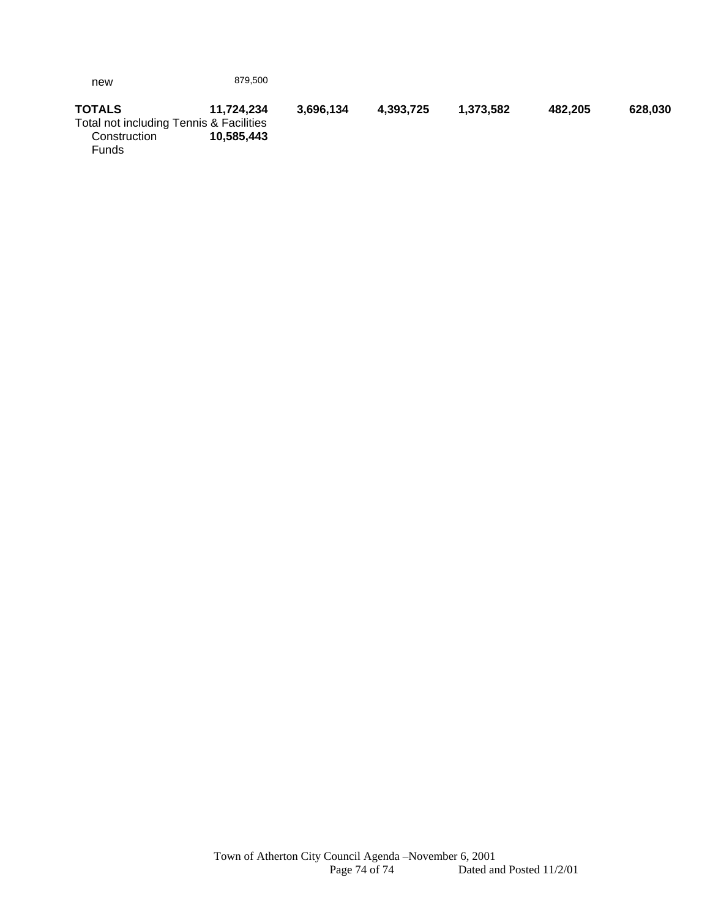| | | | | | | |
|---|---|---|---|---|---|---|
| new | 879,500 | | | | | |
| **TOTALS** | **11,724,234** | **3,696,134** | **4,393,725** | **1,373,582** | **482,205** | **628,030** |
| Total not including Tennis & Facilities Construction Funds | **10,585,443** | | | | | |